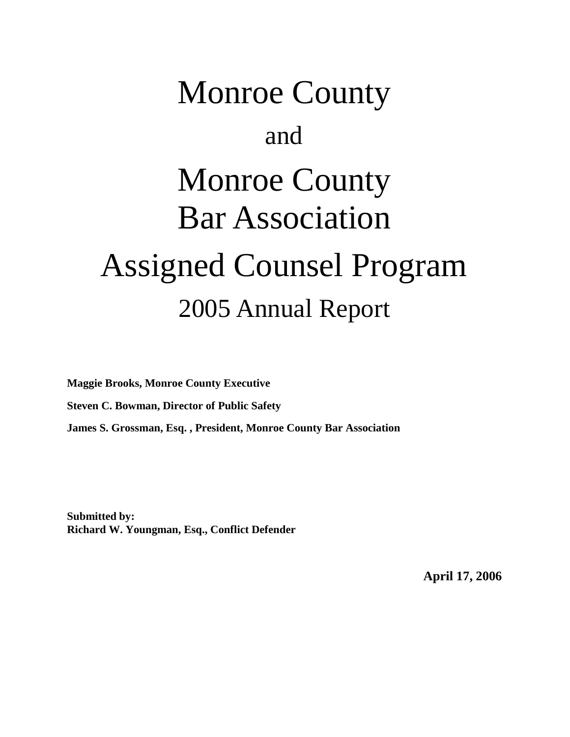# Monroe County

and

# Monroe County Bar Association

# Assigned Counsel Program

## 2005 Annual Report

**Maggie Brooks, Monroe County Executive**

**Steven C. Bowman, Director of Public Safety**

**James S. Grossman, Esq. , President, Monroe County Bar Association**

**Submitted by:**
**Richard W. Youngman, Esq., Conflict Defender**

**April 17, 2006**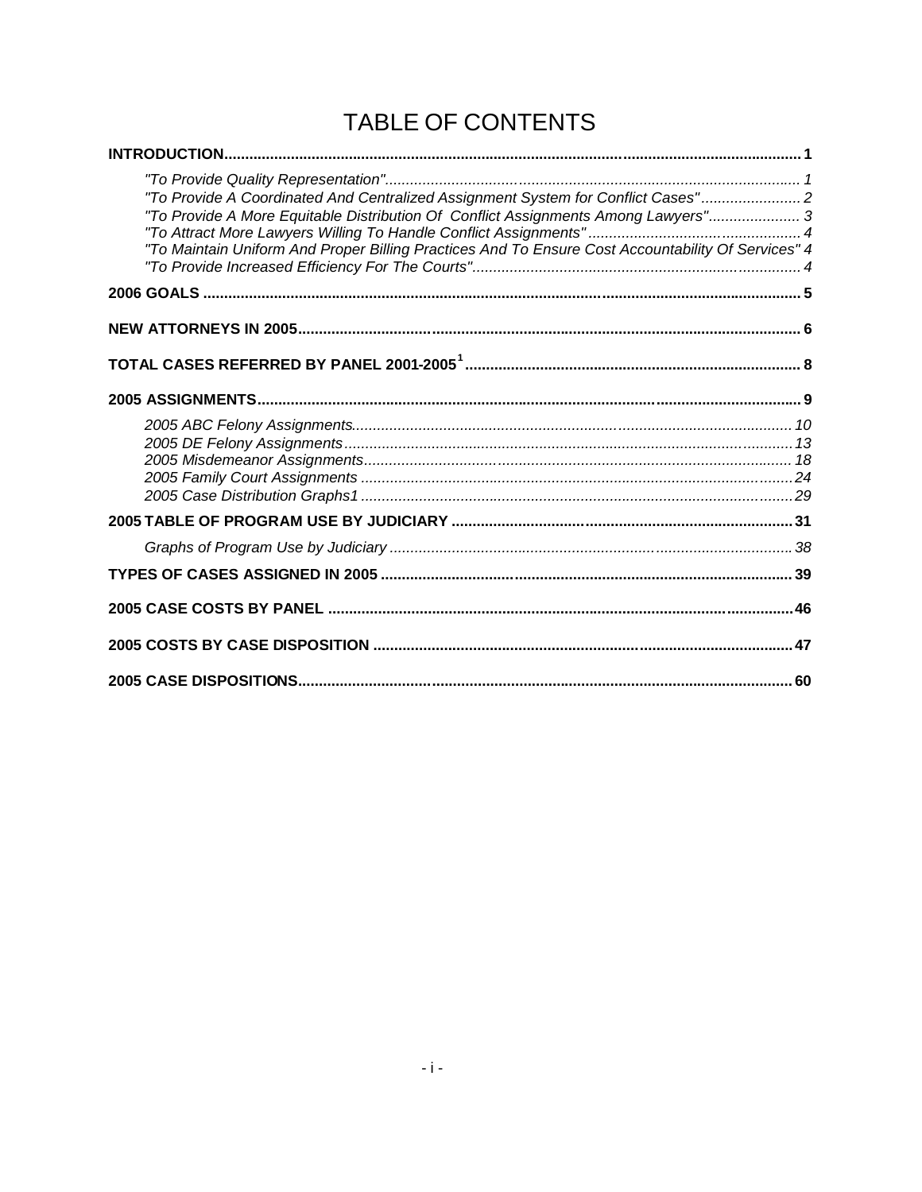# TABLE OF CONTENTS

**INTRODUCTION** ........ **1**

- *"To Provide Quality Representation"* ........ *1*
- *"To Provide A Coordinated And Centralized Assignment System for Conflict Cases"* ........ *2*
- *"To Provide A More Equitable Distribution Of Conflict Assignments Among Lawyers"* ........ *3*
- *"To Attract More Lawyers Willing To Handle Conflict Assignments"* ........ *4*
- *"To Maintain Uniform And Proper Billing Practices And To Ensure Cost Accountability Of Services"* *4*
- *"To Provide Increased Efficiency For The Courts"* ........ *4*

**2006 GOALS** ........ **5**

**NEW ATTORNEYS IN 2005** ........ **6**

**TOTAL CASES REFERRED BY PANEL 2001-2005[1]** ........ **8**

**2005 ASSIGNMENTS** ........ **9**

- *2005 ABC Felony Assignments* ........ *10*
- *2005 DE Felony Assignments* ........ *13*
- *2005 Misdemeanor Assignments* ........ *18*
- *2005 Family Court Assignments* ........ *24*
- *2005 Case Distribution Graphs1* ........ *29*

**2005 TABLE OF PROGRAM USE BY JUDICIARY** ........ **31**

- *Graphs of Program Use by Judiciary* ........ *38*

**TYPES OF CASES ASSIGNED IN 2005** ........ **39**

**2005 CASE COSTS BY PANEL** ........ **46**

**2005 COSTS BY CASE DISPOSITION** ........ **47**

**2005 CASE DISPOSITIONS** ........ **60**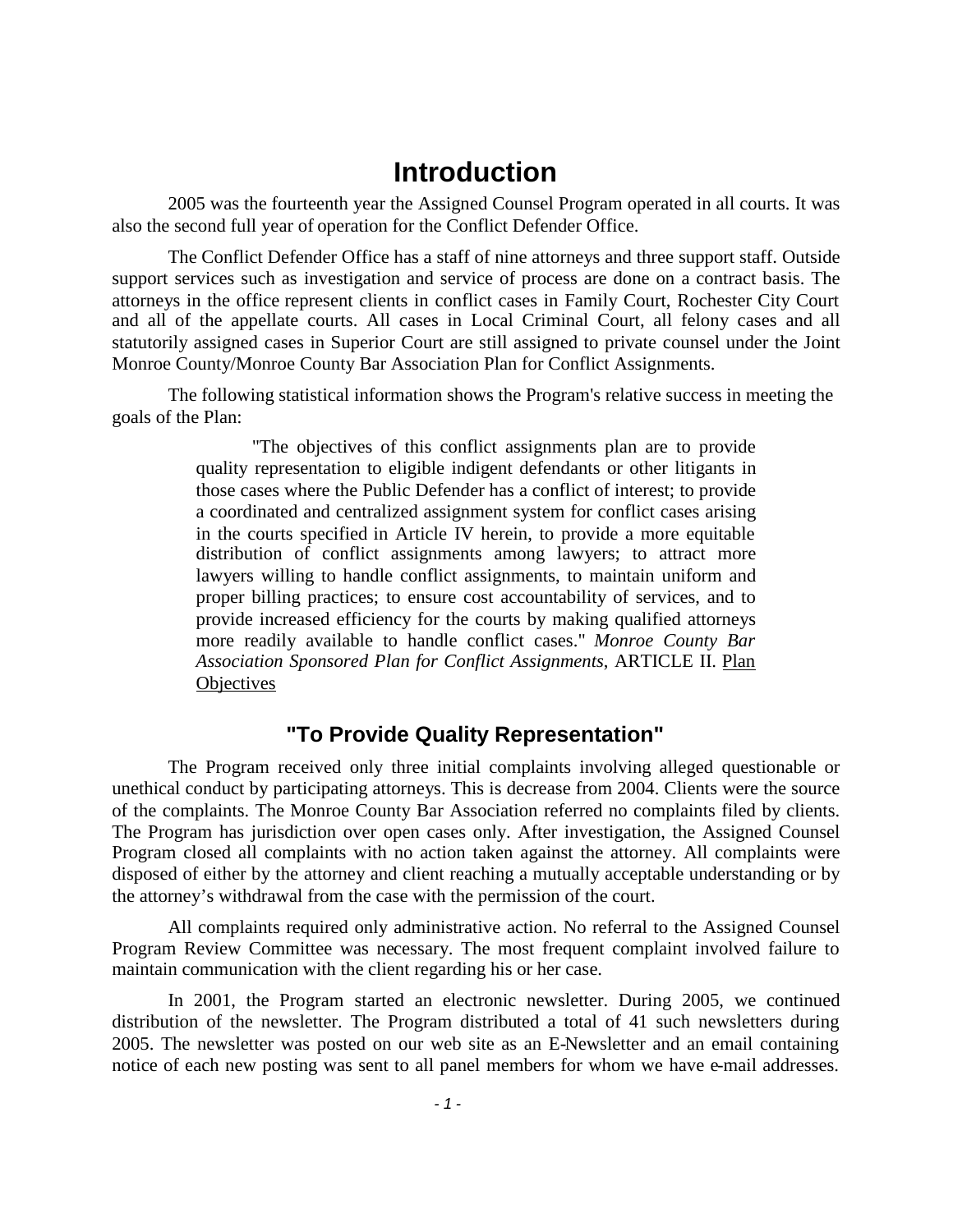# Introduction

2005 was the fourteenth year the Assigned Counsel Program operated in all courts. It was also the second full year of operation for the Conflict Defender Office.

The Conflict Defender Office has a staff of nine attorneys and three support staff. Outside support services such as investigation and service of process are done on a contract basis. The attorneys in the office represent clients in conflict cases in Family Court, Rochester City Court and all of the appellate courts. All cases in Local Criminal Court, all felony cases and all statutorily assigned cases in Superior Court are still assigned to private counsel under the Joint Monroe County/Monroe County Bar Association Plan for Conflict Assignments.

The following statistical information shows the Program's relative success in meeting the goals of the Plan:

> "The objectives of this conflict assignments plan are to provide quality representation to eligible indigent defendants or other litigants in those cases where the Public Defender has a conflict of interest; to provide a coordinated and centralized assignment system for conflict cases arising in the courts specified in Article IV herein, to provide a more equitable distribution of conflict assignments among lawyers; to attract more lawyers willing to handle conflict assignments, to maintain uniform and proper billing practices; to ensure cost accountability of services, and to provide increased efficiency for the courts by making qualified attorneys more readily available to handle conflict cases." *Monroe County Bar Association Sponsored Plan for Conflict Assignments,* ARTICLE II. Plan Objectives

## "To Provide Quality Representation"

The Program received only three initial complaints involving alleged questionable or unethical conduct by participating attorneys. This is decrease from 2004. Clients were the source of the complaints. The Monroe County Bar Association referred no complaints filed by clients. The Program has jurisdiction over open cases only. After investigation, the Assigned Counsel Program closed all complaints with no action taken against the attorney. All complaints were disposed of either by the attorney and client reaching a mutually acceptable understanding or by the attorney's withdrawal from the case with the permission of the court.

All complaints required only administrative action. No referral to the Assigned Counsel Program Review Committee was necessary. The most frequent complaint involved failure to maintain communication with the client regarding his or her case.

In 2001, the Program started an electronic newsletter. During 2005, we continued distribution of the newsletter. The Program distributed a total of 41 such newsletters during 2005. The newsletter was posted on our web site as an E-Newsletter and an email containing notice of each new posting was sent to all panel members for whom we have e-mail addresses.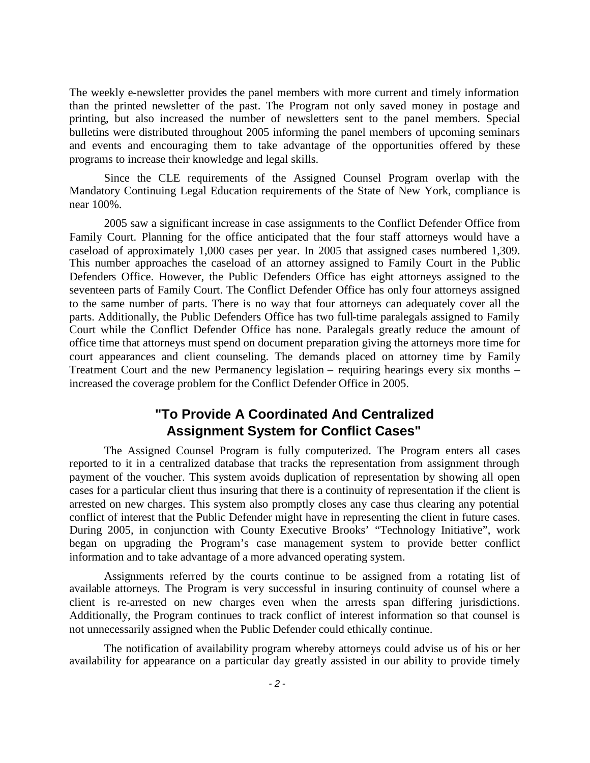The weekly e-newsletter provides the panel members with more current and timely information than the printed newsletter of the past. The Program not only saved money in postage and printing, but also increased the number of newsletters sent to the panel members. Special bulletins were distributed throughout 2005 informing the panel members of upcoming seminars and events and encouraging them to take advantage of the opportunities offered by these programs to increase their knowledge and legal skills.

Since the CLE requirements of the Assigned Counsel Program overlap with the Mandatory Continuing Legal Education requirements of the State of New York, compliance is near 100%.

2005 saw a significant increase in case assignments to the Conflict Defender Office from Family Court. Planning for the office anticipated that the four staff attorneys would have a caseload of approximately 1,000 cases per year. In 2005 that assigned cases numbered 1,309. This number approaches the caseload of an attorney assigned to Family Court in the Public Defenders Office. However, the Public Defenders Office has eight attorneys assigned to the seventeen parts of Family Court. The Conflict Defender Office has only four attorneys assigned to the same number of parts. There is no way that four attorneys can adequately cover all the parts. Additionally, the Public Defenders Office has two full-time paralegals assigned to Family Court while the Conflict Defender Office has none. Paralegals greatly reduce the amount of office time that attorneys must spend on document preparation giving the attorneys more time for court appearances and client counseling. The demands placed on attorney time by Family Treatment Court and the new Permanency legislation – requiring hearings every six months – increased the coverage problem for the Conflict Defender Office in 2005.

## "To Provide A Coordinated And Centralized Assignment System for Conflict Cases"

The Assigned Counsel Program is fully computerized. The Program enters all cases reported to it in a centralized database that tracks the representation from assignment through payment of the voucher. This system avoids duplication of representation by showing all open cases for a particular client thus insuring that there is a continuity of representation if the client is arrested on new charges. This system also promptly closes any case thus clearing any potential conflict of interest that the Public Defender might have in representing the client in future cases. During 2005, in conjunction with County Executive Brooks' "Technology Initiative", work began on upgrading the Program's case management system to provide better conflict information and to take advantage of a more advanced operating system.

Assignments referred by the courts continue to be assigned from a rotating list of available attorneys. The Program is very successful in insuring continuity of counsel where a client is re-arrested on new charges even when the arrests span differing jurisdictions. Additionally, the Program continues to track conflict of interest information so that counsel is not unnecessarily assigned when the Public Defender could ethically continue.

The notification of availability program whereby attorneys could advise us of his or her availability for appearance on a particular day greatly assisted in our ability to provide timely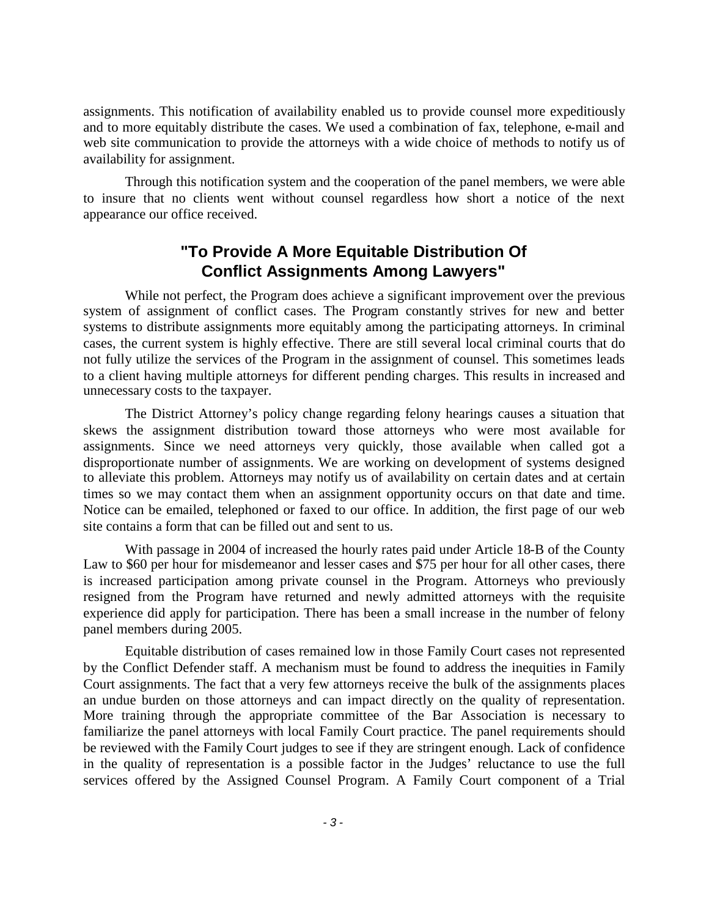assignments. This notification of availability enabled us to provide counsel more expeditiously and to more equitably distribute the cases. We used a combination of fax, telephone, e-mail and web site communication to provide the attorneys with a wide choice of methods to notify us of availability for assignment.

Through this notification system and the cooperation of the panel members, we were able to insure that no clients went without counsel regardless how short a notice of the next appearance our office received.

## "To Provide A More Equitable Distribution Of Conflict Assignments Among Lawyers"

While not perfect, the Program does achieve a significant improvement over the previous system of assignment of conflict cases. The Program constantly strives for new and better systems to distribute assignments more equitably among the participating attorneys. In criminal cases, the current system is highly effective. There are still several local criminal courts that do not fully utilize the services of the Program in the assignment of counsel. This sometimes leads to a client having multiple attorneys for different pending charges. This results in increased and unnecessary costs to the taxpayer.

The District Attorney's policy change regarding felony hearings causes a situation that skews the assignment distribution toward those attorneys who were most available for assignments. Since we need attorneys very quickly, those available when called got a disproportionate number of assignments. We are working on development of systems designed to alleviate this problem. Attorneys may notify us of availability on certain dates and at certain times so we may contact them when an assignment opportunity occurs on that date and time. Notice can be emailed, telephoned or faxed to our office. In addition, the first page of our web site contains a form that can be filled out and sent to us.

With passage in 2004 of increased the hourly rates paid under Article 18-B of the County Law to $60 per hour for misdemeanor and lesser cases and $75 per hour for all other cases, there is increased participation among private counsel in the Program. Attorneys who previously resigned from the Program have returned and newly admitted attorneys with the requisite experience did apply for participation. There has been a small increase in the number of felony panel members during 2005.

Equitable distribution of cases remained low in those Family Court cases not represented by the Conflict Defender staff. A mechanism must be found to address the inequities in Family Court assignments. The fact that a very few attorneys receive the bulk of the assignments places an undue burden on those attorneys and can impact directly on the quality of representation. More training through the appropriate committee of the Bar Association is necessary to familiarize the panel attorneys with local Family Court practice. The panel requirements should be reviewed with the Family Court judges to see if they are stringent enough. Lack of confidence in the quality of representation is a possible factor in the Judges' reluctance to use the full services offered by the Assigned Counsel Program. A Family Court component of a Trial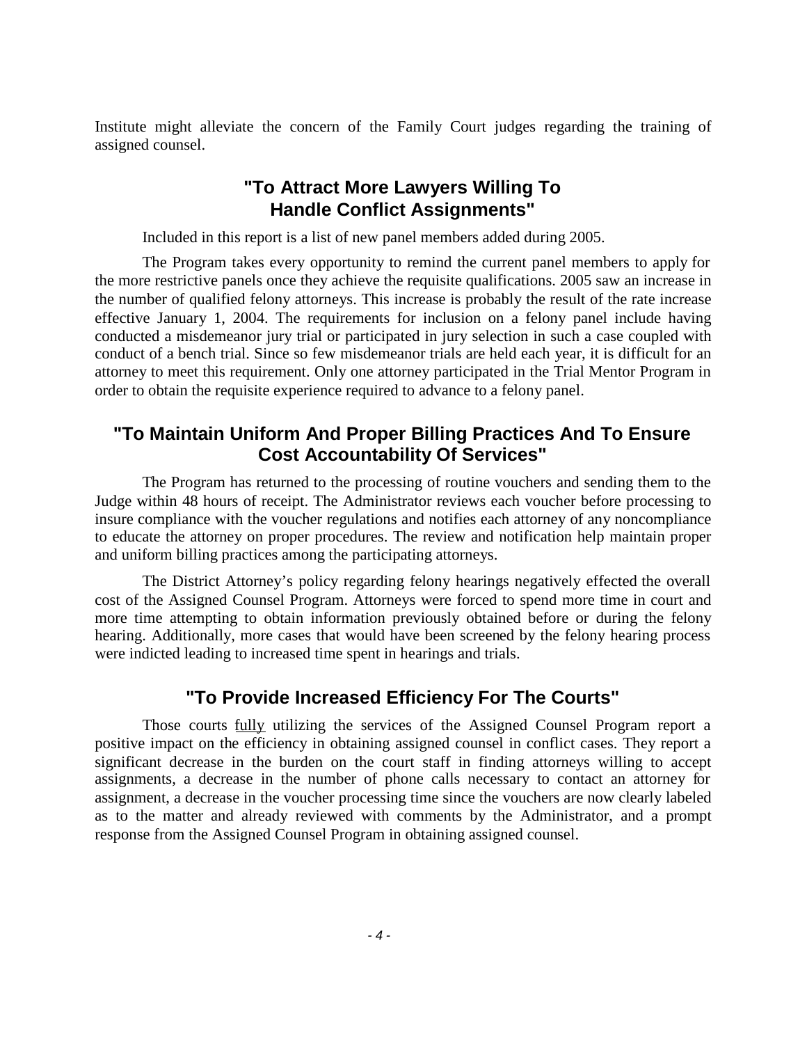Institute might alleviate the concern of the Family Court judges regarding the training of assigned counsel.

## "To Attract More Lawyers Willing To Handle Conflict Assignments"

Included in this report is a list of new panel members added during 2005.

The Program takes every opportunity to remind the current panel members to apply for the more restrictive panels once they achieve the requisite qualifications. 2005 saw an increase in the number of qualified felony attorneys. This increase is probably the result of the rate increase effective January 1, 2004. The requirements for inclusion on a felony panel include having conducted a misdemeanor jury trial or participated in jury selection in such a case coupled with conduct of a bench trial. Since so few misdemeanor trials are held each year, it is difficult for an attorney to meet this requirement. Only one attorney participated in the Trial Mentor Program in order to obtain the requisite experience required to advance to a felony panel.

## "To Maintain Uniform And Proper Billing Practices And To Ensure Cost Accountability Of Services"

The Program has returned to the processing of routine vouchers and sending them to the Judge within 48 hours of receipt. The Administrator reviews each voucher before processing to insure compliance with the voucher regulations and notifies each attorney of any noncompliance to educate the attorney on proper procedures. The review and notification help maintain proper and uniform billing practices among the participating attorneys.

The District Attorney's policy regarding felony hearings negatively effected the overall cost of the Assigned Counsel Program. Attorneys were forced to spend more time in court and more time attempting to obtain information previously obtained before or during the felony hearing. Additionally, more cases that would have been screened by the felony hearing process were indicted leading to increased time spent in hearings and trials.

## "To Provide Increased Efficiency For The Courts"

Those courts <u>fully</u> utilizing the services of the Assigned Counsel Program report a positive impact on the efficiency in obtaining assigned counsel in conflict cases. They report a significant decrease in the burden on the court staff in finding attorneys willing to accept assignments, a decrease in the number of phone calls necessary to contact an attorney for assignment, a decrease in the voucher processing time since the vouchers are now clearly labeled as to the matter and already reviewed with comments by the Administrator, and a prompt response from the Assigned Counsel Program in obtaining assigned counsel.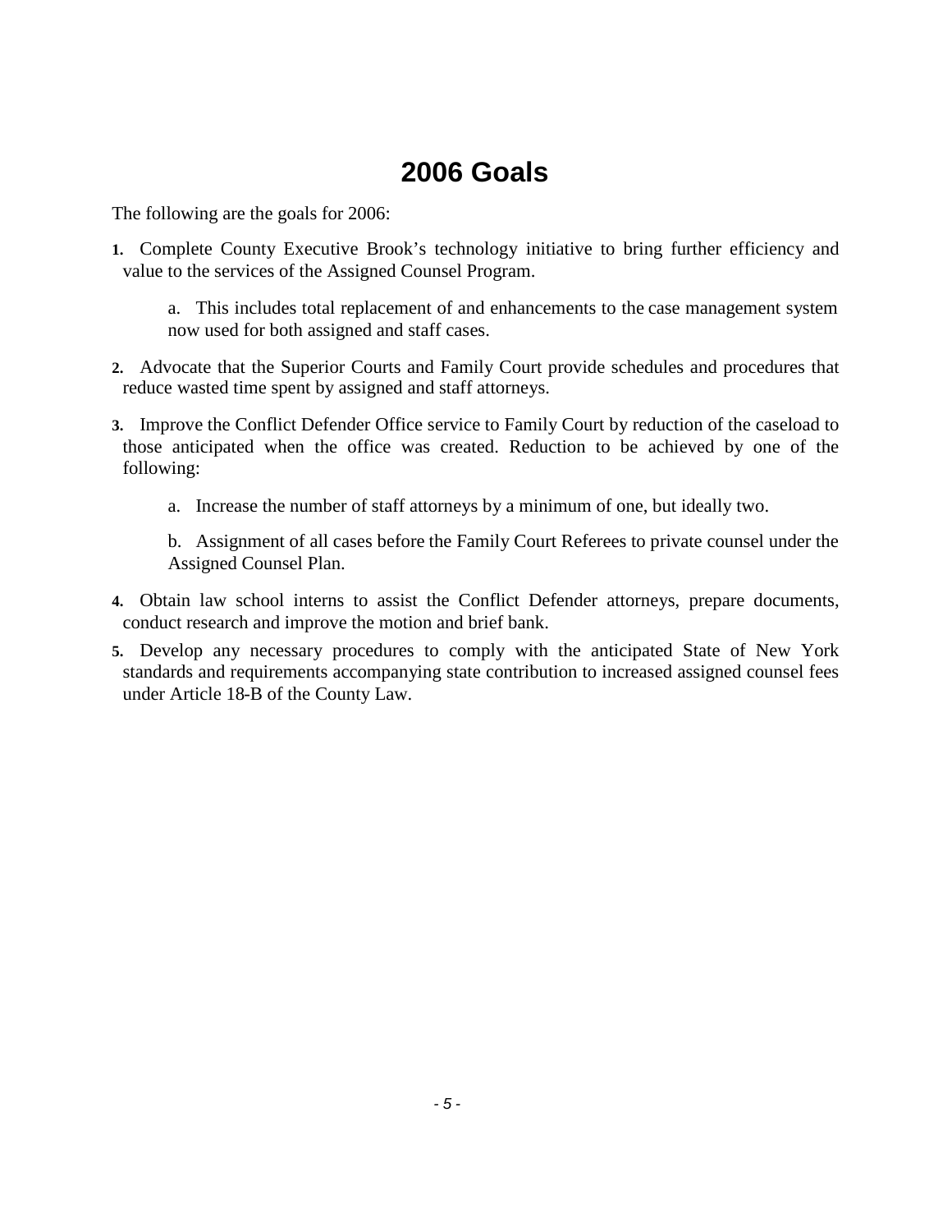# 2006 Goals

The following are the goals for 2006:

1. Complete County Executive Brook's technology initiative to bring further efficiency and value to the services of the Assigned Counsel Program.

    a. This includes total replacement of and enhancements to the case management system now used for both assigned and staff cases.

2. Advocate that the Superior Courts and Family Court provide schedules and procedures that reduce wasted time spent by assigned and staff attorneys.

3. Improve the Conflict Defender Office service to Family Court by reduction of the caseload to those anticipated when the office was created. Reduction to be achieved by one of the following:

    a. Increase the number of staff attorneys by a minimum of one, but ideally two.

    b. Assignment of all cases before the Family Court Referees to private counsel under the Assigned Counsel Plan.

4. Obtain law school interns to assist the Conflict Defender attorneys, prepare documents, conduct research and improve the motion and brief bank.

5. Develop any necessary procedures to comply with the anticipated State of New York standards and requirements accompanying state contribution to increased assigned counsel fees under Article 18-B of the County Law.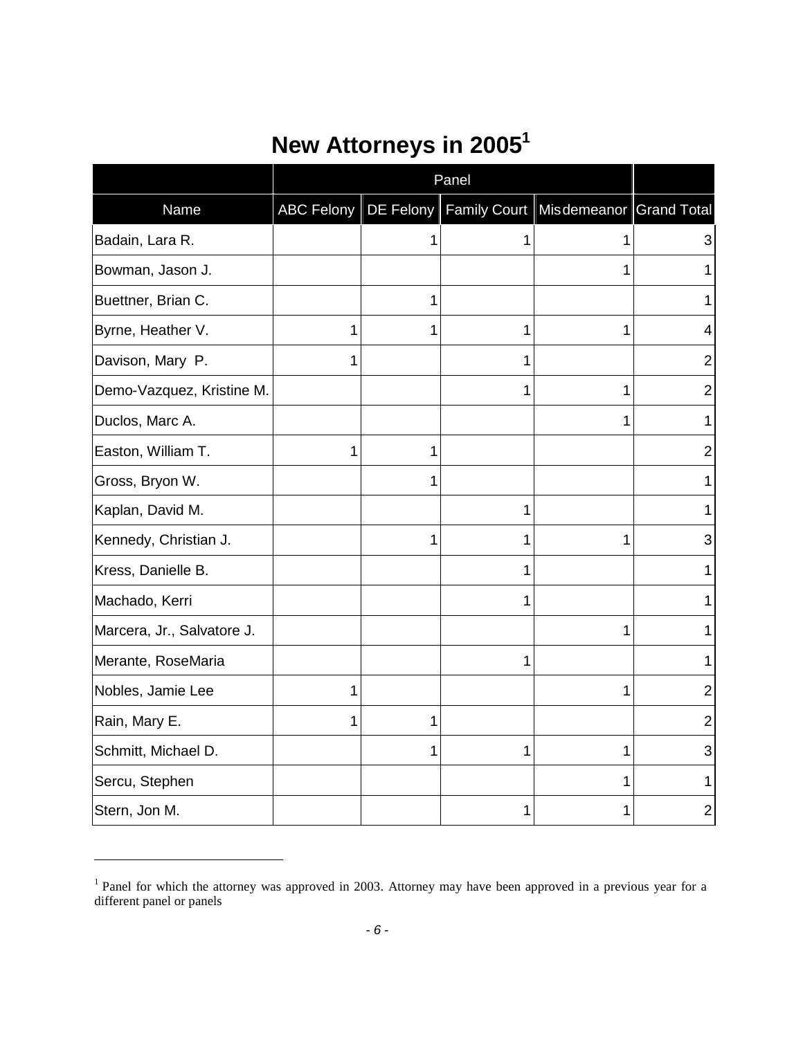# New Attorneys in 2005[1]

| | Panel | | | | |
|---|---|---|---|---|---|
| Name | ABC Felony | DE Felony | Family Court | Misdemeanor | Grand Total |
| Badain, Lara R. | | 1 | 1 | 1 | 3 |
| Bowman, Jason J. | | | | 1 | 1 |
| Buettner, Brian C. | | 1 | | | 1 |
| Byrne, Heather V. | 1 | 1 | 1 | 1 | 4 |
| Davison, Mary P. | 1 | | 1 | | 2 |
| Demo-Vazquez, Kristine M. | | | 1 | 1 | 2 |
| Duclos, Marc A. | | | | 1 | 1 |
| Easton, William T. | 1 | 1 | | | 2 |
| Gross, Bryon W. | | 1 | | | 1 |
| Kaplan, David M. | | | 1 | | 1 |
| Kennedy, Christian J. | | 1 | 1 | 1 | 3 |
| Kress, Danielle B. | | | 1 | | 1 |
| Machado, Kerri | | | 1 | | 1 |
| Marcera, Jr., Salvatore J. | | | | 1 | 1 |
| Merante, RoseMaria | | | 1 | | 1 |
| Nobles, Jamie Lee | 1 | | | 1 | 2 |
| Rain, Mary E. | 1 | 1 | | | 2 |
| Schmitt, Michael D. | | 1 | 1 | 1 | 3 |
| Sercu, Stephen | | | | 1 | 1 |
| Stern, Jon M. | | | 1 | 1 | 2 |

[1] Panel for which the attorney was approved in 2003. Attorney may have been approved in a previous year for a different panel or panels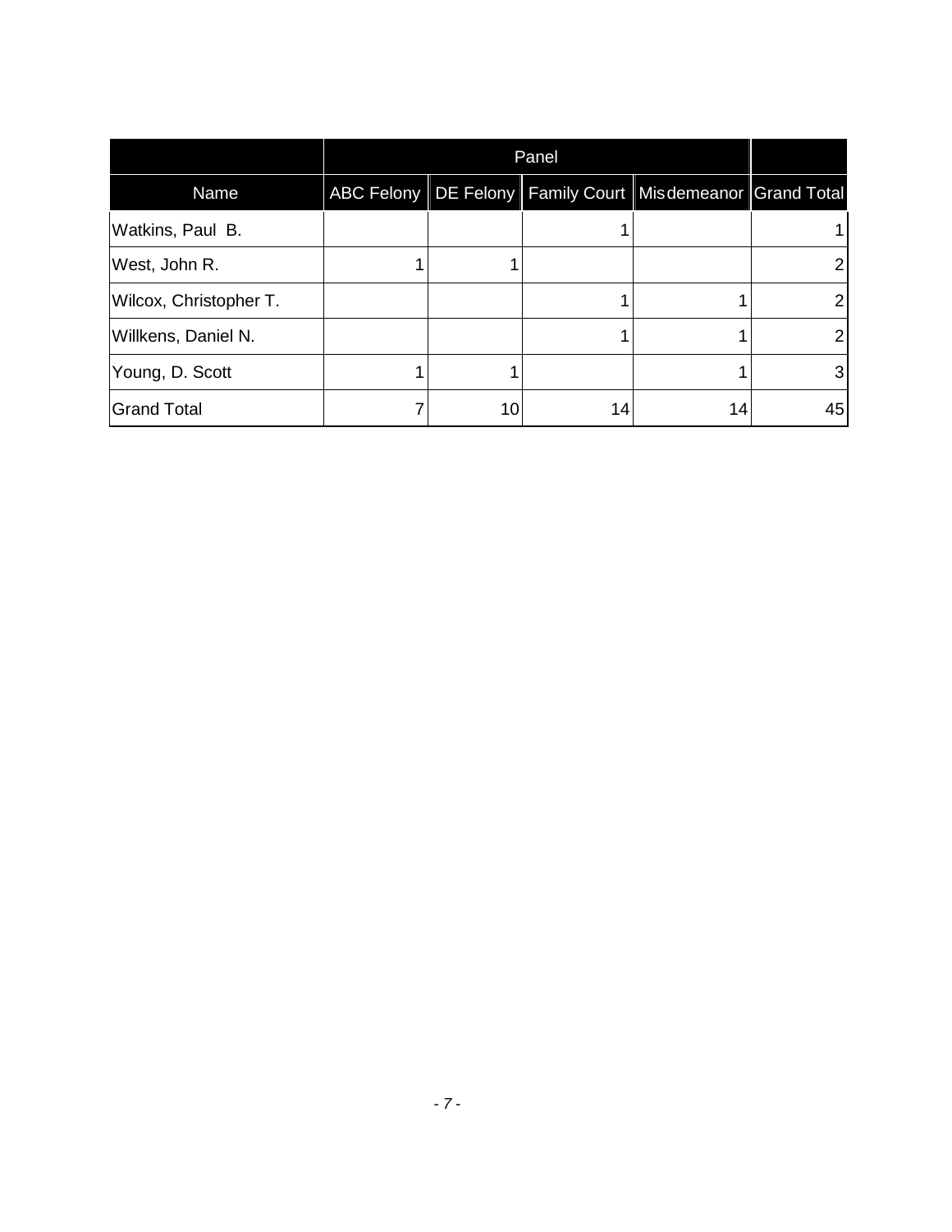| | Panel | | | | |
|---|---|---|---|---|---|
| Name | ABC Felony | DE Felony | Family Court | Misdemeanor | Grand Total |
| Watkins, Paul B. | | | 1 | | 1 |
| West, John R. | 1 | 1 | | | 2 |
| Wilcox, Christopher T. | | | 1 | 1 | 2 |
| Willkens, Daniel N. | | | 1 | 1 | 2 |
| Young, D. Scott | 1 | 1 | | 1 | 3 |
| Grand Total | 7 | 10 | 14 | 14 | 45 |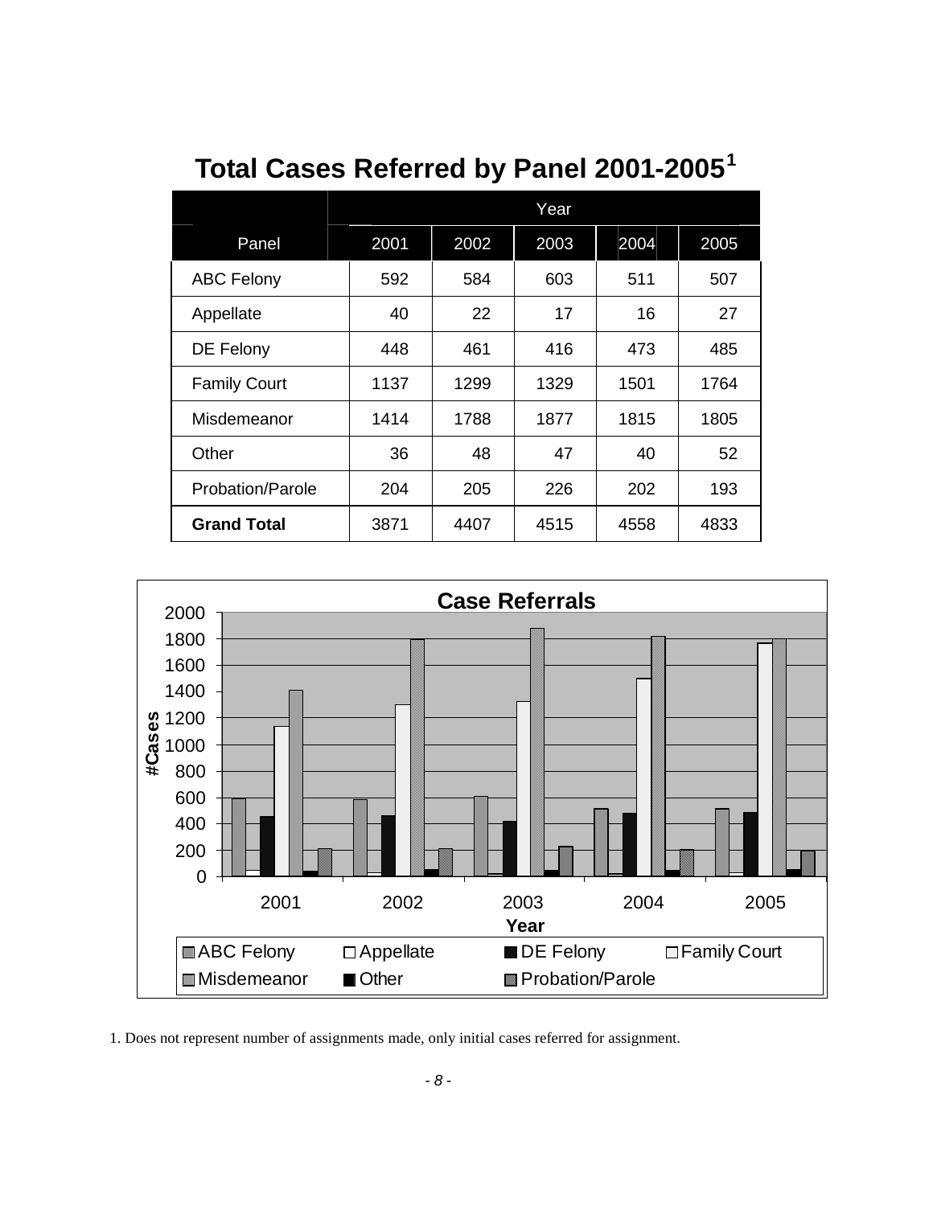# Total Cases Referred by Panel 2001-2005[1]

| | Year | | | | |
|---|---|---|---|---|---|
| Panel | 2001 | 2002 | 2003 | 2004 | 2005 |
| ABC Felony | 592 | 584 | 603 | 511 | 507 |
| Appellate | 40 | 22 | 17 | 16 | 27 |
| DE Felony | 448 | 461 | 416 | 473 | 485 |
| Family Court | 1137 | 1299 | 1329 | 1501 | 1764 |
| Misdemeanor | 1414 | 1788 | 1877 | 1815 | 1805 |
| Other | 36 | 48 | 47 | 40 | 52 |
| Probation/Parole | 204 | 205 | 226 | 202 | 193 |
| **Grand Total** | 3871 | 4407 | 4515 | 4558 | 4833 |

**Case Referrals**

1. Does not represent number of assignments made, only initial cases referred for assignment.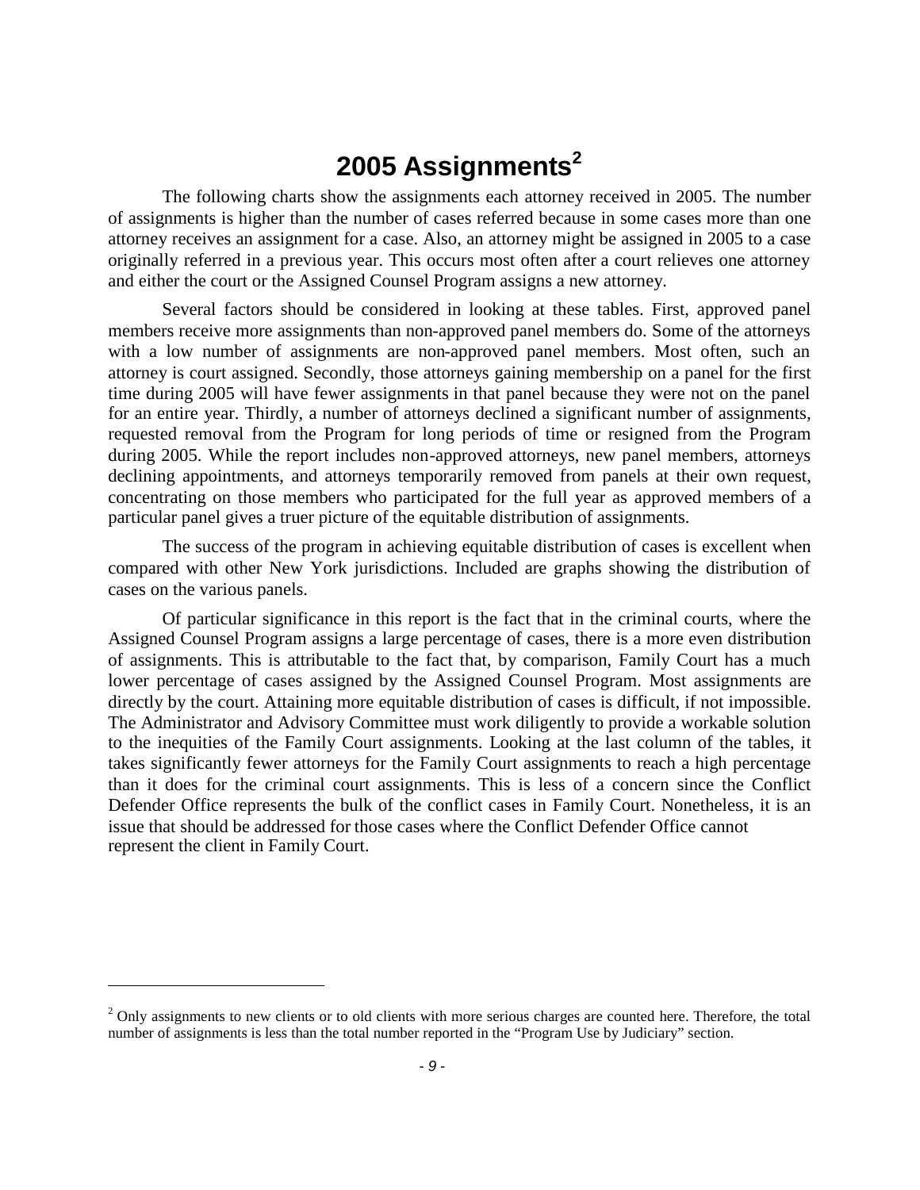# 2005 Assignments[2]

The following charts show the assignments each attorney received in 2005. The number of assignments is higher than the number of cases referred because in some cases more than one attorney receives an assignment for a case. Also, an attorney might be assigned in 2005 to a case originally referred in a previous year. This occurs most often after a court relieves one attorney and either the court or the Assigned Counsel Program assigns a new attorney.

Several factors should be considered in looking at these tables. First, approved panel members receive more assignments than non-approved panel members do. Some of the attorneys with a low number of assignments are non-approved panel members. Most often, such an attorney is court assigned. Secondly, those attorneys gaining membership on a panel for the first time during 2005 will have fewer assignments in that panel because they were not on the panel for an entire year. Thirdly, a number of attorneys declined a significant number of assignments, requested removal from the Program for long periods of time or resigned from the Program during 2005. While the report includes non-approved attorneys, new panel members, attorneys declining appointments, and attorneys temporarily removed from panels at their own request, concentrating on those members who participated for the full year as approved members of a particular panel gives a truer picture of the equitable distribution of assignments.

The success of the program in achieving equitable distribution of cases is excellent when compared with other New York jurisdictions. Included are graphs showing the distribution of cases on the various panels.

Of particular significance in this report is the fact that in the criminal courts, where the Assigned Counsel Program assigns a large percentage of cases, there is a more even distribution of assignments. This is attributable to the fact that, by comparison, Family Court has a much lower percentage of cases assigned by the Assigned Counsel Program. Most assignments are directly by the court. Attaining more equitable distribution of cases is difficult, if not impossible. The Administrator and Advisory Committee must work diligently to provide a workable solution to the inequities of the Family Court assignments. Looking at the last column of the tables, it takes significantly fewer attorneys for the Family Court assignments to reach a high percentage than it does for the criminal court assignments. This is less of a concern since the Conflict Defender Office represents the bulk of the conflict cases in Family Court. Nonetheless, it is an issue that should be addressed for those cases where the Conflict Defender Office cannot represent the client in Family Court.

---

[2] Only assignments to new clients or to old clients with more serious charges are counted here. Therefore, the total number of assignments is less than the total number reported in the "Program Use by Judiciary" section.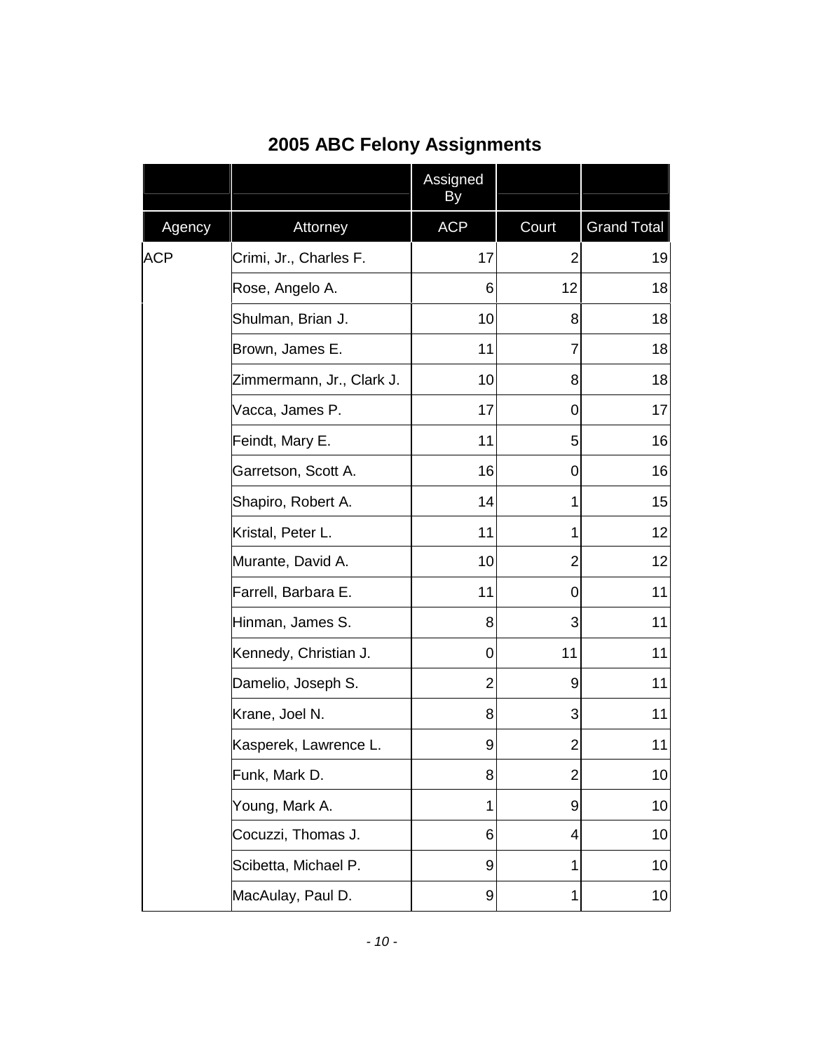## 2005 ABC Felony Assignments

| | | Assigned By | | |
|---|---|---|---|---|
| Agency | Attorney | ACP | Court | Grand Total |
| ACP | Crimi, Jr., Charles F. | 17 | 2 | 19 |
| | Rose, Angelo A. | 6 | 12 | 18 |
| | Shulman, Brian J. | 10 | 8 | 18 |
| | Brown, James E. | 11 | 7 | 18 |
| | Zimmermann, Jr., Clark J. | 10 | 8 | 18 |
| | Vacca, James P. | 17 | 0 | 17 |
| | Feindt, Mary E. | 11 | 5 | 16 |
| | Garretson, Scott A. | 16 | 0 | 16 |
| | Shapiro, Robert A. | 14 | 1 | 15 |
| | Kristal, Peter L. | 11 | 1 | 12 |
| | Murante, David A. | 10 | 2 | 12 |
| | Farrell, Barbara E. | 11 | 0 | 11 |
| | Hinman, James S. | 8 | 3 | 11 |
| | Kennedy, Christian J. | 0 | 11 | 11 |
| | Damelio, Joseph S. | 2 | 9 | 11 |
| | Krane, Joel N. | 8 | 3 | 11 |
| | Kasperek, Lawrence L. | 9 | 2 | 11 |
| | Funk, Mark D. | 8 | 2 | 10 |
| | Young, Mark A. | 1 | 9 | 10 |
| | Cocuzzi, Thomas J. | 6 | 4 | 10 |
| | Scibetta, Michael P. | 9 | 1 | 10 |
| | MacAulay, Paul D. | 9 | 1 | 10 |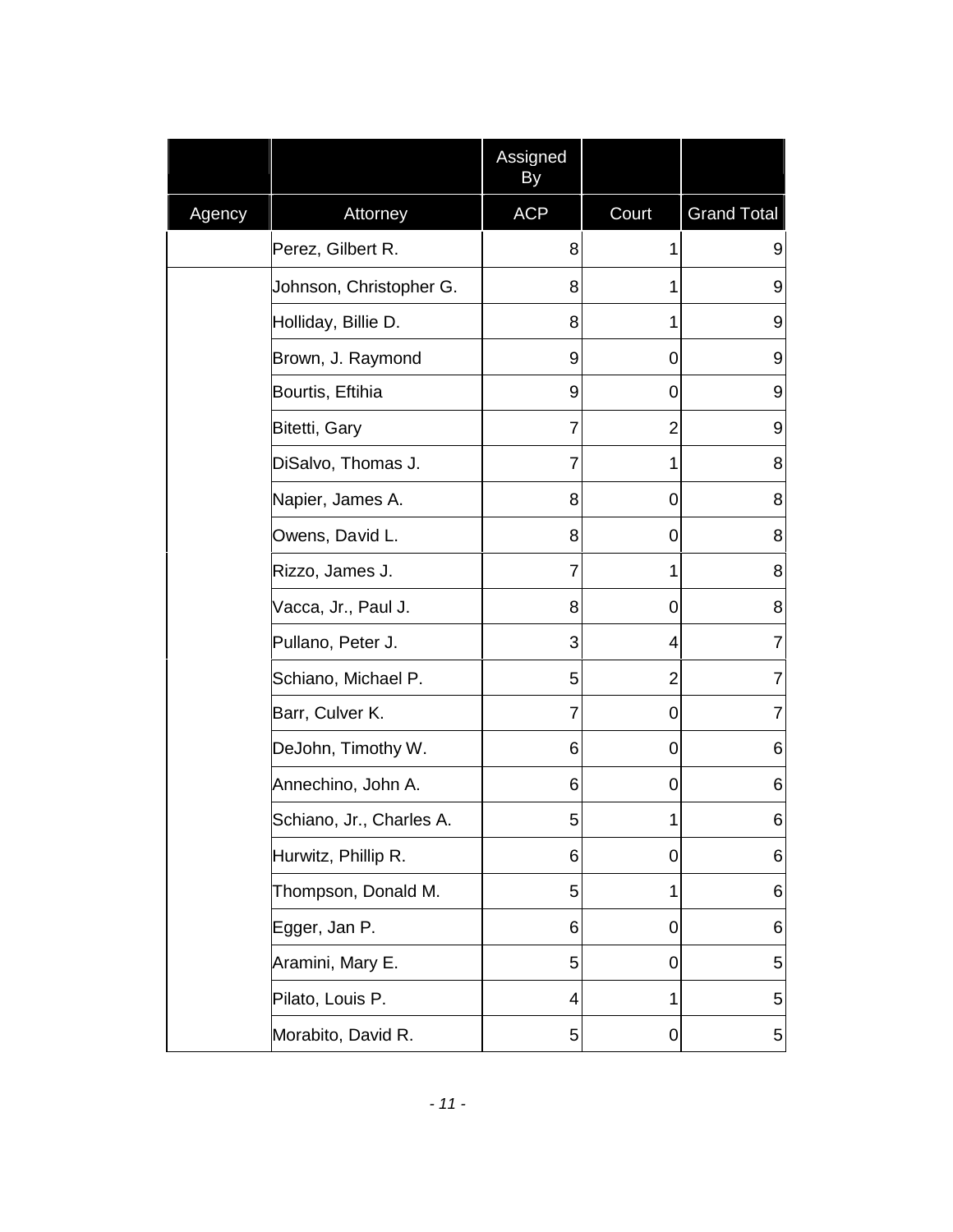| | | Assigned By | | |
|---|---|---|---|---|
| Agency | Attorney | ACP | Court | Grand Total |
| | Perez, Gilbert R. | 8 | 1 | 9 |
| | Johnson, Christopher G. | 8 | 1 | 9 |
| | Holliday, Billie D. | 8 | 1 | 9 |
| | Brown, J. Raymond | 9 | 0 | 9 |
| | Bourtis, Eftihia | 9 | 0 | 9 |
| | Bitetti, Gary | 7 | 2 | 9 |
| | DiSalvo, Thomas J. | 7 | 1 | 8 |
| | Napier, James A. | 8 | 0 | 8 |
| | Owens, David L. | 8 | 0 | 8 |
| | Rizzo, James J. | 7 | 1 | 8 |
| | Vacca, Jr., Paul J. | 8 | 0 | 8 |
| | Pullano, Peter J. | 3 | 4 | 7 |
| | Schiano, Michael P. | 5 | 2 | 7 |
| | Barr, Culver K. | 7 | 0 | 7 |
| | DeJohn, Timothy W. | 6 | 0 | 6 |
| | Annechino, John A. | 6 | 0 | 6 |
| | Schiano, Jr., Charles A. | 5 | 1 | 6 |
| | Hurwitz, Phillip R. | 6 | 0 | 6 |
| | Thompson, Donald M. | 5 | 1 | 6 |
| | Egger, Jan P. | 6 | 0 | 6 |
| | Aramini, Mary E. | 5 | 0 | 5 |
| | Pilato, Louis P. | 4 | 1 | 5 |
| | Morabito, David R. | 5 | 0 | 5 |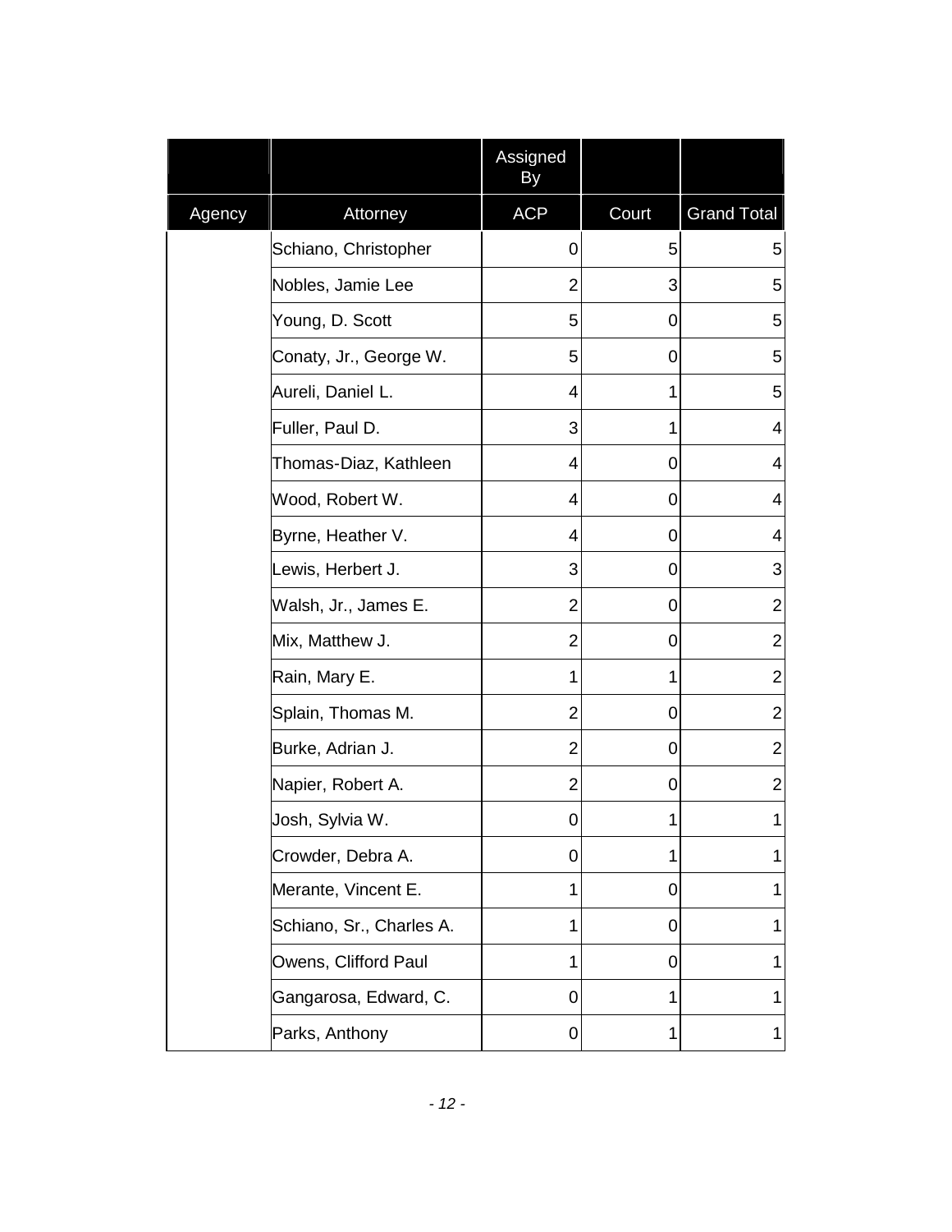| | | Assigned By | | |
|---|---|---|---|---|
| Agency | Attorney | ACP | Court | Grand Total |
| | Schiano, Christopher | 0 | 5 | 5 |
| | Nobles, Jamie Lee | 2 | 3 | 5 |
| | Young, D. Scott | 5 | 0 | 5 |
| | Conaty, Jr., George W. | 5 | 0 | 5 |
| | Aureli, Daniel L. | 4 | 1 | 5 |
| | Fuller, Paul D. | 3 | 1 | 4 |
| | Thomas-Diaz, Kathleen | 4 | 0 | 4 |
| | Wood, Robert W. | 4 | 0 | 4 |
| | Byrne, Heather V. | 4 | 0 | 4 |
| | Lewis, Herbert J. | 3 | 0 | 3 |
| | Walsh, Jr., James E. | 2 | 0 | 2 |
| | Mix, Matthew J. | 2 | 0 | 2 |
| | Rain, Mary E. | 1 | 1 | 2 |
| | Splain, Thomas M. | 2 | 0 | 2 |
| | Burke, Adrian J. | 2 | 0 | 2 |
| | Napier, Robert A. | 2 | 0 | 2 |
| | Josh, Sylvia W. | 0 | 1 | 1 |
| | Crowder, Debra A. | 0 | 1 | 1 |
| | Merante, Vincent E. | 1 | 0 | 1 |
| | Schiano, Sr., Charles A. | 1 | 0 | 1 |
| | Owens, Clifford Paul | 1 | 0 | 1 |
| | Gangarosa, Edward, C. | 0 | 1 | 1 |
| | Parks, Anthony | 0 | 1 | 1 |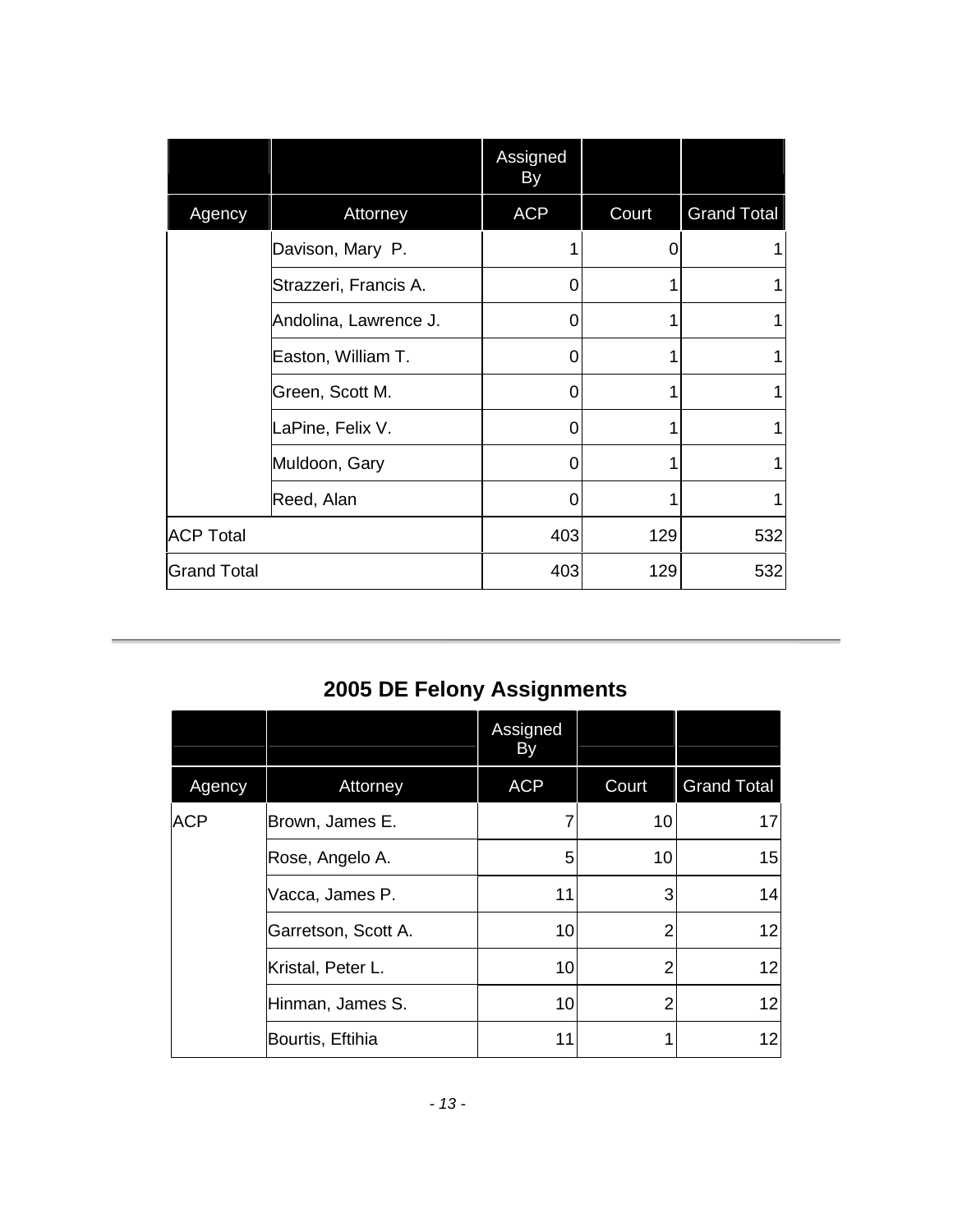| | | Assigned By | | |
|---|---|---|---|---|
| Agency | Attorney | ACP | Court | Grand Total |
| | Davison, Mary P. | 1 | 0 | 1 |
| | Strazzeri, Francis A. | 0 | 1 | 1 |
| | Andolina, Lawrence J. | 0 | 1 | 1 |
| | Easton, William T. | 0 | 1 | 1 |
| | Green, Scott M. | 0 | 1 | 1 |
| | LaPine, Felix V. | 0 | 1 | 1 |
| | Muldoon, Gary | 0 | 1 | 1 |
| | Reed, Alan | 0 | 1 | 1 |
| ACP Total | | 403 | 129 | 532 |
| Grand Total | | 403 | 129 | 532 |

## 2005 DE Felony Assignments

| | | Assigned By | | |
|---|---|---|---|---|
| Agency | Attorney | ACP | Court | Grand Total |
| ACP | Brown, James E. | 7 | 10 | 17 |
| | Rose, Angelo A. | 5 | 10 | 15 |
| | Vacca, James P. | 11 | 3 | 14 |
| | Garretson, Scott A. | 10 | 2 | 12 |
| | Kristal, Peter L. | 10 | 2 | 12 |
| | Hinman, James S. | 10 | 2 | 12 |
| | Bourtis, Eftihia | 11 | 1 | 12 |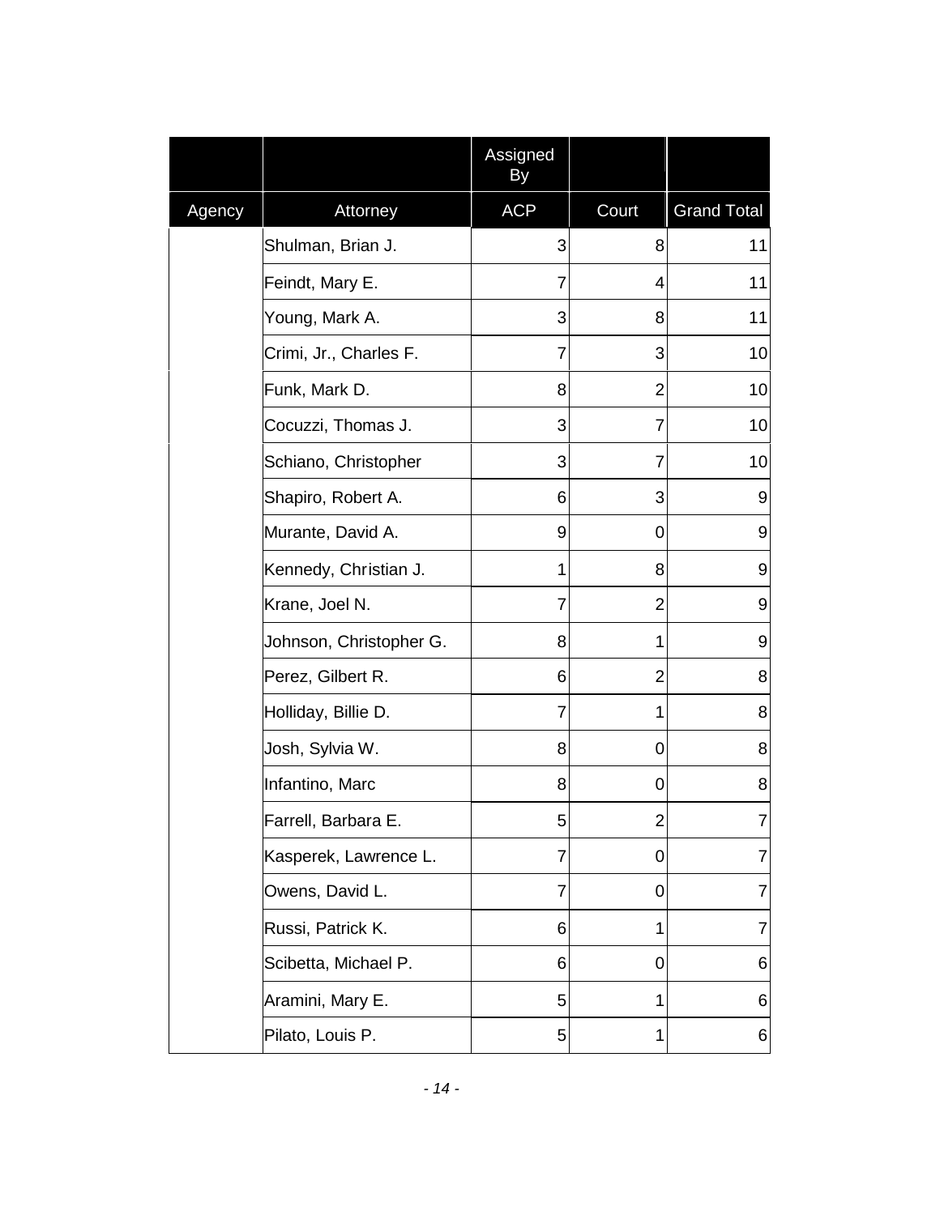| | | Assigned By | | |
|---|---|---|---|---|
| Agency | Attorney | ACP | Court | Grand Total |
| | Shulman, Brian J. | 3 | 8 | 11 |
| | Feindt, Mary E. | 7 | 4 | 11 |
| | Young, Mark A. | 3 | 8 | 11 |
| | Crimi, Jr., Charles F. | 7 | 3 | 10 |
| | Funk, Mark D. | 8 | 2 | 10 |
| | Cocuzzi, Thomas J. | 3 | 7 | 10 |
| | Schiano, Christopher | 3 | 7 | 10 |
| | Shapiro, Robert A. | 6 | 3 | 9 |
| | Murante, David A. | 9 | 0 | 9 |
| | Kennedy, Christian J. | 1 | 8 | 9 |
| | Krane, Joel N. | 7 | 2 | 9 |
| | Johnson, Christopher G. | 8 | 1 | 9 |
| | Perez, Gilbert R. | 6 | 2 | 8 |
| | Holliday, Billie D. | 7 | 1 | 8 |
| | Josh, Sylvia W. | 8 | 0 | 8 |
| | Infantino, Marc | 8 | 0 | 8 |
| | Farrell, Barbara E. | 5 | 2 | 7 |
| | Kasperek, Lawrence L. | 7 | 0 | 7 |
| | Owens, David L. | 7 | 0 | 7 |
| | Russi, Patrick K. | 6 | 1 | 7 |
| | Scibetta, Michael P. | 6 | 0 | 6 |
| | Aramini, Mary E. | 5 | 1 | 6 |
| | Pilato, Louis P. | 5 | 1 | 6 |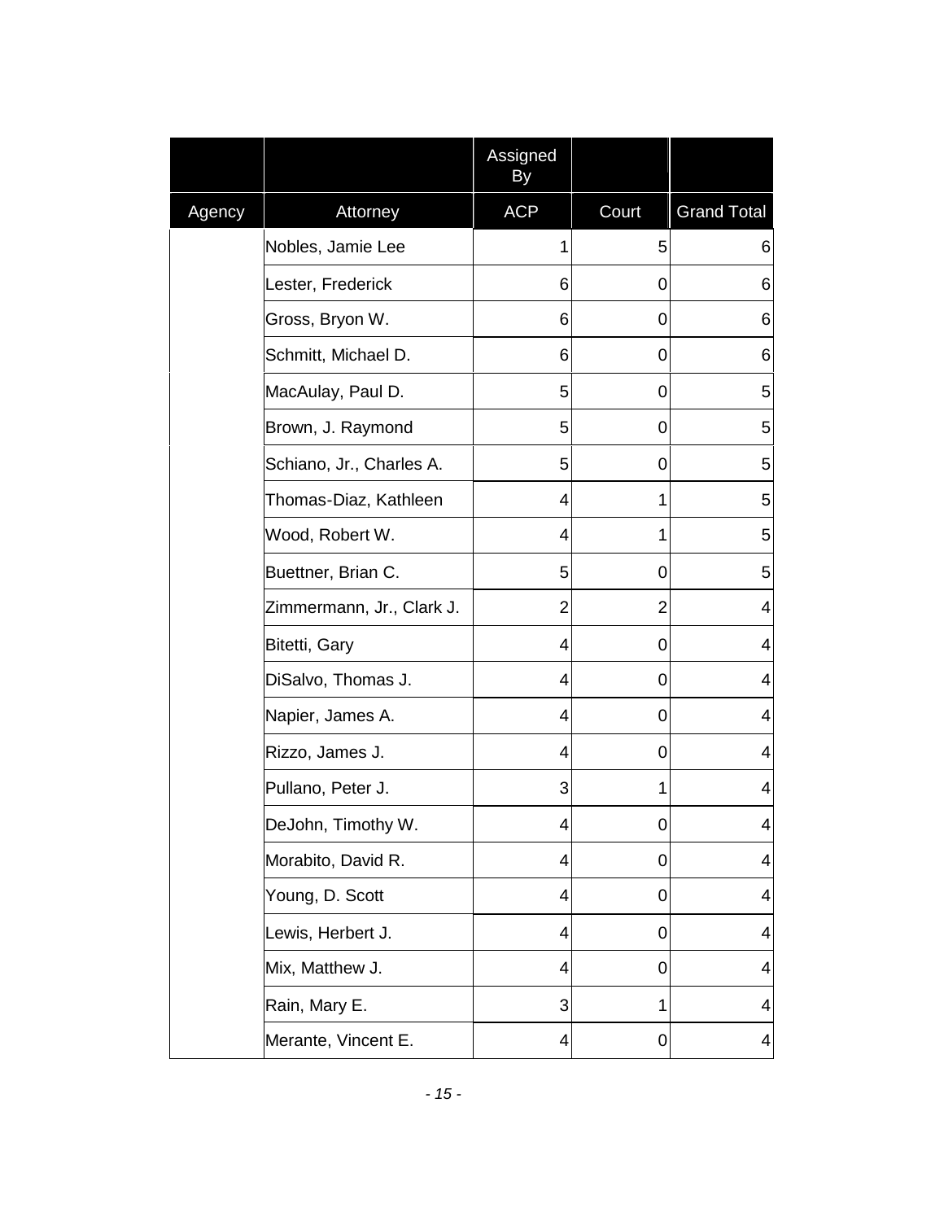| | | Assigned By | | |
|---|---|---|---|---|
| Agency | Attorney | ACP | Court | Grand Total |
| | Nobles, Jamie Lee | 1 | 5 | 6 |
| | Lester, Frederick | 6 | 0 | 6 |
| | Gross, Bryon W. | 6 | 0 | 6 |
| | Schmitt, Michael D. | 6 | 0 | 6 |
| | MacAulay, Paul D. | 5 | 0 | 5 |
| | Brown, J. Raymond | 5 | 0 | 5 |
| | Schiano, Jr., Charles A. | 5 | 0 | 5 |
| | Thomas-Diaz, Kathleen | 4 | 1 | 5 |
| | Wood, Robert W. | 4 | 1 | 5 |
| | Buettner, Brian C. | 5 | 0 | 5 |
| | Zimmermann, Jr., Clark J. | 2 | 2 | 4 |
| | Bitetti, Gary | 4 | 0 | 4 |
| | DiSalvo, Thomas J. | 4 | 0 | 4 |
| | Napier, James A. | 4 | 0 | 4 |
| | Rizzo, James J. | 4 | 0 | 4 |
| | Pullano, Peter J. | 3 | 1 | 4 |
| | DeJohn, Timothy W. | 4 | 0 | 4 |
| | Morabito, David R. | 4 | 0 | 4 |
| | Young, D. Scott | 4 | 0 | 4 |
| | Lewis, Herbert J. | 4 | 0 | 4 |
| | Mix, Matthew J. | 4 | 0 | 4 |
| | Rain, Mary E. | 3 | 1 | 4 |
| | Merante, Vincent E. | 4 | 0 | 4 |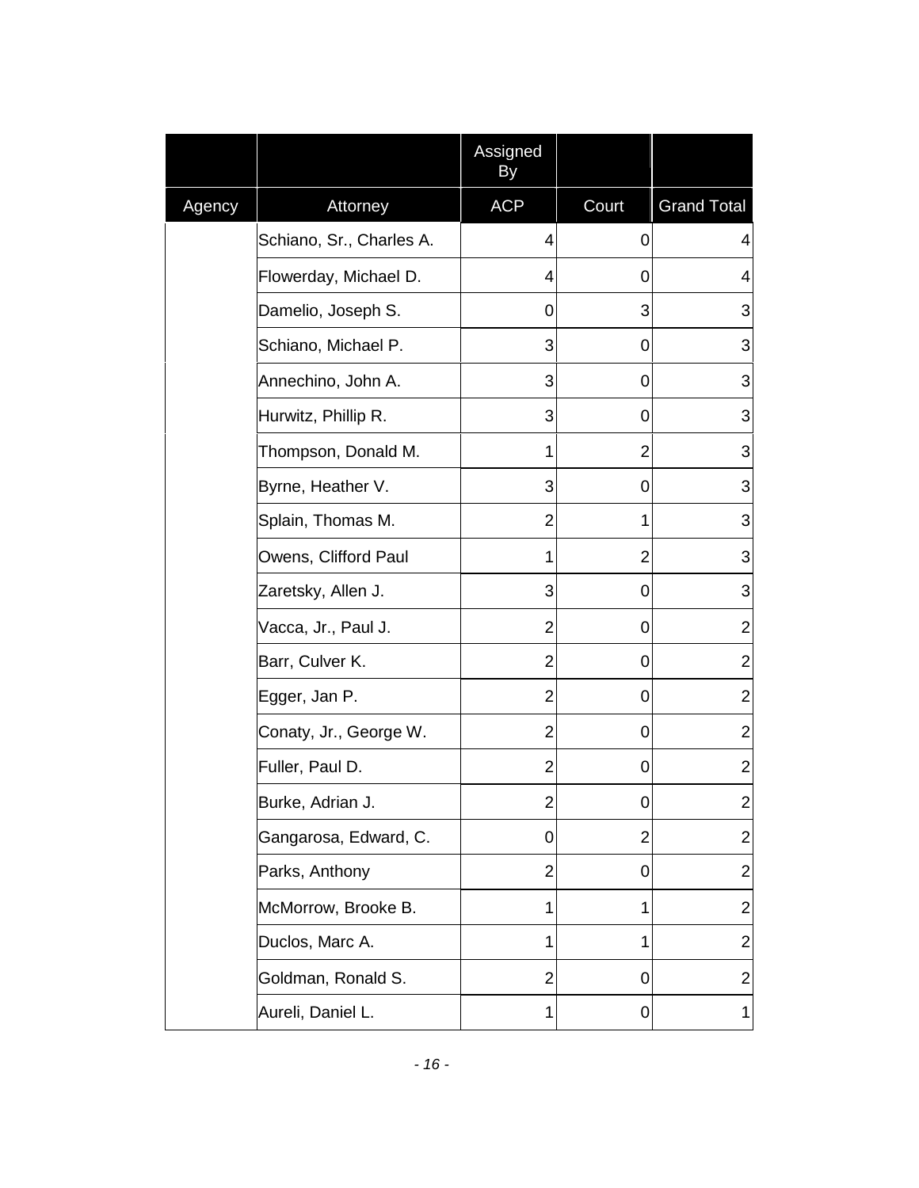| | | Assigned By | | |
|---|---|---|---|---|
| Agency | Attorney | ACP | Court | Grand Total |
| | Schiano, Sr., Charles A. | 4 | 0 | 4 |
| | Flowerday, Michael D. | 4 | 0 | 4 |
| | Damelio, Joseph S. | 0 | 3 | 3 |
| | Schiano, Michael P. | 3 | 0 | 3 |
| | Annechino, John A. | 3 | 0 | 3 |
| | Hurwitz, Phillip R. | 3 | 0 | 3 |
| | Thompson, Donald M. | 1 | 2 | 3 |
| | Byrne, Heather V. | 3 | 0 | 3 |
| | Splain, Thomas M. | 2 | 1 | 3 |
| | Owens, Clifford Paul | 1 | 2 | 3 |
| | Zaretsky, Allen J. | 3 | 0 | 3 |
| | Vacca, Jr., Paul J. | 2 | 0 | 2 |
| | Barr, Culver K. | 2 | 0 | 2 |
| | Egger, Jan P. | 2 | 0 | 2 |
| | Conaty, Jr., George W. | 2 | 0 | 2 |
| | Fuller, Paul D. | 2 | 0 | 2 |
| | Burke, Adrian J. | 2 | 0 | 2 |
| | Gangarosa, Edward, C. | 0 | 2 | 2 |
| | Parks, Anthony | 2 | 0 | 2 |
| | McMorrow, Brooke B. | 1 | 1 | 2 |
| | Duclos, Marc A. | 1 | 1 | 2 |
| | Goldman, Ronald S. | 2 | 0 | 2 |
| | Aureli, Daniel L. | 1 | 0 | 1 |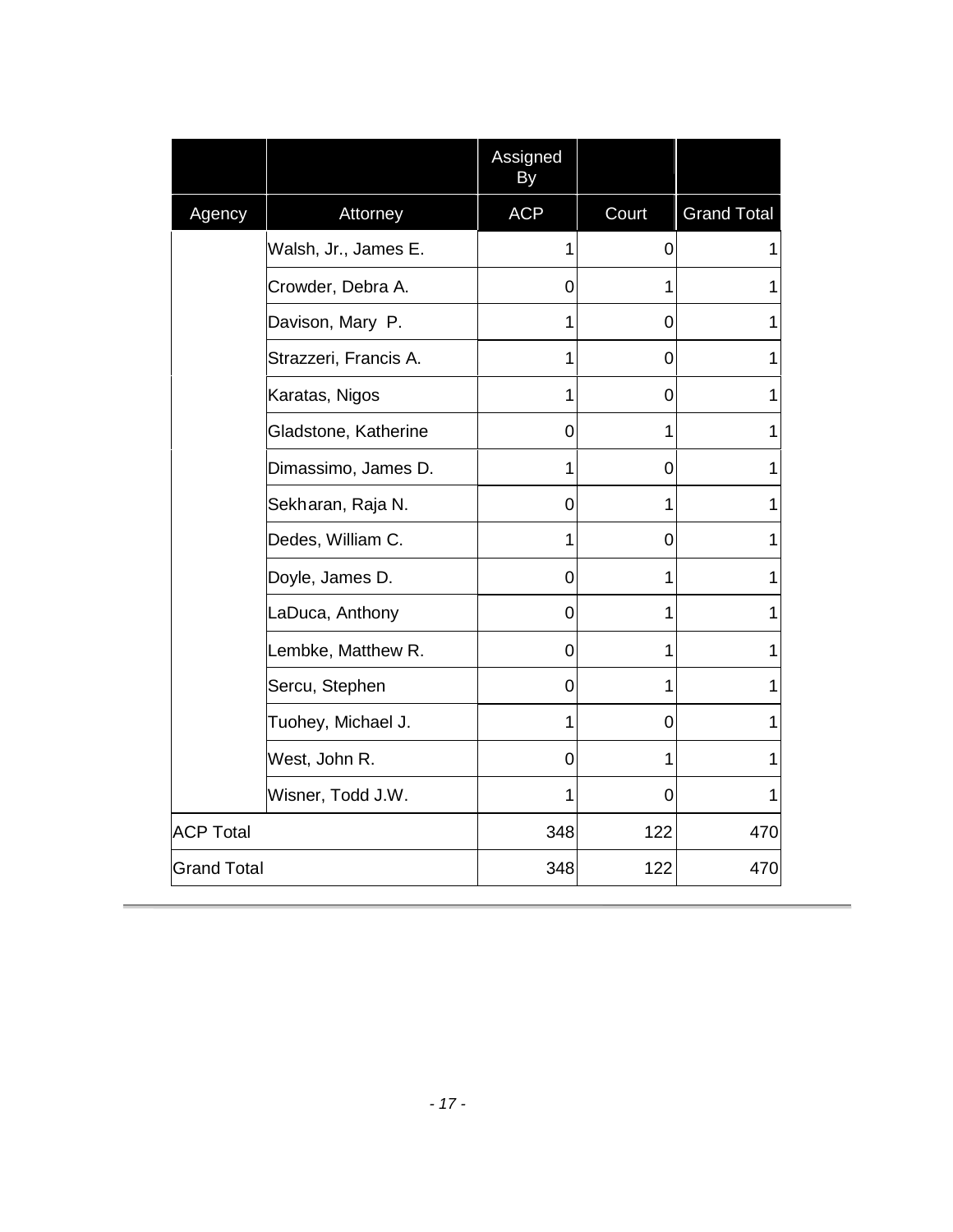| | | Assigned By | | |
|---|---|---|---|---|
| Agency | Attorney | ACP | Court | Grand Total |
| | Walsh, Jr., James E. | 1 | 0 | 1 |
| | Crowder, Debra A. | 0 | 1 | 1 |
| | Davison, Mary P. | 1 | 0 | 1 |
| | Strazzeri, Francis A. | 1 | 0 | 1 |
| | Karatas, Nigos | 1 | 0 | 1 |
| | Gladstone, Katherine | 0 | 1 | 1 |
| | Dimassimo, James D. | 1 | 0 | 1 |
| | Sekharan, Raja N. | 0 | 1 | 1 |
| | Dedes, William C. | 1 | 0 | 1 |
| | Doyle, James D. | 0 | 1 | 1 |
| | LaDuca, Anthony | 0 | 1 | 1 |
| | Lembke, Matthew R. | 0 | 1 | 1 |
| | Sercu, Stephen | 0 | 1 | 1 |
| | Tuohey, Michael J. | 1 | 0 | 1 |
| | West, John R. | 0 | 1 | 1 |
| | Wisner, Todd J.W. | 1 | 0 | 1 |
| ACP Total | | 348 | 122 | 470 |
| Grand Total | | 348 | 122 | 470 |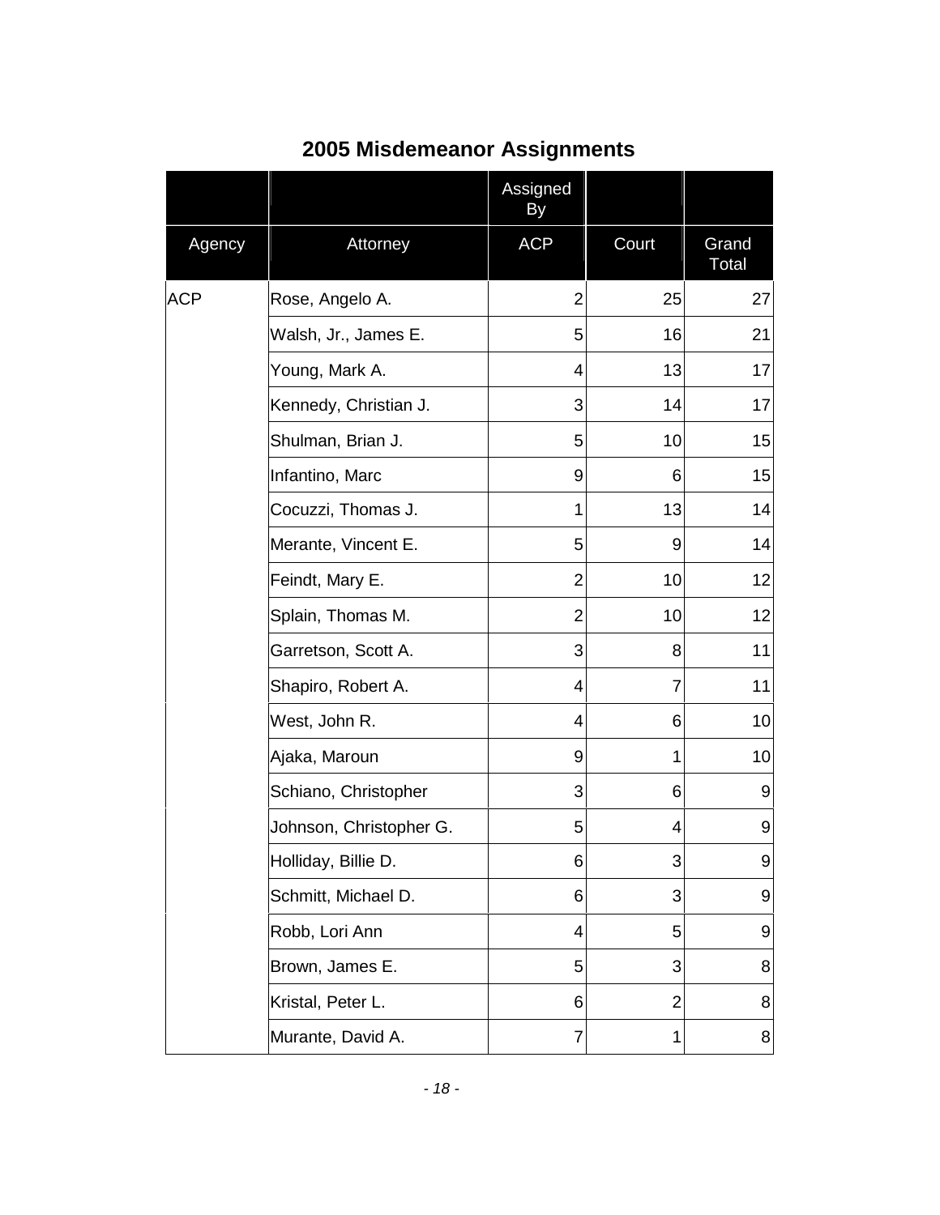## 2005 Misdemeanor Assignments

| | | Assigned By | | |
|---|---|---|---|---|
| Agency | Attorney | ACP | Court | Grand Total |
| ACP | Rose, Angelo A. | 2 | 25 | 27 |
| | Walsh, Jr., James E. | 5 | 16 | 21 |
| | Young, Mark A. | 4 | 13 | 17 |
| | Kennedy, Christian J. | 3 | 14 | 17 |
| | Shulman, Brian J. | 5 | 10 | 15 |
| | Infantino, Marc | 9 | 6 | 15 |
| | Cocuzzi, Thomas J. | 1 | 13 | 14 |
| | Merante, Vincent E. | 5 | 9 | 14 |
| | Feindt, Mary E. | 2 | 10 | 12 |
| | Splain, Thomas M. | 2 | 10 | 12 |
| | Garretson, Scott A. | 3 | 8 | 11 |
| | Shapiro, Robert A. | 4 | 7 | 11 |
| | West, John R. | 4 | 6 | 10 |
| | Ajaka, Maroun | 9 | 1 | 10 |
| | Schiano, Christopher | 3 | 6 | 9 |
| | Johnson, Christopher G. | 5 | 4 | 9 |
| | Holliday, Billie D. | 6 | 3 | 9 |
| | Schmitt, Michael D. | 6 | 3 | 9 |
| | Robb, Lori Ann | 4 | 5 | 9 |
| | Brown, James E. | 5 | 3 | 8 |
| | Kristal, Peter L. | 6 | 2 | 8 |
| | Murante, David A. | 7 | 1 | 8 |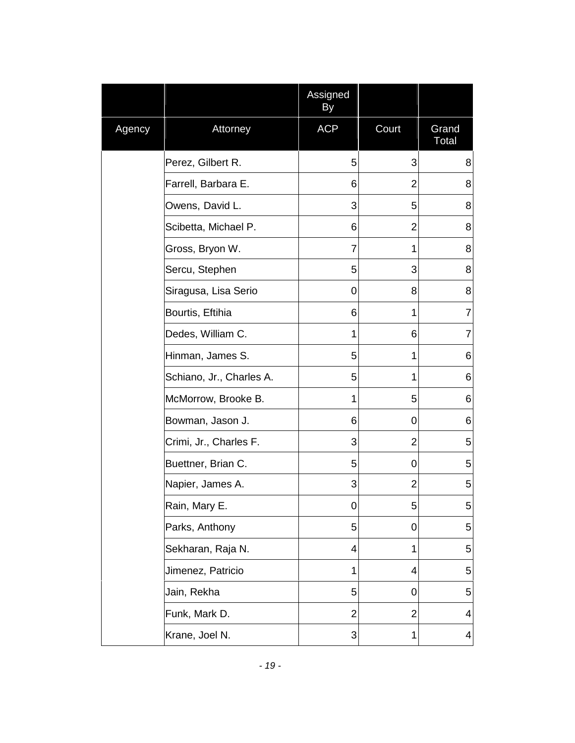| | | Assigned By | | |
|---|---|---|---|---|
| Agency | Attorney | ACP | Court | Grand Total |
| | Perez, Gilbert R. | 5 | 3 | 8 |
| | Farrell, Barbara E. | 6 | 2 | 8 |
| | Owens, David L. | 3 | 5 | 8 |
| | Scibetta, Michael P. | 6 | 2 | 8 |
| | Gross, Bryon W. | 7 | 1 | 8 |
| | Sercu, Stephen | 5 | 3 | 8 |
| | Siragusa, Lisa Serio | 0 | 8 | 8 |
| | Bourtis, Eftihia | 6 | 1 | 7 |
| | Dedes, William C. | 1 | 6 | 7 |
| | Hinman, James S. | 5 | 1 | 6 |
| | Schiano, Jr., Charles A. | 5 | 1 | 6 |
| | McMorrow, Brooke B. | 1 | 5 | 6 |
| | Bowman, Jason J. | 6 | 0 | 6 |
| | Crimi, Jr., Charles F. | 3 | 2 | 5 |
| | Buettner, Brian C. | 5 | 0 | 5 |
| | Napier, James A. | 3 | 2 | 5 |
| | Rain, Mary E. | 0 | 5 | 5 |
| | Parks, Anthony | 5 | 0 | 5 |
| | Sekharan, Raja N. | 4 | 1 | 5 |
| | Jimenez, Patricio | 1 | 4 | 5 |
| | Jain, Rekha | 5 | 0 | 5 |
| | Funk, Mark D. | 2 | 2 | 4 |
| | Krane, Joel N. | 3 | 1 | 4 |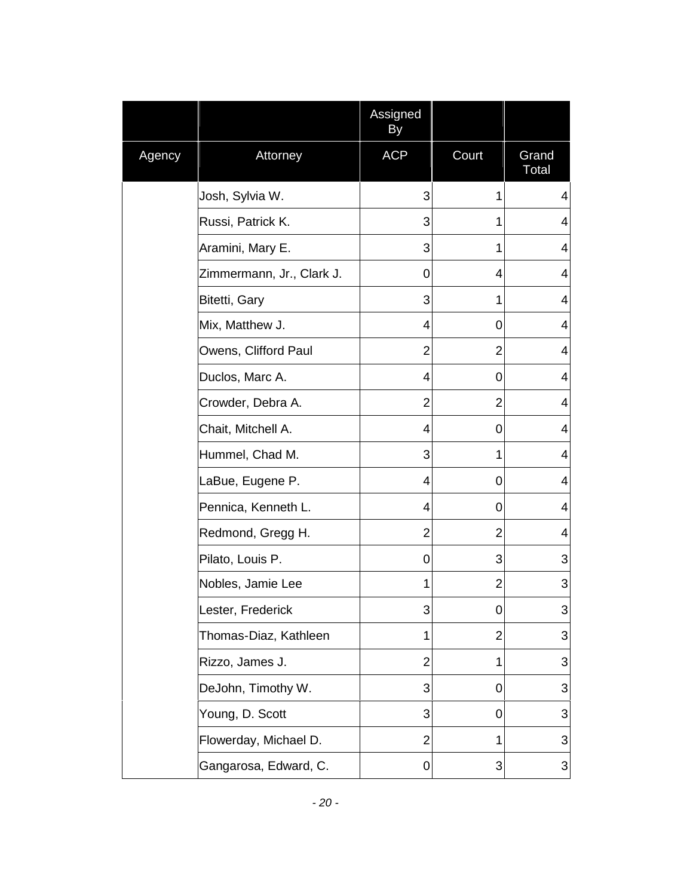| | | Assigned By | | |
|---|---|---|---|---|
| Agency | Attorney | ACP | Court | Grand Total |
| | Josh, Sylvia W. | 3 | 1 | 4 |
| | Russi, Patrick K. | 3 | 1 | 4 |
| | Aramini, Mary E. | 3 | 1 | 4 |
| | Zimmermann, Jr., Clark J. | 0 | 4 | 4 |
| | Bitetti, Gary | 3 | 1 | 4 |
| | Mix, Matthew J. | 4 | 0 | 4 |
| | Owens, Clifford Paul | 2 | 2 | 4 |
| | Duclos, Marc A. | 4 | 0 | 4 |
| | Crowder, Debra A. | 2 | 2 | 4 |
| | Chait, Mitchell A. | 4 | 0 | 4 |
| | Hummel, Chad M. | 3 | 1 | 4 |
| | LaBue, Eugene P. | 4 | 0 | 4 |
| | Pennica, Kenneth L. | 4 | 0 | 4 |
| | Redmond, Gregg H. | 2 | 2 | 4 |
| | Pilato, Louis P. | 0 | 3 | 3 |
| | Nobles, Jamie Lee | 1 | 2 | 3 |
| | Lester, Frederick | 3 | 0 | 3 |
| | Thomas-Diaz, Kathleen | 1 | 2 | 3 |
| | Rizzo, James J. | 2 | 1 | 3 |
| | DeJohn, Timothy W. | 3 | 0 | 3 |
| | Young, D. Scott | 3 | 0 | 3 |
| | Flowerday, Michael D. | 2 | 1 | 3 |
| | Gangarosa, Edward, C. | 0 | 3 | 3 |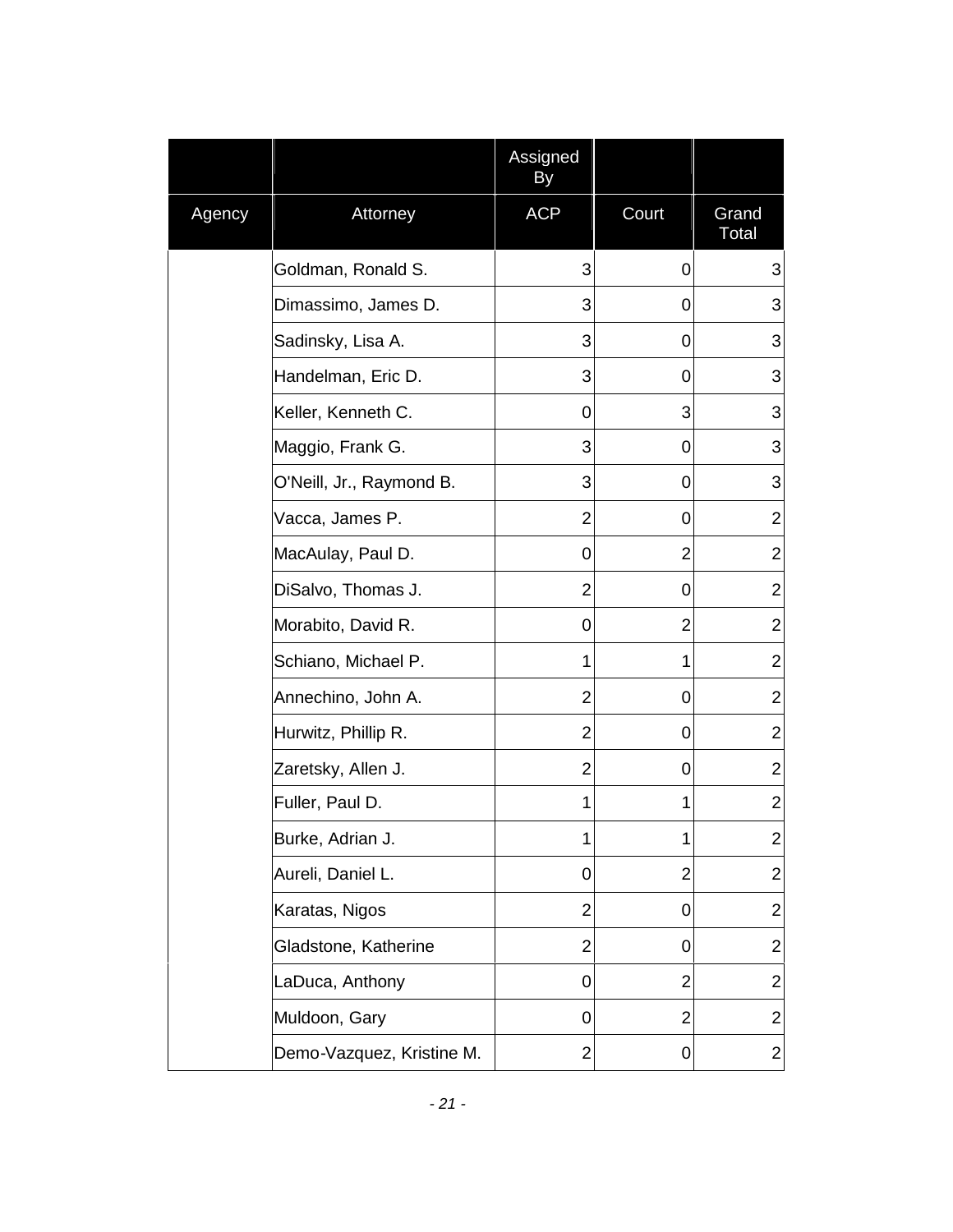| | | Assigned By | | |
|---|---|---|---|---|
| Agency | Attorney | ACP | Court | Grand Total |
| | Goldman, Ronald S. | 3 | 0 | 3 |
| | Dimassimo, James D. | 3 | 0 | 3 |
| | Sadinsky, Lisa A. | 3 | 0 | 3 |
| | Handelman, Eric D. | 3 | 0 | 3 |
| | Keller, Kenneth C. | 0 | 3 | 3 |
| | Maggio, Frank G. | 3 | 0 | 3 |
| | O'Neill, Jr., Raymond B. | 3 | 0 | 3 |
| | Vacca, James P. | 2 | 0 | 2 |
| | MacAulay, Paul D. | 0 | 2 | 2 |
| | DiSalvo, Thomas J. | 2 | 0 | 2 |
| | Morabito, David R. | 0 | 2 | 2 |
| | Schiano, Michael P. | 1 | 1 | 2 |
| | Annechino, John A. | 2 | 0 | 2 |
| | Hurwitz, Phillip R. | 2 | 0 | 2 |
| | Zaretsky, Allen J. | 2 | 0 | 2 |
| | Fuller, Paul D. | 1 | 1 | 2 |
| | Burke, Adrian J. | 1 | 1 | 2 |
| | Aureli, Daniel L. | 0 | 2 | 2 |
| | Karatas, Nigos | 2 | 0 | 2 |
| | Gladstone, Katherine | 2 | 0 | 2 |
| | LaDuca, Anthony | 0 | 2 | 2 |
| | Muldoon, Gary | 0 | 2 | 2 |
| | Demo-Vazquez, Kristine M. | 2 | 0 | 2 |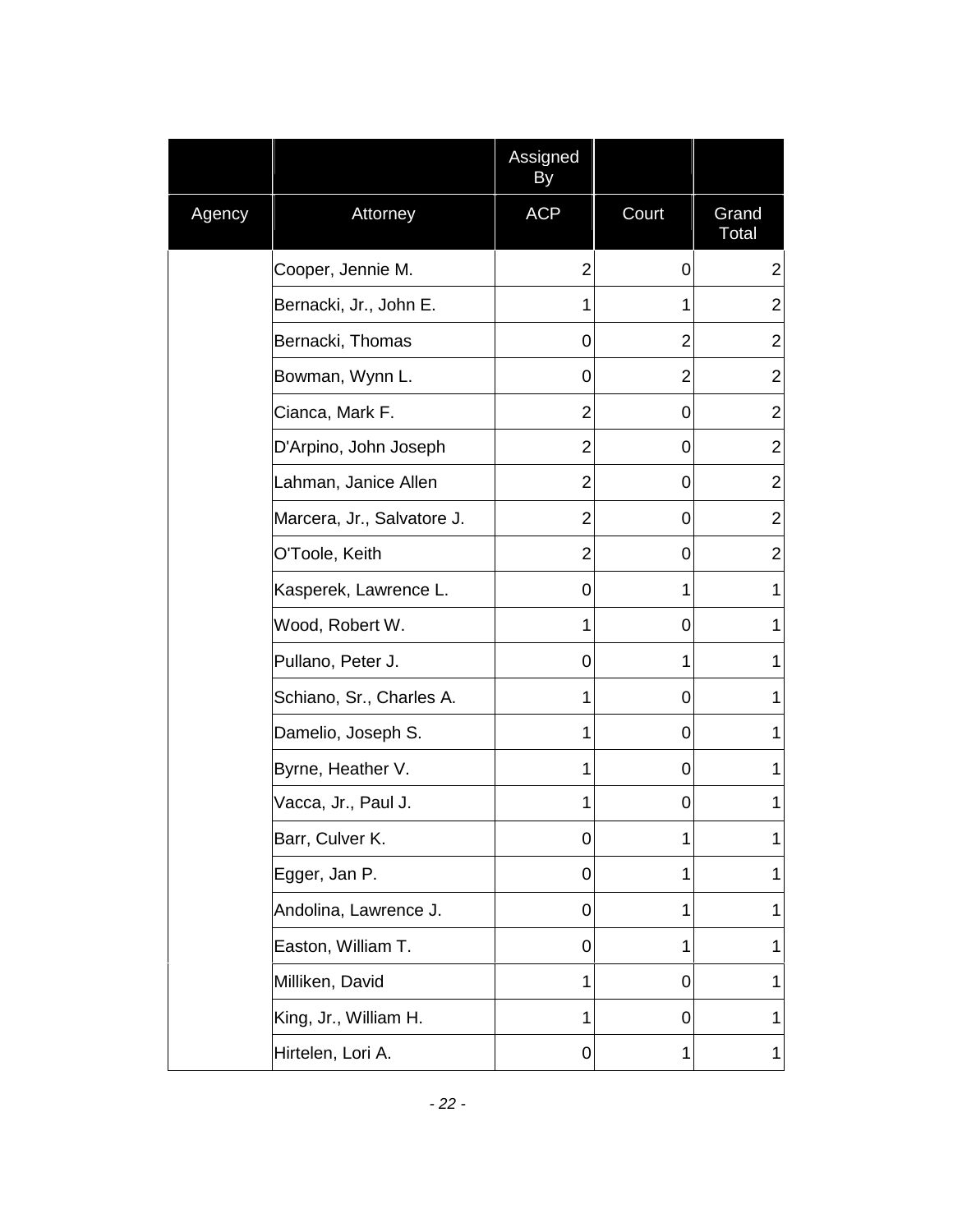| | | Assigned By | | |
|---|---|---|---|---|
| Agency | Attorney | ACP | Court | Grand Total |
| | Cooper, Jennie M. | 2 | 0 | 2 |
| | Bernacki, Jr., John E. | 1 | 1 | 2 |
| | Bernacki, Thomas | 0 | 2 | 2 |
| | Bowman, Wynn L. | 0 | 2 | 2 |
| | Cianca, Mark F. | 2 | 0 | 2 |
| | D'Arpino, John Joseph | 2 | 0 | 2 |
| | Lahman, Janice Allen | 2 | 0 | 2 |
| | Marcera, Jr., Salvatore J. | 2 | 0 | 2 |
| | O'Toole, Keith | 2 | 0 | 2 |
| | Kasperek, Lawrence L. | 0 | 1 | 1 |
| | Wood, Robert W. | 1 | 0 | 1 |
| | Pullano, Peter J. | 0 | 1 | 1 |
| | Schiano, Sr., Charles A. | 1 | 0 | 1 |
| | Damelio, Joseph S. | 1 | 0 | 1 |
| | Byrne, Heather V. | 1 | 0 | 1 |
| | Vacca, Jr., Paul J. | 1 | 0 | 1 |
| | Barr, Culver K. | 0 | 1 | 1 |
| | Egger, Jan P. | 0 | 1 | 1 |
| | Andolina, Lawrence J. | 0 | 1 | 1 |
| | Easton, William T. | 0 | 1 | 1 |
| | Milliken, David | 1 | 0 | 1 |
| | King, Jr., William H. | 1 | 0 | 1 |
| | Hirtelen, Lori A. | 0 | 1 | 1 |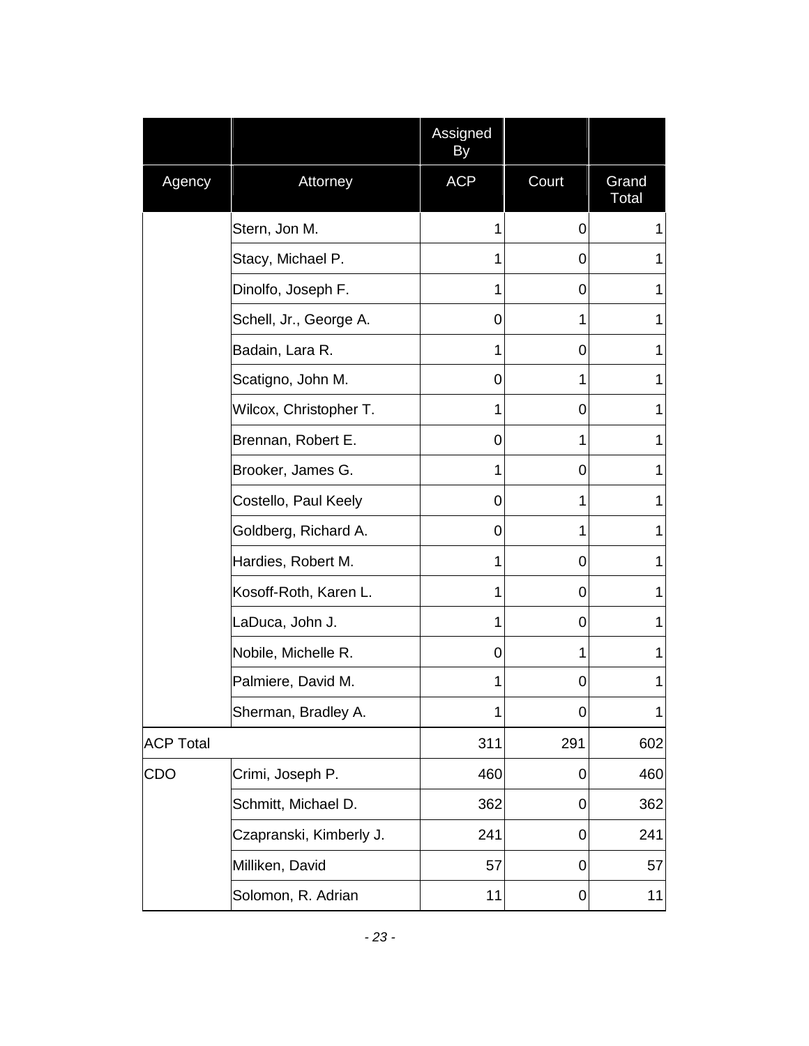| | | Assigned By | | |
|---|---|---|---|---|
| Agency | Attorney | ACP | Court | Grand Total |
| | Stern, Jon M. | 1 | 0 | 1 |
| | Stacy, Michael P. | 1 | 0 | 1 |
| | Dinolfo, Joseph F. | 1 | 0 | 1 |
| | Schell, Jr., George A. | 0 | 1 | 1 |
| | Badain, Lara R. | 1 | 0 | 1 |
| | Scatigno, John M. | 0 | 1 | 1 |
| | Wilcox, Christopher T. | 1 | 0 | 1 |
| | Brennan, Robert E. | 0 | 1 | 1 |
| | Brooker, James G. | 1 | 0 | 1 |
| | Costello, Paul Keely | 0 | 1 | 1 |
| | Goldberg, Richard A. | 0 | 1 | 1 |
| | Hardies, Robert M. | 1 | 0 | 1 |
| | Kosoff-Roth, Karen L. | 1 | 0 | 1 |
| | LaDuca, John J. | 1 | 0 | 1 |
| | Nobile, Michelle R. | 0 | 1 | 1 |
| | Palmiere, David M. | 1 | 0 | 1 |
| | Sherman, Bradley A. | 1 | 0 | 1 |
| ACP Total | | 311 | 291 | 602 |
| CDO | Crimi, Joseph P. | 460 | 0 | 460 |
| | Schmitt, Michael D. | 362 | 0 | 362 |
| | Czapranski, Kimberly J. | 241 | 0 | 241 |
| | Milliken, David | 57 | 0 | 57 |
| | Solomon, R. Adrian | 11 | 0 | 11 |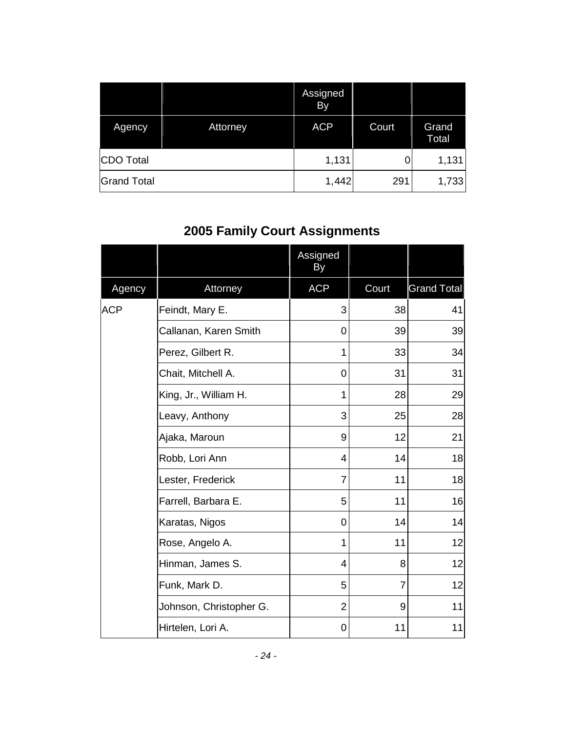| | | Assigned By | | |
|---|---|---|---|---|
| Agency | Attorney | ACP | Court | Grand Total |
| CDO Total | | 1,131 | 0 | 1,131 |
| Grand Total | | 1,442 | 291 | 1,733 |

## 2005 Family Court Assignments

| | | Assigned By | | |
|---|---|---|---|---|
| Agency | Attorney | ACP | Court | Grand Total |
| ACP | Feindt, Mary E. | 3 | 38 | 41 |
| | Callanan, Karen Smith | 0 | 39 | 39 |
| | Perez, Gilbert R. | 1 | 33 | 34 |
| | Chait, Mitchell A. | 0 | 31 | 31 |
| | King, Jr., William H. | 1 | 28 | 29 |
| | Leavy, Anthony | 3 | 25 | 28 |
| | Ajaka, Maroun | 9 | 12 | 21 |
| | Robb, Lori Ann | 4 | 14 | 18 |
| | Lester, Frederick | 7 | 11 | 18 |
| | Farrell, Barbara E. | 5 | 11 | 16 |
| | Karatas, Nigos | 0 | 14 | 14 |
| | Rose, Angelo A. | 1 | 11 | 12 |
| | Hinman, James S. | 4 | 8 | 12 |
| | Funk, Mark D. | 5 | 7 | 12 |
| | Johnson, Christopher G. | 2 | 9 | 11 |
| | Hirtelen, Lori A. | 0 | 11 | 11 |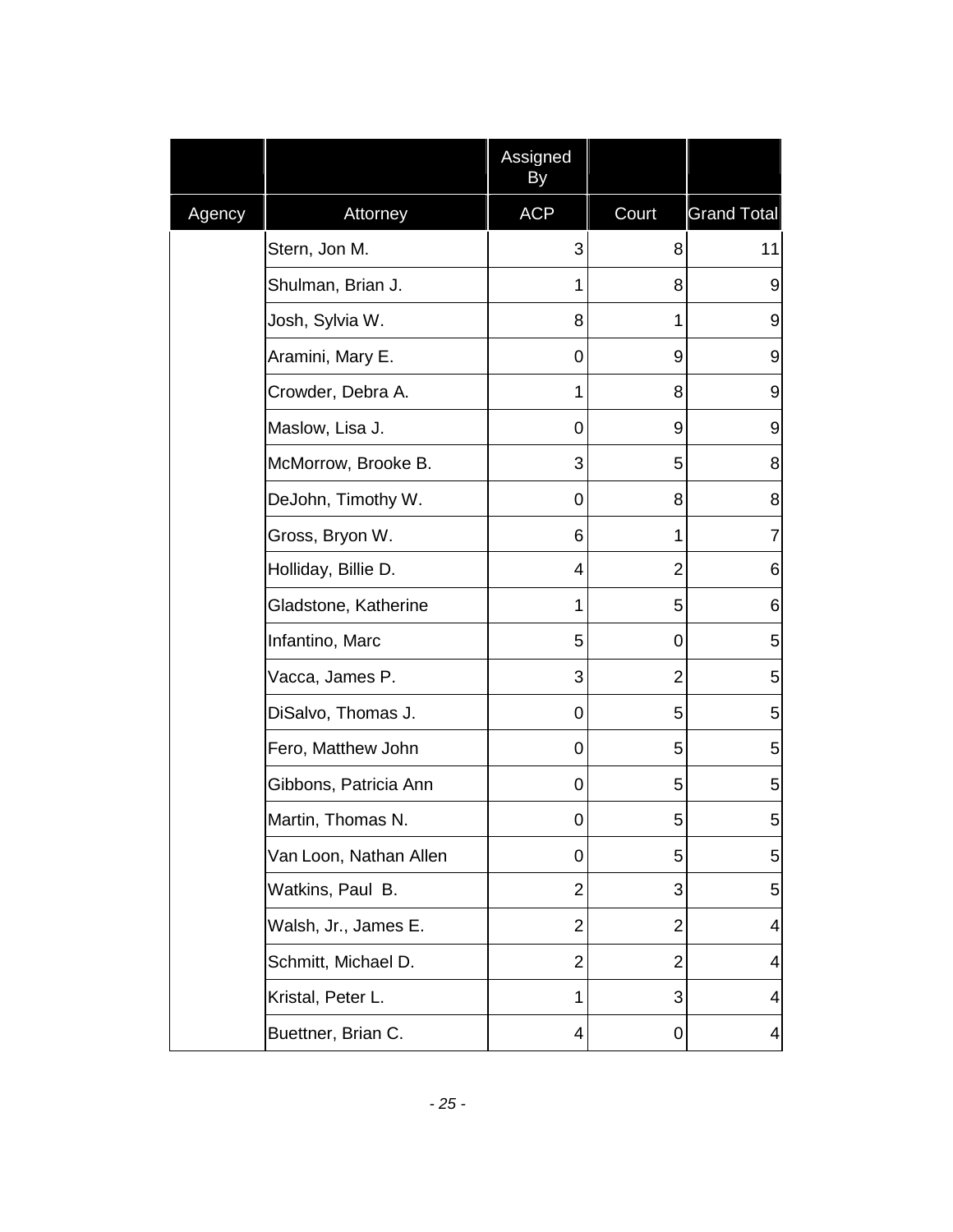| | | Assigned By | | |
|---|---|---|---|---|
| Agency | Attorney | ACP | Court | Grand Total |
| | Stern, Jon M. | 3 | 8 | 11 |
| | Shulman, Brian J. | 1 | 8 | 9 |
| | Josh, Sylvia W. | 8 | 1 | 9 |
| | Aramini, Mary E. | 0 | 9 | 9 |
| | Crowder, Debra A. | 1 | 8 | 9 |
| | Maslow, Lisa J. | 0 | 9 | 9 |
| | McMorrow, Brooke B. | 3 | 5 | 8 |
| | DeJohn, Timothy W. | 0 | 8 | 8 |
| | Gross, Bryon W. | 6 | 1 | 7 |
| | Holliday, Billie D. | 4 | 2 | 6 |
| | Gladstone, Katherine | 1 | 5 | 6 |
| | Infantino, Marc | 5 | 0 | 5 |
| | Vacca, James P. | 3 | 2 | 5 |
| | DiSalvo, Thomas J. | 0 | 5 | 5 |
| | Fero, Matthew John | 0 | 5 | 5 |
| | Gibbons, Patricia Ann | 0 | 5 | 5 |
| | Martin, Thomas N. | 0 | 5 | 5 |
| | Van Loon, Nathan Allen | 0 | 5 | 5 |
| | Watkins, Paul B. | 2 | 3 | 5 |
| | Walsh, Jr., James E. | 2 | 2 | 4 |
| | Schmitt, Michael D. | 2 | 2 | 4 |
| | Kristal, Peter L. | 1 | 3 | 4 |
| | Buettner, Brian C. | 4 | 0 | 4 |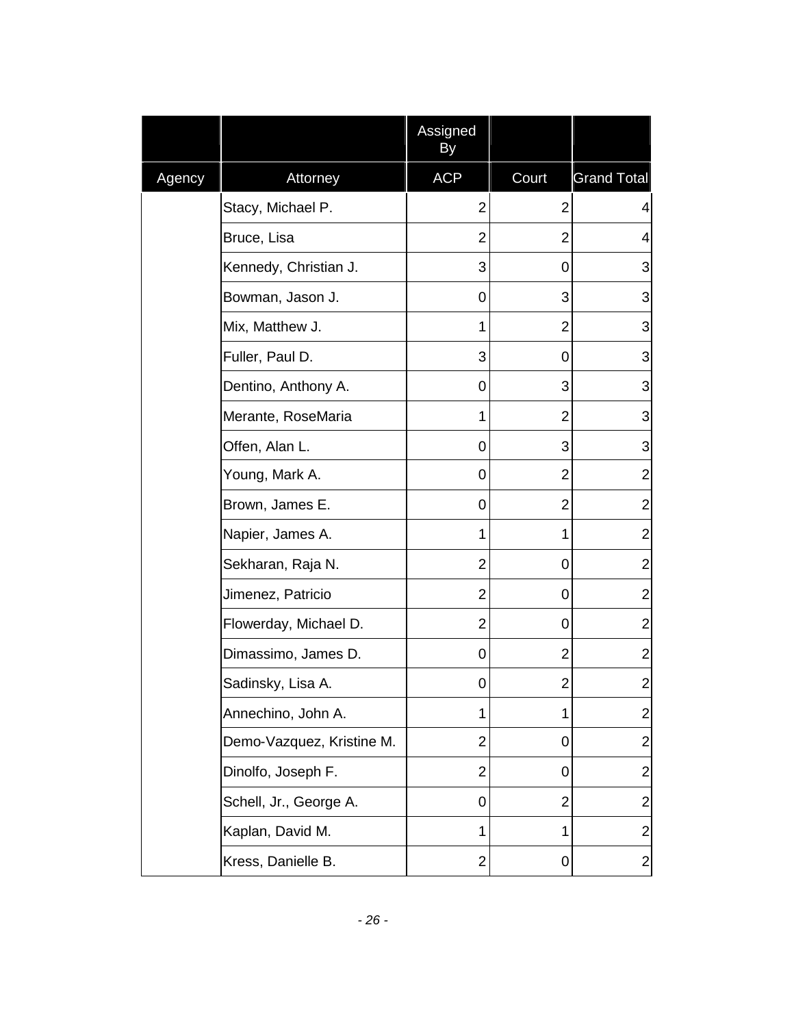| | | Assigned By | | |
|---|---|---|---|---|
| Agency | Attorney | ACP | Court | Grand Total |
| | Stacy, Michael P. | 2 | 2 | 4 |
| | Bruce, Lisa | 2 | 2 | 4 |
| | Kennedy, Christian J. | 3 | 0 | 3 |
| | Bowman, Jason J. | 0 | 3 | 3 |
| | Mix, Matthew J. | 1 | 2 | 3 |
| | Fuller, Paul D. | 3 | 0 | 3 |
| | Dentino, Anthony A. | 0 | 3 | 3 |
| | Merante, RoseMaria | 1 | 2 | 3 |
| | Offen, Alan L. | 0 | 3 | 3 |
| | Young, Mark A. | 0 | 2 | 2 |
| | Brown, James E. | 0 | 2 | 2 |
| | Napier, James A. | 1 | 1 | 2 |
| | Sekharan, Raja N. | 2 | 0 | 2 |
| | Jimenez, Patricio | 2 | 0 | 2 |
| | Flowerday, Michael D. | 2 | 0 | 2 |
| | Dimassimo, James D. | 0 | 2 | 2 |
| | Sadinsky, Lisa A. | 0 | 2 | 2 |
| | Annechino, John A. | 1 | 1 | 2 |
| | Demo-Vazquez, Kristine M. | 2 | 0 | 2 |
| | Dinolfo, Joseph F. | 2 | 0 | 2 |
| | Schell, Jr., George A. | 0 | 2 | 2 |
| | Kaplan, David M. | 1 | 1 | 2 |
| | Kress, Danielle B. | 2 | 0 | 2 |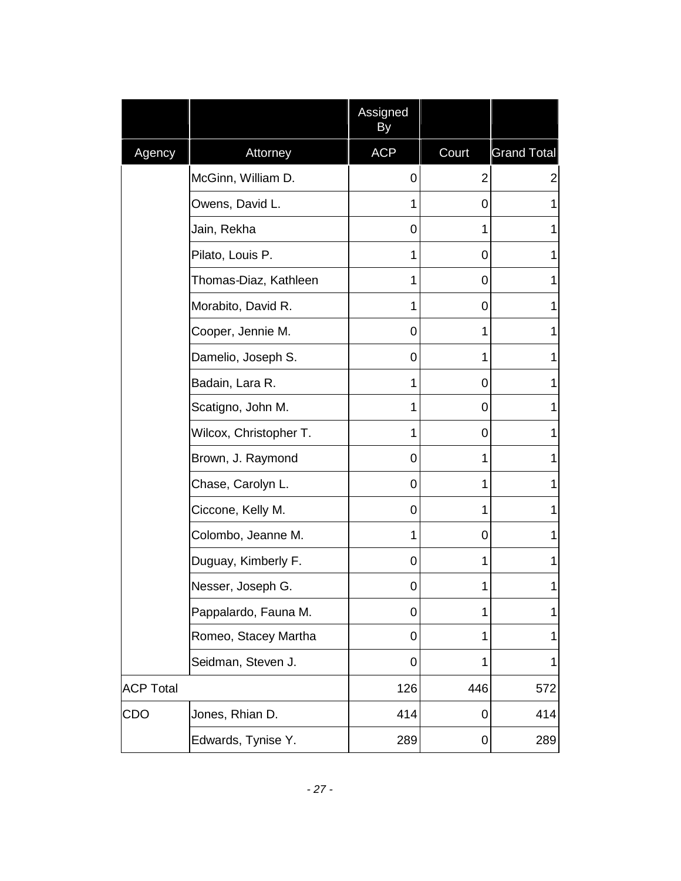| | | Assigned By | | |
|---|---|---|---|---|
| Agency | Attorney | ACP | Court | Grand Total |
| | McGinn, William D. | 0 | 2 | 2 |
| | Owens, David L. | 1 | 0 | 1 |
| | Jain, Rekha | 0 | 1 | 1 |
| | Pilato, Louis P. | 1 | 0 | 1 |
| | Thomas-Diaz, Kathleen | 1 | 0 | 1 |
| | Morabito, David R. | 1 | 0 | 1 |
| | Cooper, Jennie M. | 0 | 1 | 1 |
| | Damelio, Joseph S. | 0 | 1 | 1 |
| | Badain, Lara R. | 1 | 0 | 1 |
| | Scatigno, John M. | 1 | 0 | 1 |
| | Wilcox, Christopher T. | 1 | 0 | 1 |
| | Brown, J. Raymond | 0 | 1 | 1 |
| | Chase, Carolyn L. | 0 | 1 | 1 |
| | Ciccone, Kelly M. | 0 | 1 | 1 |
| | Colombo, Jeanne M. | 1 | 0 | 1 |
| | Duguay, Kimberly F. | 0 | 1 | 1 |
| | Nesser, Joseph G. | 0 | 1 | 1 |
| | Pappalardo, Fauna M. | 0 | 1 | 1 |
| | Romeo, Stacey Martha | 0 | 1 | 1 |
| | Seidman, Steven J. | 0 | 1 | 1 |
| ACP Total | | 126 | 446 | 572 |
| CDO | Jones, Rhian D. | 414 | 0 | 414 |
| | Edwards, Tynise Y. | 289 | 0 | 289 |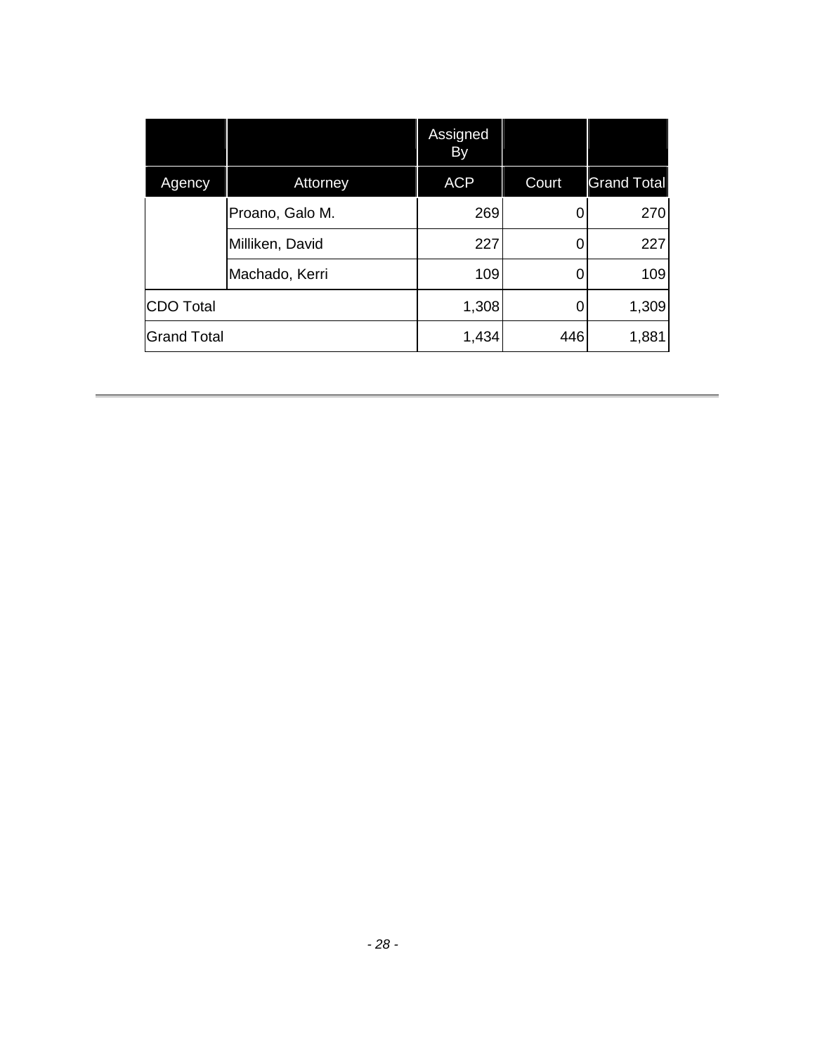| | | Assigned By | | |
|---|---|---|---|---|
| Agency | Attorney | ACP | Court | Grand Total |
| | Proano, Galo M. | 269 | 0 | 270 |
| | Milliken, David | 227 | 0 | 227 |
| | Machado, Kerri | 109 | 0 | 109 |
| CDO Total | | 1,308 | 0 | 1,309 |
| Grand Total | | 1,434 | 446 | 1,881 |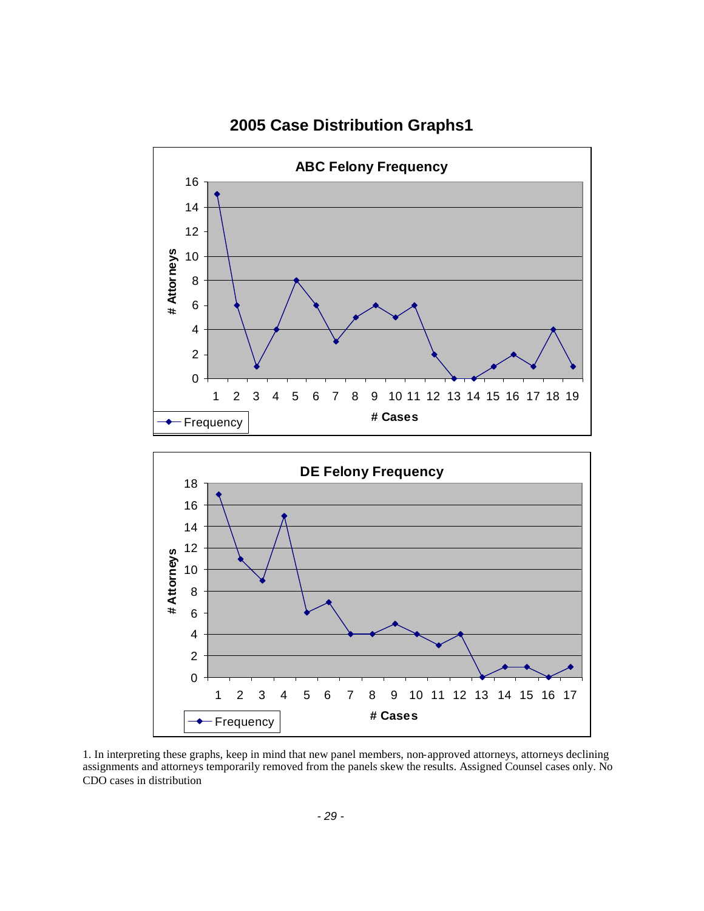# 2005 Case Distribution Graphs1

**ABC Felony Frequency**

| # Cases | # Attorneys |
|---|---|
| 1 | 15 |
| 2 | 6 |
| 3 | 1 |
| 4 | 4 |
| 5 | 8 |
| 6 | 6 |
| 7 | 3 |
| 8 | 5 |
| 9 | 6 |
| 10 | 5 |
| 11 | 6 |
| 12 | 2 |
| 13 | 0 |
| 14 | 0 |
| 15 | 1 |
| 16 | 2 |
| 17 | 1 |
| 18 | 4 |
| 19 | 1 |

**DE Felony Frequency**

| # Cases | # Attorneys |
|---|---|
| 1 | 17 |
| 2 | 11 |
| 3 | 9 |
| 4 | 15 |
| 5 | 6 |
| 6 | 7 |
| 7 | 4 |
| 8 | 4 |
| 9 | 5 |
| 10 | 4 |
| 11 | 3 |
| 12 | 4 |
| 13 | 0 |
| 14 | 1 |
| 15 | 1 |
| 16 | 0 |
| 17 | 1 |

1. In interpreting these graphs, keep in mind that new panel members, non-approved attorneys, attorneys declining assignments and attorneys temporarily removed from the panels skew the results. Assigned Counsel cases only. No CDO cases in distribution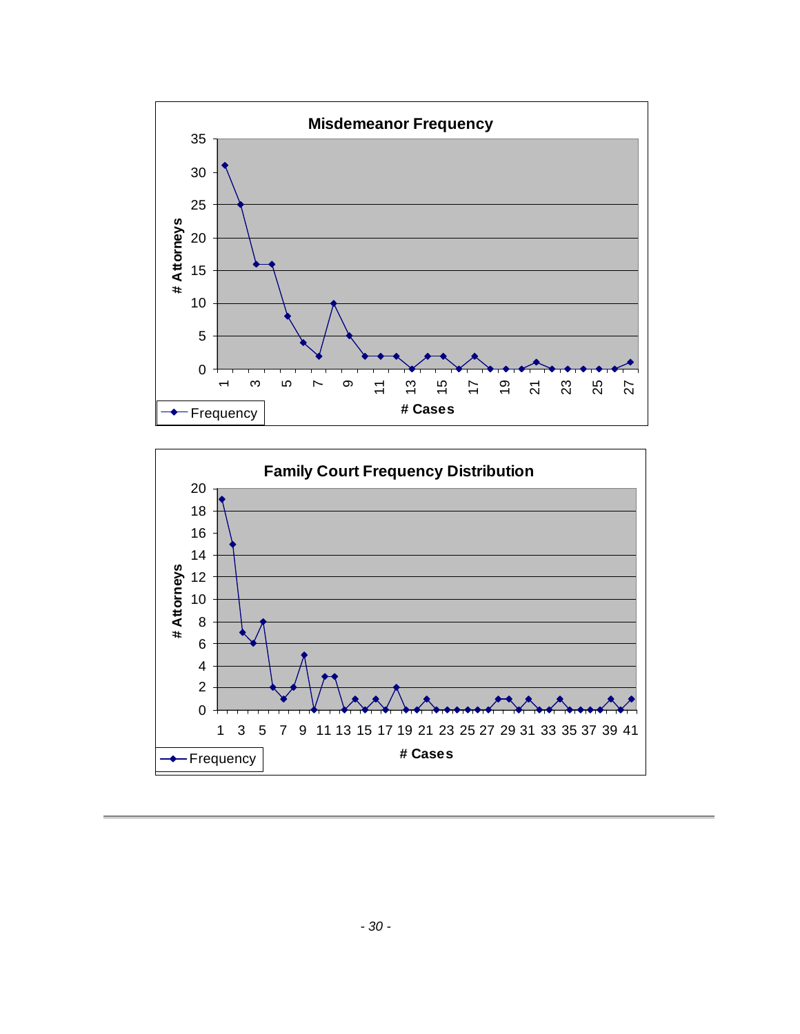**Misdemeanor Frequency**

# Attorneys

# Cases

Frequency

**Family Court Frequency Distribution**

# Attorneys

# Cases

Frequency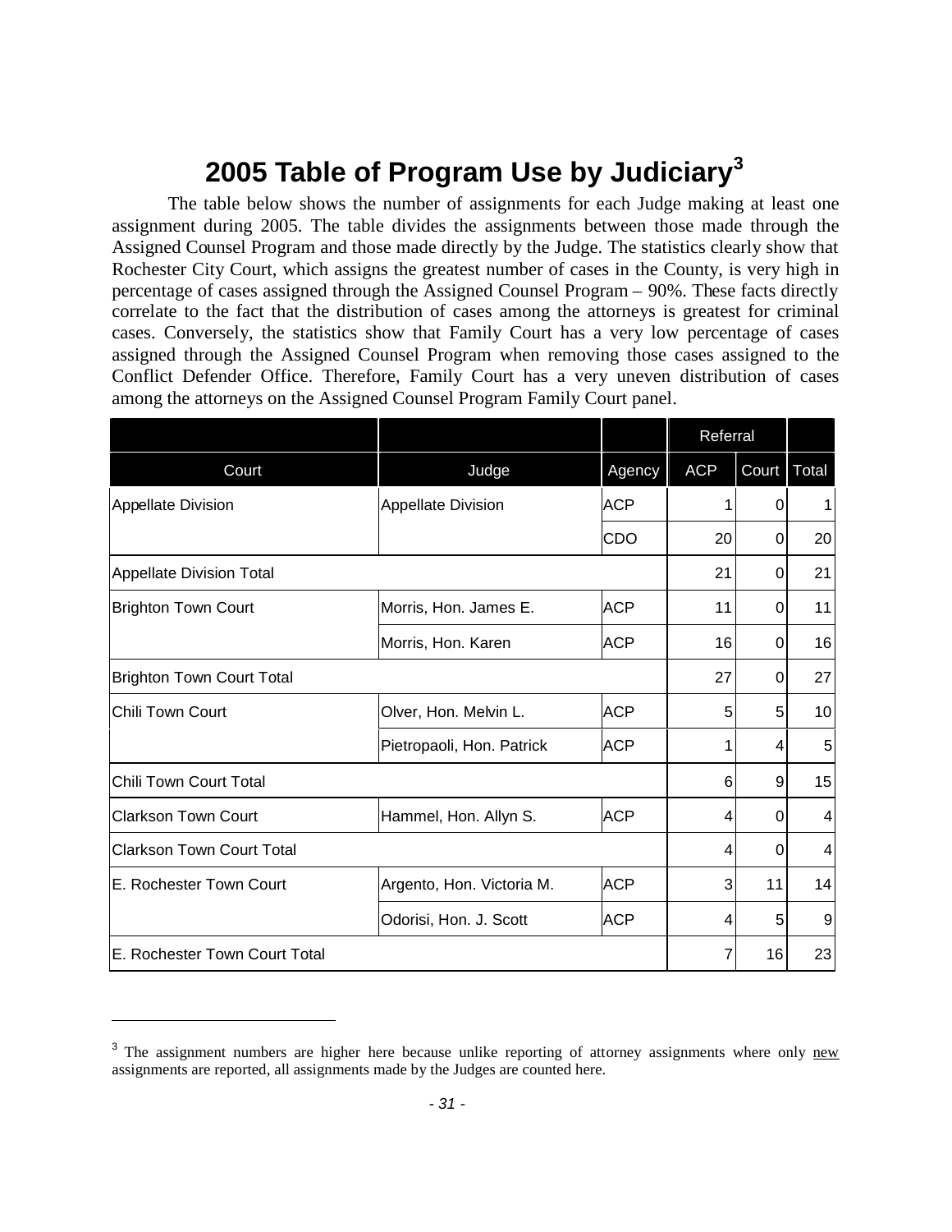# 2005 Table of Program Use by Judiciary[3]

The table below shows the number of assignments for each Judge making at least one assignment during 2005. The table divides the assignments between those made through the Assigned Counsel Program and those made directly by the Judge. The statistics clearly show that Rochester City Court, which assigns the greatest number of cases in the County, is very high in percentage of cases assigned through the Assigned Counsel Program – 90%. These facts directly correlate to the fact that the distribution of cases among the attorneys is greatest for criminal cases. Conversely, the statistics show that Family Court has a very low percentage of cases assigned through the Assigned Counsel Program when removing those cases assigned to the Conflict Defender Office. Therefore, Family Court has a very uneven distribution of cases among the attorneys on the Assigned Counsel Program Family Court panel.

| | | | Referral | | |
|---|---|---|---|---|---|
| Court | Judge | Agency | ACP | Court | Total |
| Appellate Division | Appellate Division | ACP | 1 | 0 | 1 |
| | | CDO | 20 | 0 | 20 |
| Appellate Division Total | | | 21 | 0 | 21 |
| Brighton Town Court | Morris, Hon. James E. | ACP | 11 | 0 | 11 |
| | Morris, Hon. Karen | ACP | 16 | 0 | 16 |
| Brighton Town Court Total | | | 27 | 0 | 27 |
| Chili Town Court | Olver, Hon. Melvin L. | ACP | 5 | 5 | 10 |
| | Pietropaoli, Hon. Patrick | ACP | 1 | 4 | 5 |
| Chili Town Court Total | | | 6 | 9 | 15 |
| Clarkson Town Court | Hammel, Hon. Allyn S. | ACP | 4 | 0 | 4 |
| Clarkson Town Court Total | | | 4 | 0 | 4 |
| E. Rochester Town Court | Argento, Hon. Victoria M. | ACP | 3 | 11 | 14 |
| | Odorisi, Hon. J. Scott | ACP | 4 | 5 | 9 |
| E. Rochester Town Court Total | | | 7 | 16 | 23 |

[3] The assignment numbers are higher here because unlike reporting of attorney assignments where only new assignments are reported, all assignments made by the Judges are counted here.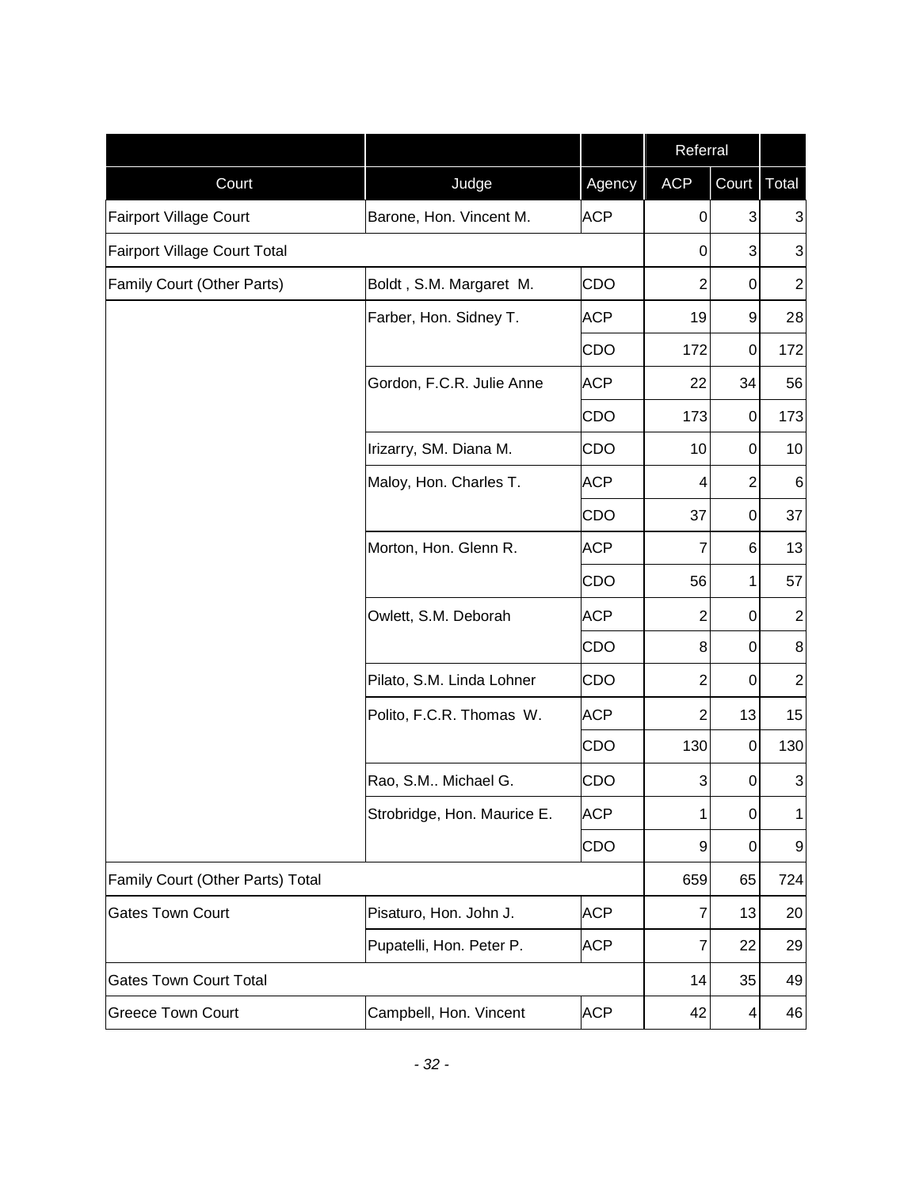| | | | Referral | | |
|---|---|---|---|---|---|
| Court | Judge | Agency | ACP | Court | Total |
| Fairport Village Court | Barone, Hon. Vincent M. | ACP | 0 | 3 | 3 |
| Fairport Village Court Total | | | 0 | 3 | 3 |
| Family Court (Other Parts) | Boldt , S.M. Margaret M. | CDO | 2 | 0 | 2 |
| | Farber, Hon. Sidney T. | ACP | 19 | 9 | 28 |
| | | CDO | 172 | 0 | 172 |
| | Gordon, F.C.R. Julie Anne | ACP | 22 | 34 | 56 |
| | | CDO | 173 | 0 | 173 |
| | Irizarry, SM. Diana M. | CDO | 10 | 0 | 10 |
| | Maloy, Hon. Charles T. | ACP | 4 | 2 | 6 |
| | | CDO | 37 | 0 | 37 |
| | Morton, Hon. Glenn R. | ACP | 7 | 6 | 13 |
| | | CDO | 56 | 1 | 57 |
| | Owlett, S.M. Deborah | ACP | 2 | 0 | 2 |
| | | CDO | 8 | 0 | 8 |
| | Pilato, S.M. Linda Lohner | CDO | 2 | 0 | 2 |
| | Polito, F.C.R. Thomas W. | ACP | 2 | 13 | 15 |
| | | CDO | 130 | 0 | 130 |
| | Rao, S.M.. Michael G. | CDO | 3 | 0 | 3 |
| | Strobridge, Hon. Maurice E. | ACP | 1 | 0 | 1 |
| | | CDO | 9 | 0 | 9 |
| Family Court (Other Parts) Total | | | 659 | 65 | 724 |
| Gates Town Court | Pisaturo, Hon. John J. | ACP | 7 | 13 | 20 |
| | Pupatelli, Hon. Peter P. | ACP | 7 | 22 | 29 |
| Gates Town Court Total | | | 14 | 35 | 49 |
| Greece Town Court | Campbell, Hon. Vincent | ACP | 42 | 4 | 46 |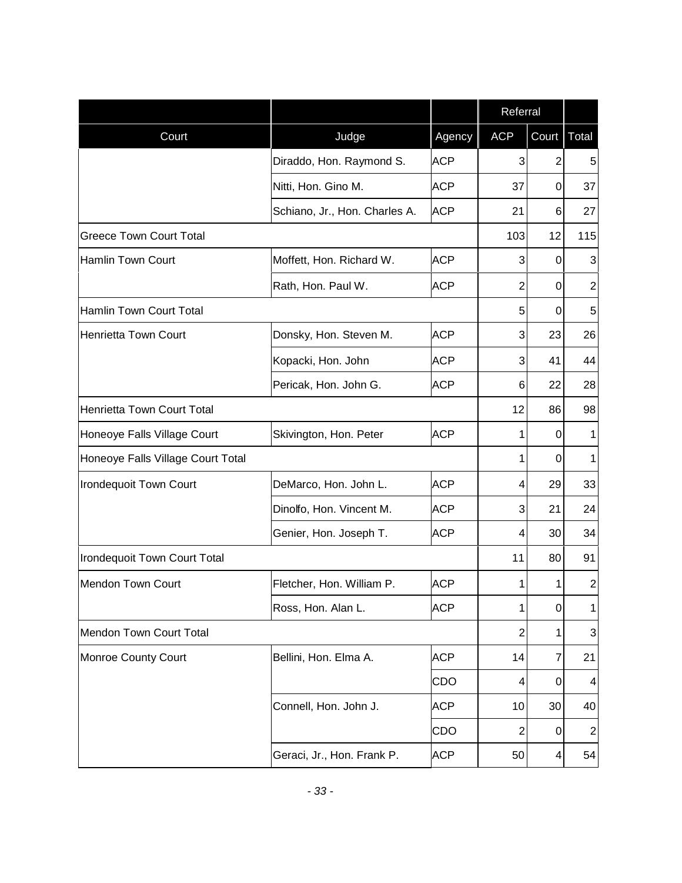| | | | Referral | | |
|---|---|---|---|---|---|
| Court | Judge | Agency | ACP | Court | Total |
| | Diraddo, Hon. Raymond S. | ACP | 3 | 2 | 5 |
| | Nitti, Hon. Gino M. | ACP | 37 | 0 | 37 |
| | Schiano, Jr., Hon. Charles A. | ACP | 21 | 6 | 27 |
| Greece Town Court Total | | | 103 | 12 | 115 |
| Hamlin Town Court | Moffett, Hon. Richard W. | ACP | 3 | 0 | 3 |
| | Rath, Hon. Paul W. | ACP | 2 | 0 | 2 |
| Hamlin Town Court Total | | | 5 | 0 | 5 |
| Henrietta Town Court | Donsky, Hon. Steven M. | ACP | 3 | 23 | 26 |
| | Kopacki, Hon. John | ACP | 3 | 41 | 44 |
| | Pericak, Hon. John G. | ACP | 6 | 22 | 28 |
| Henrietta Town Court Total | | | 12 | 86 | 98 |
| Honeoye Falls Village Court | Skivington, Hon. Peter | ACP | 1 | 0 | 1 |
| Honeoye Falls Village Court Total | | | 1 | 0 | 1 |
| Irondequoit Town Court | DeMarco, Hon. John L. | ACP | 4 | 29 | 33 |
| | Dinolfo, Hon. Vincent M. | ACP | 3 | 21 | 24 |
| | Genier, Hon. Joseph T. | ACP | 4 | 30 | 34 |
| Irondequoit Town Court Total | | | 11 | 80 | 91 |
| Mendon Town Court | Fletcher, Hon. William P. | ACP | 1 | 1 | 2 |
| | Ross, Hon. Alan L. | ACP | 1 | 0 | 1 |
| Mendon Town Court Total | | | 2 | 1 | 3 |
| Monroe County Court | Bellini, Hon. Elma A. | ACP | 14 | 7 | 21 |
| | | CDO | 4 | 0 | 4 |
| | Connell, Hon. John J. | ACP | 10 | 30 | 40 |
| | | CDO | 2 | 0 | 2 |
| | Geraci, Jr., Hon. Frank P. | ACP | 50 | 4 | 54 |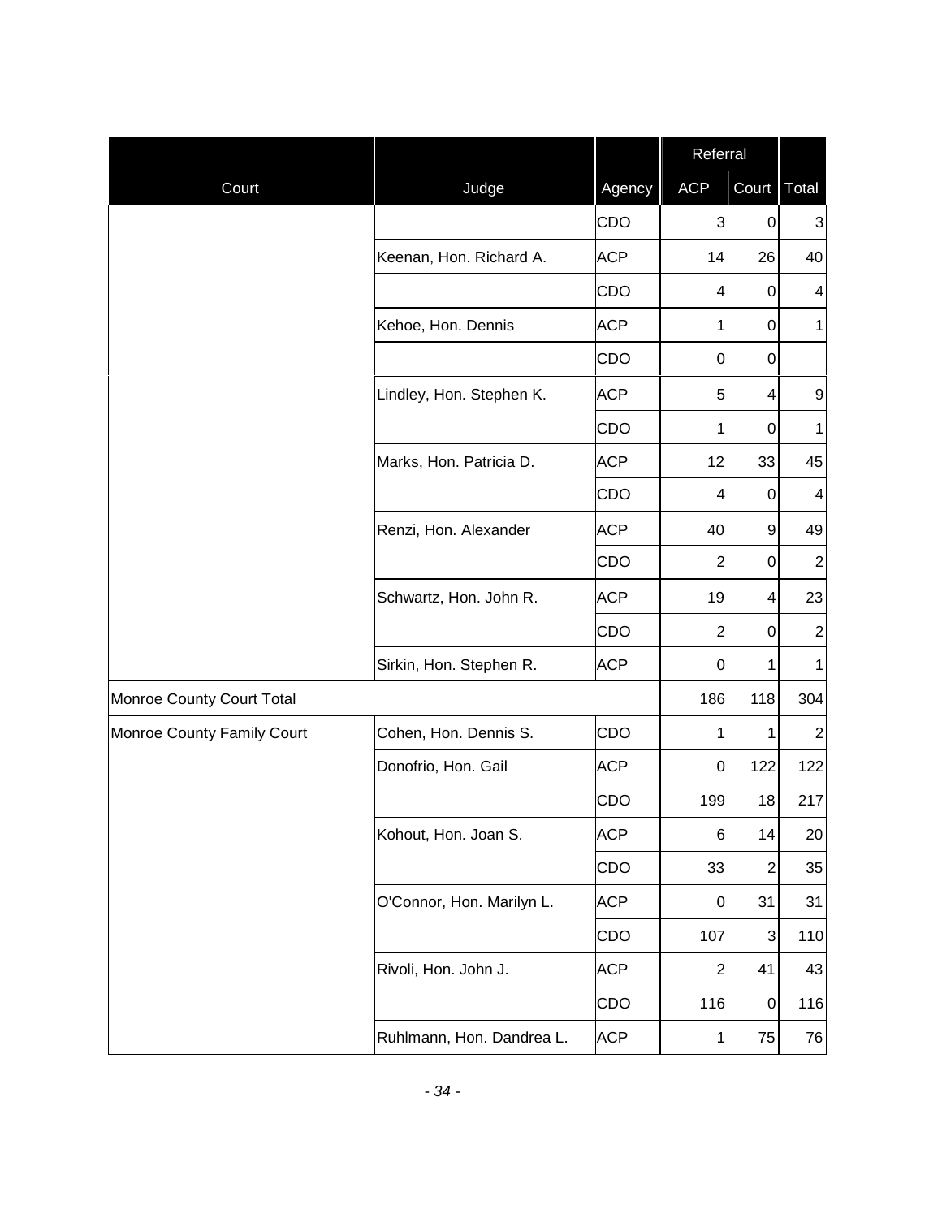| | | | Referral | | |
|---|---|---|---|---|---|
| Court | Judge | Agency | ACP | Court | Total |
| | | CDO | 3 | 0 | 3 |
| | Keenan, Hon. Richard A. | ACP | 14 | 26 | 40 |
| | | CDO | 4 | 0 | 4 |
| | Kehoe, Hon. Dennis | ACP | 1 | 0 | 1 |
| | | CDO | 0 | 0 | |
| | Lindley, Hon. Stephen K. | ACP | 5 | 4 | 9 |
| | | CDO | 1 | 0 | 1 |
| | Marks, Hon. Patricia D. | ACP | 12 | 33 | 45 |
| | | CDO | 4 | 0 | 4 |
| | Renzi, Hon. Alexander | ACP | 40 | 9 | 49 |
| | | CDO | 2 | 0 | 2 |
| | Schwartz, Hon. John R. | ACP | 19 | 4 | 23 |
| | | CDO | 2 | 0 | 2 |
| | Sirkin, Hon. Stephen R. | ACP | 0 | 1 | 1 |
| Monroe County Court Total | | | 186 | 118 | 304 |
| Monroe County Family Court | Cohen, Hon. Dennis S. | CDO | 1 | 1 | 2 |
| | Donofrio, Hon. Gail | ACP | 0 | 122 | 122 |
| | | CDO | 199 | 18 | 217 |
| | Kohout, Hon. Joan S. | ACP | 6 | 14 | 20 |
| | | CDO | 33 | 2 | 35 |
| | O'Connor, Hon. Marilyn L. | ACP | 0 | 31 | 31 |
| | | CDO | 107 | 3 | 110 |
| | Rivoli, Hon. John J. | ACP | 2 | 41 | 43 |
| | | CDO | 116 | 0 | 116 |
| | Ruhlmann, Hon. Dandrea L. | ACP | 1 | 75 | 76 |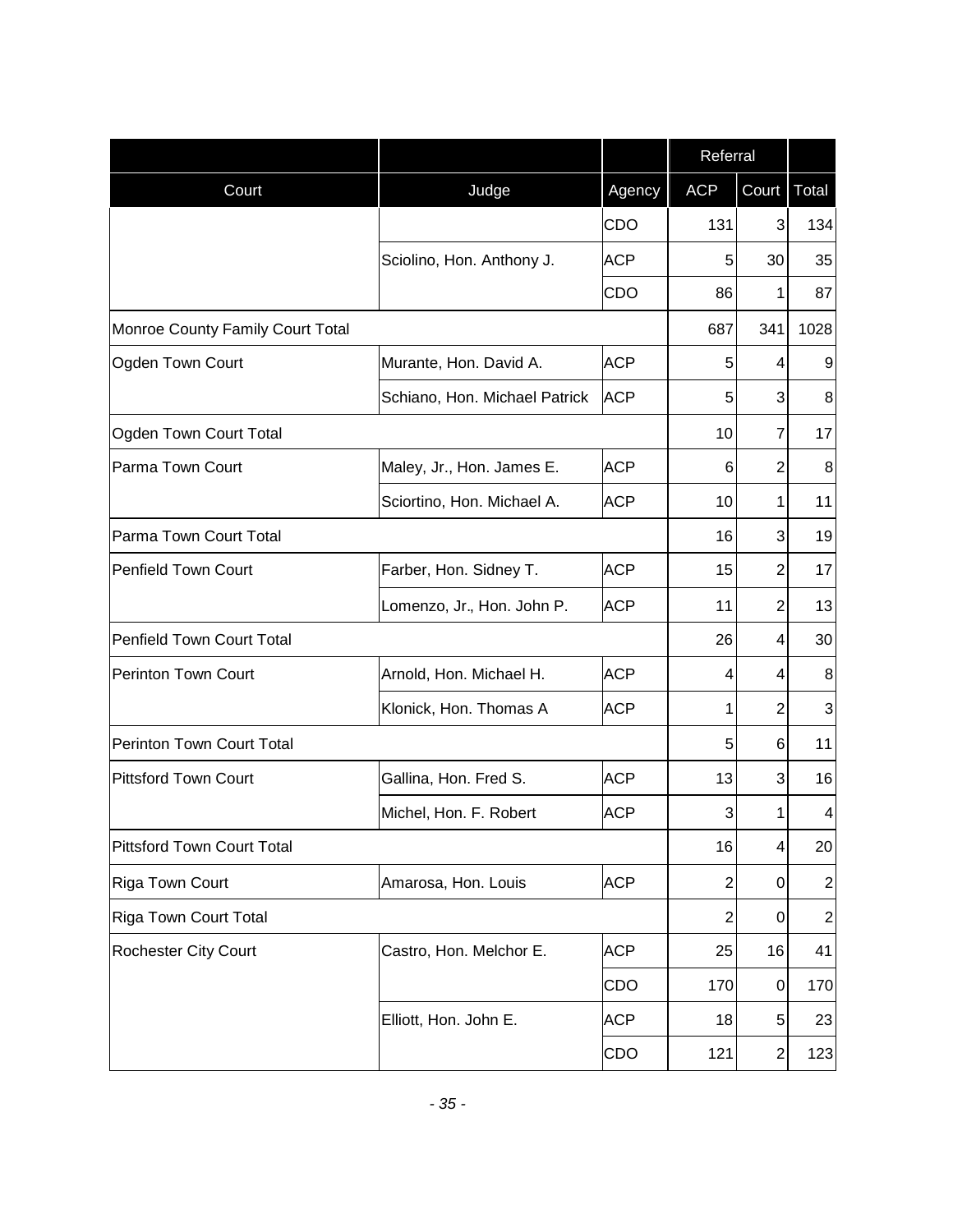| | | | Referral | | |
|---|---|---|---|---|---|
| Court | Judge | Agency | ACP | Court | Total |
| | | CDO | 131 | 3 | 134 |
| | Sciolino, Hon. Anthony J. | ACP | 5 | 30 | 35 |
| | | CDO | 86 | 1 | 87 |
| Monroe County Family Court Total | | | 687 | 341 | 1028 |
| Ogden Town Court | Murante, Hon. David A. | ACP | 5 | 4 | 9 |
| | Schiano, Hon. Michael Patrick | ACP | 5 | 3 | 8 |
| Ogden Town Court Total | | | 10 | 7 | 17 |
| Parma Town Court | Maley, Jr., Hon. James E. | ACP | 6 | 2 | 8 |
| | Sciortino, Hon. Michael A. | ACP | 10 | 1 | 11 |
| Parma Town Court Total | | | 16 | 3 | 19 |
| Penfield Town Court | Farber, Hon. Sidney T. | ACP | 15 | 2 | 17 |
| | Lomenzo, Jr., Hon. John P. | ACP | 11 | 2 | 13 |
| Penfield Town Court Total | | | 26 | 4 | 30 |
| Perinton Town Court | Arnold, Hon. Michael H. | ACP | 4 | 4 | 8 |
| | Klonick, Hon. Thomas A | ACP | 1 | 2 | 3 |
| Perinton Town Court Total | | | 5 | 6 | 11 |
| Pittsford Town Court | Gallina, Hon. Fred S. | ACP | 13 | 3 | 16 |
| | Michel, Hon. F. Robert | ACP | 3 | 1 | 4 |
| Pittsford Town Court Total | | | 16 | 4 | 20 |
| Riga Town Court | Amarosa, Hon. Louis | ACP | 2 | 0 | 2 |
| Riga Town Court Total | | | 2 | 0 | 2 |
| Rochester City Court | Castro, Hon. Melchor E. | ACP | 25 | 16 | 41 |
| | | CDO | 170 | 0 | 170 |
| | Elliott, Hon. John E. | ACP | 18 | 5 | 23 |
| | | CDO | 121 | 2 | 123 |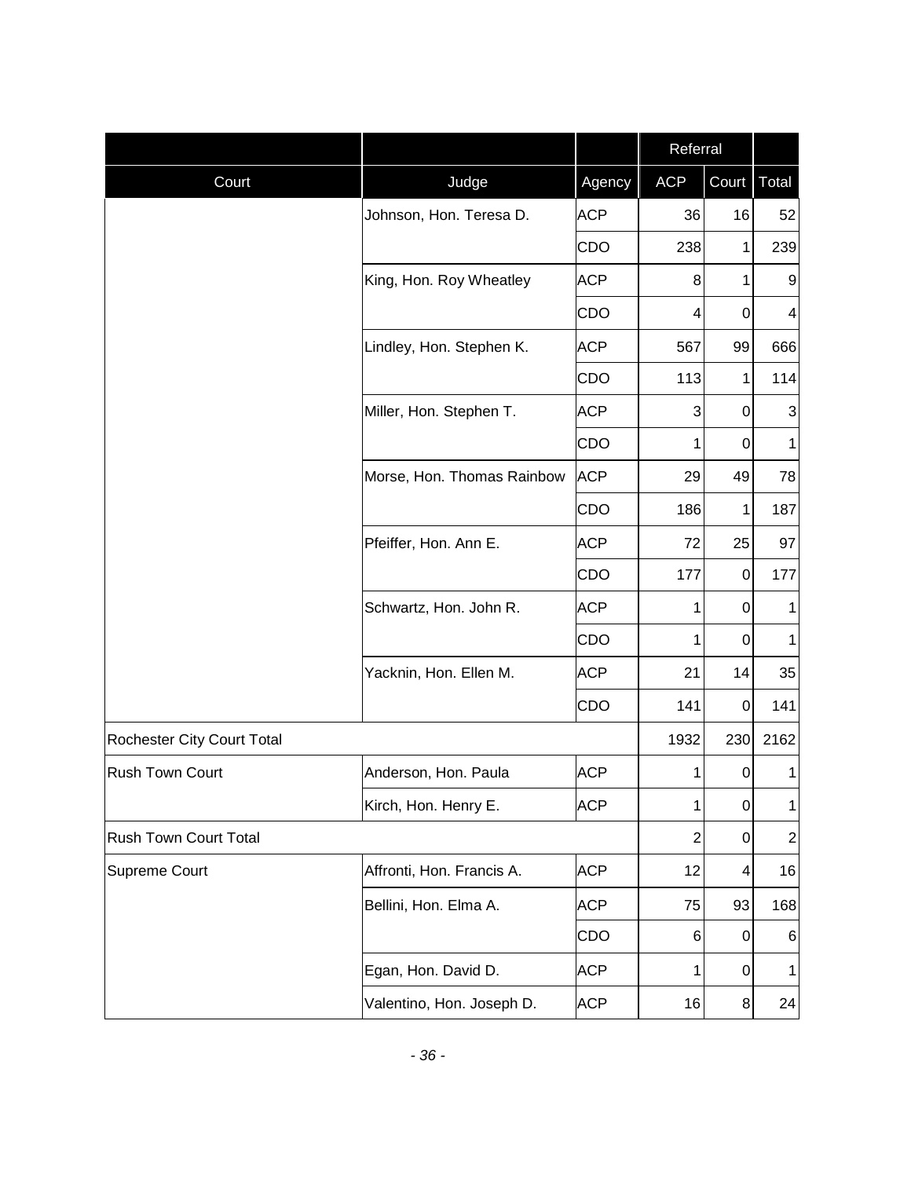| | | | Referral | | |
|---|---|---|---|---|---|
| Court | Judge | Agency | ACP | Court | Total |
| | Johnson, Hon. Teresa D. | ACP | 36 | 16 | 52 |
| | | CDO | 238 | 1 | 239 |
| | King, Hon. Roy Wheatley | ACP | 8 | 1 | 9 |
| | | CDO | 4 | 0 | 4 |
| | Lindley, Hon. Stephen K. | ACP | 567 | 99 | 666 |
| | | CDO | 113 | 1 | 114 |
| | Miller, Hon. Stephen T. | ACP | 3 | 0 | 3 |
| | | CDO | 1 | 0 | 1 |
| | Morse, Hon. Thomas Rainbow | ACP | 29 | 49 | 78 |
| | | CDO | 186 | 1 | 187 |
| | Pfeiffer, Hon. Ann E. | ACP | 72 | 25 | 97 |
| | | CDO | 177 | 0 | 177 |
| | Schwartz, Hon. John R. | ACP | 1 | 0 | 1 |
| | | CDO | 1 | 0 | 1 |
| | Yacknin, Hon. Ellen M. | ACP | 21 | 14 | 35 |
| | | CDO | 141 | 0 | 141 |
| Rochester City Court Total | | | 1932 | 230 | 2162 |
| Rush Town Court | Anderson, Hon. Paula | ACP | 1 | 0 | 1 |
| | Kirch, Hon. Henry E. | ACP | 1 | 0 | 1 |
| Rush Town Court Total | | | 2 | 0 | 2 |
| Supreme Court | Affronti, Hon. Francis A. | ACP | 12 | 4 | 16 |
| | Bellini, Hon. Elma A. | ACP | 75 | 93 | 168 |
| | | CDO | 6 | 0 | 6 |
| | Egan, Hon. David D. | ACP | 1 | 0 | 1 |
| | Valentino, Hon. Joseph D. | ACP | 16 | 8 | 24 |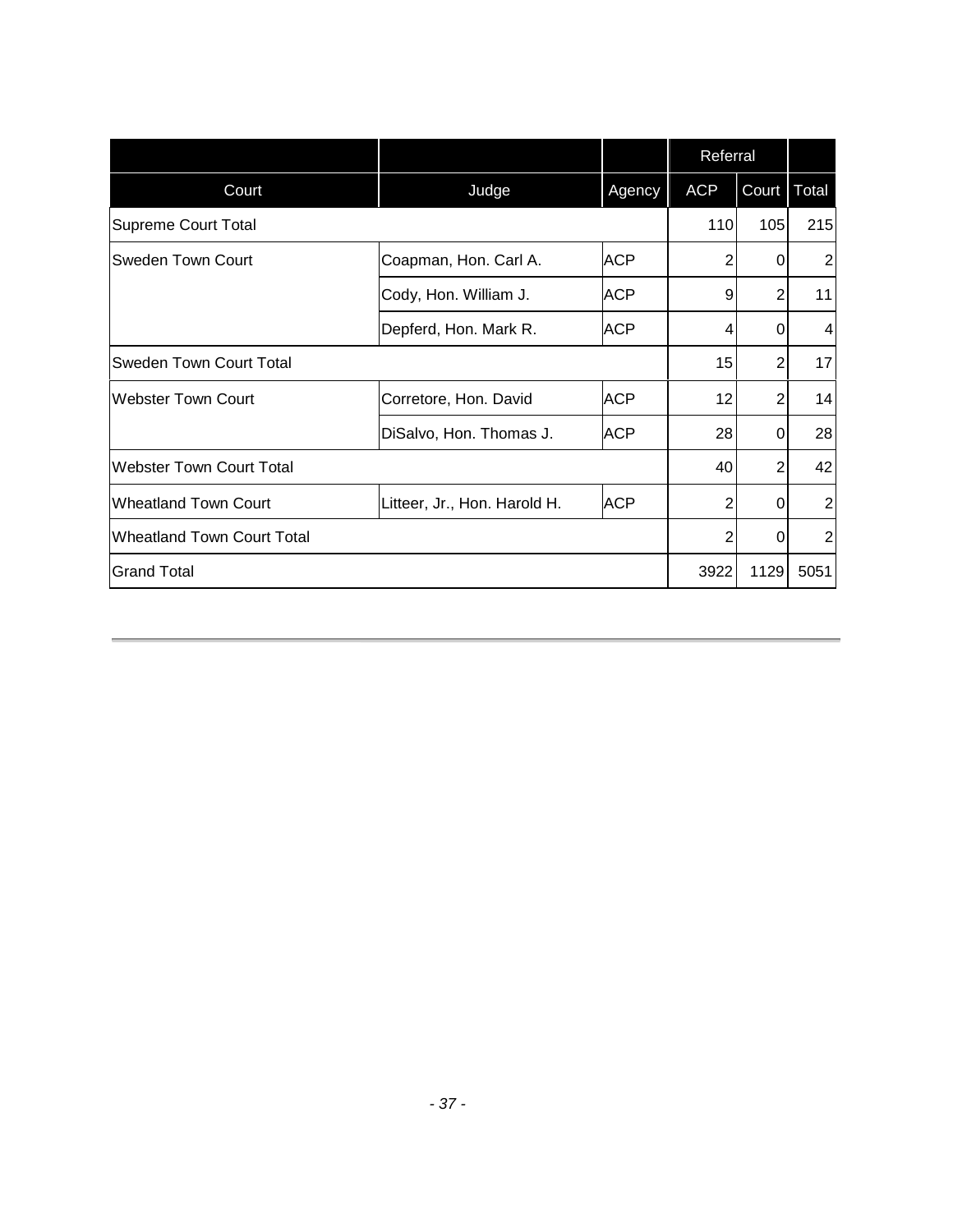| | | | Referral | | |
|---|---|---|---|---|---|
| Court | Judge | Agency | ACP | Court | Total |
| Supreme Court Total | | | 110 | 105 | 215 |
| Sweden Town Court | Coapman, Hon. Carl A. | ACP | 2 | 0 | 2 |
| | Cody, Hon. William J. | ACP | 9 | 2 | 11 |
| | Depferd, Hon. Mark R. | ACP | 4 | 0 | 4 |
| Sweden Town Court Total | | | 15 | 2 | 17 |
| Webster Town Court | Corretore, Hon. David | ACP | 12 | 2 | 14 |
| | DiSalvo, Hon. Thomas J. | ACP | 28 | 0 | 28 |
| Webster Town Court Total | | | 40 | 2 | 42 |
| Wheatland Town Court | Litteer, Jr., Hon. Harold H. | ACP | 2 | 0 | 2 |
| Wheatland Town Court Total | | | 2 | 0 | 2 |
| Grand Total | | | 3922 | 1129 | 5051 |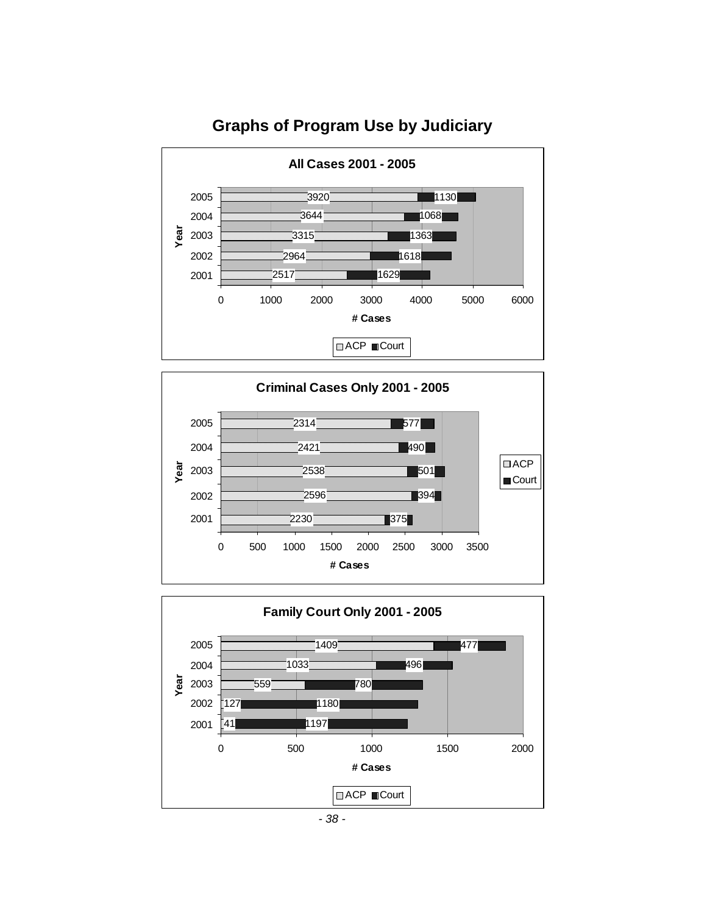# Graphs of Program Use by Judiciary

**All Cases 2001 - 2005**

| Year | ACP | Court |
|---|---|---|
| 2005 | 3920 | 1130 |
| 2004 | 3644 | 1068 |
| 2003 | 3315 | 1363 |
| 2002 | 2964 | 1618 |
| 2001 | 2517 | 1629 |

**Criminal Cases Only 2001 - 2005**

| Year | ACP | Court |
|---|---|---|
| 2005 | 2314 | 577 |
| 2004 | 2421 | 490 |
| 2003 | 2538 | 501 |
| 2002 | 2596 | 394 |
| 2001 | 2230 | 375 |

**Family Court Only 2001 - 2005**

| Year | ACP | Court |
|---|---|---|
| 2005 | 1409 | 477 |
| 2004 | 1033 | 496 |
| 2003 | 559 | 780 |
| 2002 | 127 | 1180 |
| 2001 | 41 | 1197 |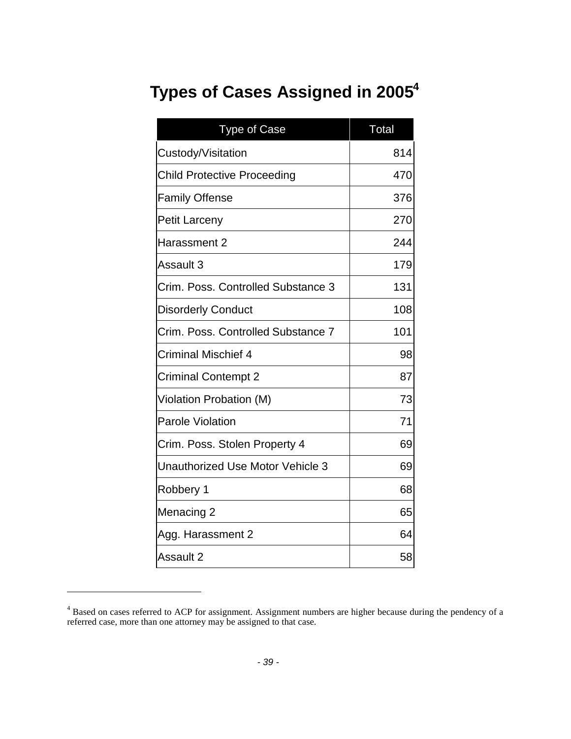# Types of Cases Assigned in 2005[4]

| Type of Case | Total |
| --- | --- |
| Custody/Visitation | 814 |
| Child Protective Proceeding | 470 |
| Family Offense | 376 |
| Petit Larceny | 270 |
| Harassment 2 | 244 |
| Assault 3 | 179 |
| Crim. Poss. Controlled Substance 3 | 131 |
| Disorderly Conduct | 108 |
| Crim. Poss. Controlled Substance 7 | 101 |
| Criminal Mischief 4 | 98 |
| Criminal Contempt 2 | 87 |
| Violation Probation (M) | 73 |
| Parole Violation | 71 |
| Crim. Poss. Stolen Property 4 | 69 |
| Unauthorized Use Motor Vehicle 3 | 69 |
| Robbery 1 | 68 |
| Menacing 2 | 65 |
| Agg. Harassment 2 | 64 |
| Assault 2 | 58 |

[4] Based on cases referred to ACP for assignment. Assignment numbers are higher because during the pendency of a referred case, more than one attorney may be assigned to that case.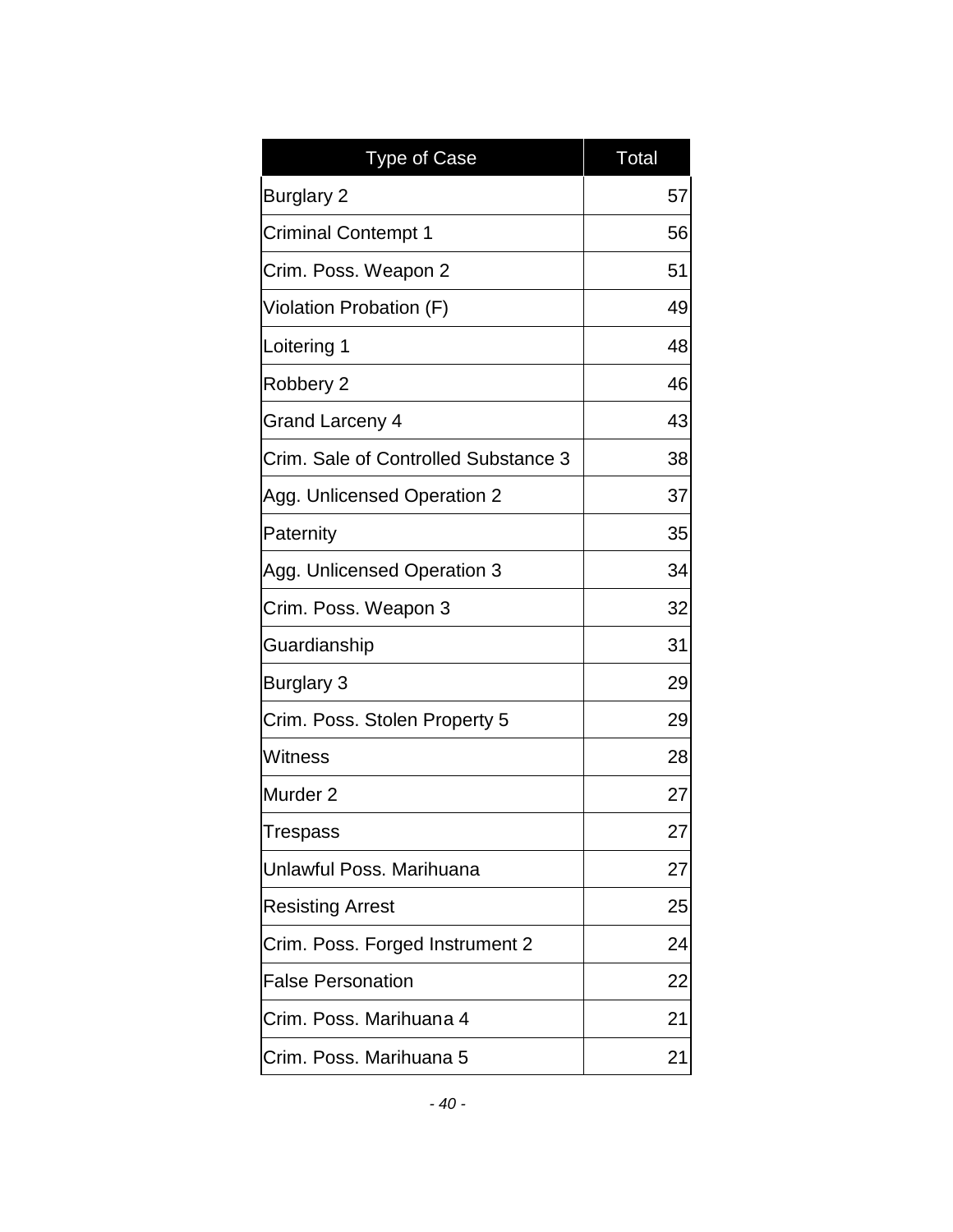| Type of Case | Total |
|---|---|
| Burglary 2 | 57 |
| Criminal Contempt 1 | 56 |
| Crim. Poss. Weapon 2 | 51 |
| Violation Probation (F) | 49 |
| Loitering 1 | 48 |
| Robbery 2 | 46 |
| Grand Larceny 4 | 43 |
| Crim. Sale of Controlled Substance 3 | 38 |
| Agg. Unlicensed Operation 2 | 37 |
| Paternity | 35 |
| Agg. Unlicensed Operation 3 | 34 |
| Crim. Poss. Weapon 3 | 32 |
| Guardianship | 31 |
| Burglary 3 | 29 |
| Crim. Poss. Stolen Property 5 | 29 |
| Witness | 28 |
| Murder 2 | 27 |
| Trespass | 27 |
| Unlawful Poss. Marihuana | 27 |
| Resisting Arrest | 25 |
| Crim. Poss. Forged Instrument 2 | 24 |
| False Personation | 22 |
| Crim. Poss. Marihuana 4 | 21 |
| Crim. Poss. Marihuana 5 | 21 |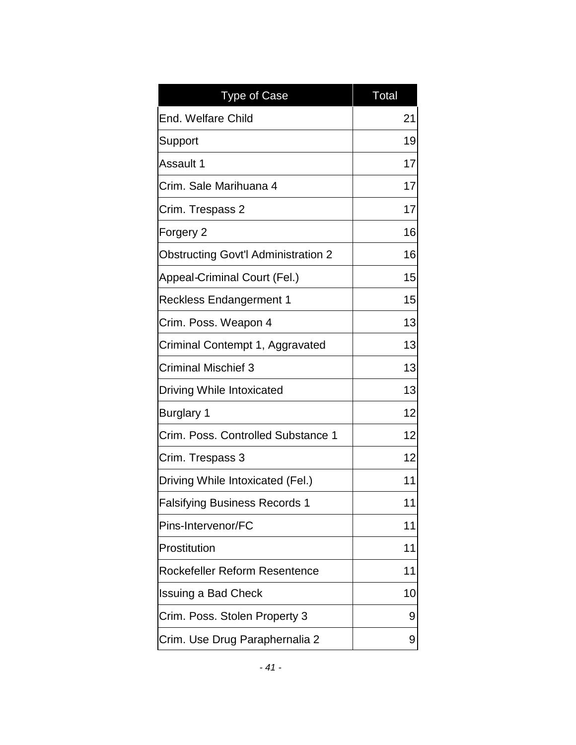| Type of Case | Total |
| --- | --- |
| End. Welfare Child | 21 |
| Support | 19 |
| Assault 1 | 17 |
| Crim. Sale Marihuana 4 | 17 |
| Crim. Trespass 2 | 17 |
| Forgery 2 | 16 |
| Obstructing Govt'l Administration 2 | 16 |
| Appeal-Criminal Court (Fel.) | 15 |
| Reckless Endangerment 1 | 15 |
| Crim. Poss. Weapon 4 | 13 |
| Criminal Contempt 1, Aggravated | 13 |
| Criminal Mischief 3 | 13 |
| Driving While Intoxicated | 13 |
| Burglary 1 | 12 |
| Crim. Poss. Controlled Substance 1 | 12 |
| Crim. Trespass 3 | 12 |
| Driving While Intoxicated (Fel.) | 11 |
| Falsifying Business Records 1 | 11 |
| Pins-Intervenor/FC | 11 |
| Prostitution | 11 |
| Rockefeller Reform Resentence | 11 |
| Issuing a Bad Check | 10 |
| Crim. Poss. Stolen Property 3 | 9 |
| Crim. Use Drug Paraphernalia 2 | 9 |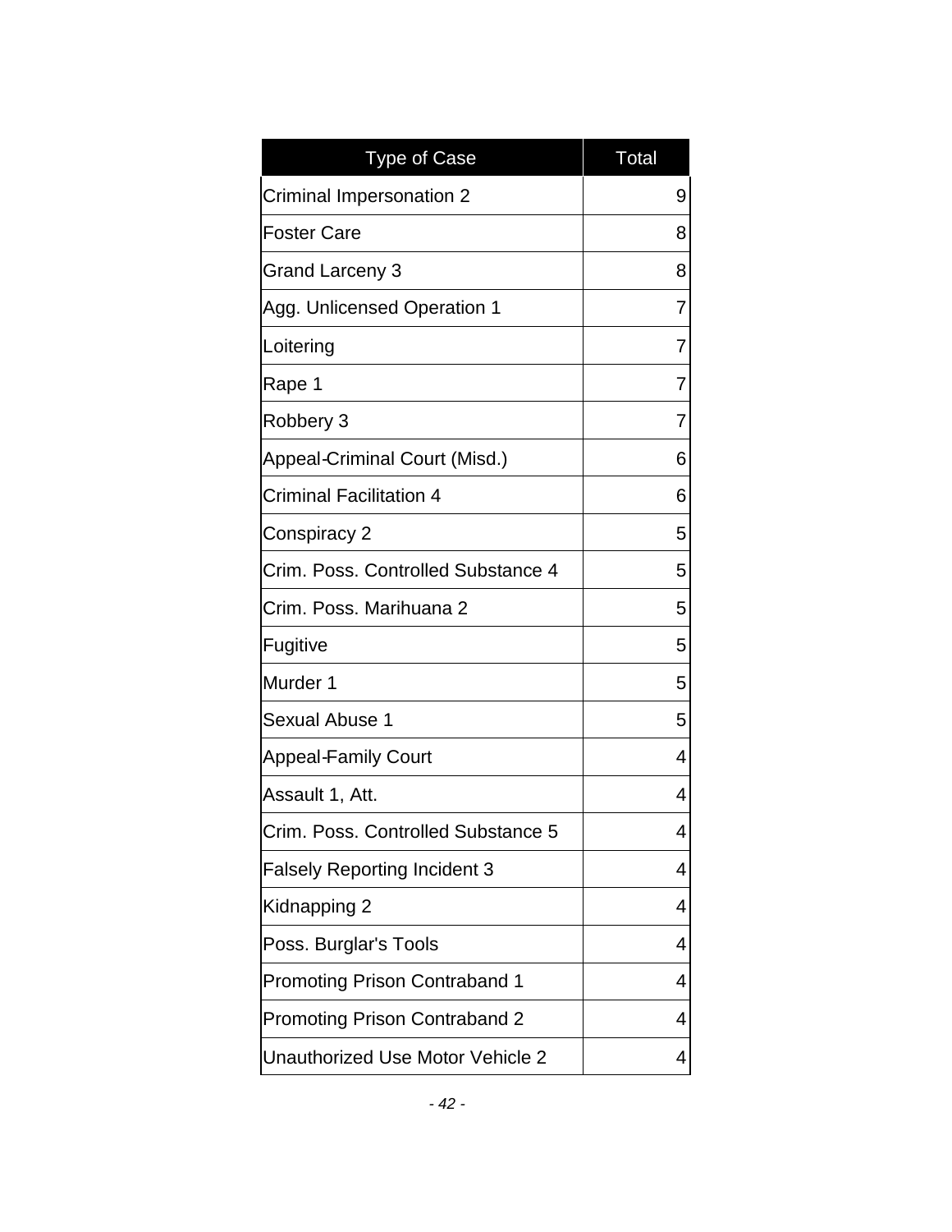| Type of Case | Total |
|---|---|
| Criminal Impersonation 2 | 9 |
| Foster Care | 8 |
| Grand Larceny 3 | 8 |
| Agg. Unlicensed Operation 1 | 7 |
| Loitering | 7 |
| Rape 1 | 7 |
| Robbery 3 | 7 |
| Appeal-Criminal Court (Misd.) | 6 |
| Criminal Facilitation 4 | 6 |
| Conspiracy 2 | 5 |
| Crim. Poss. Controlled Substance 4 | 5 |
| Crim. Poss. Marihuana 2 | 5 |
| Fugitive | 5 |
| Murder 1 | 5 |
| Sexual Abuse 1 | 5 |
| Appeal-Family Court | 4 |
| Assault 1, Att. | 4 |
| Crim. Poss. Controlled Substance 5 | 4 |
| Falsely Reporting Incident 3 | 4 |
| Kidnapping 2 | 4 |
| Poss. Burglar's Tools | 4 |
| Promoting Prison Contraband 1 | 4 |
| Promoting Prison Contraband 2 | 4 |
| Unauthorized Use Motor Vehicle 2 | 4 |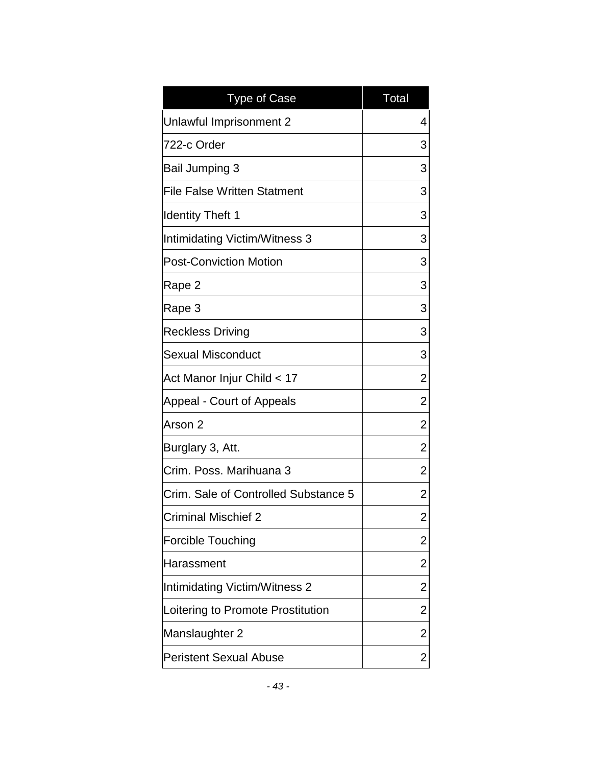| Type of Case | Total |
|---|---|
| Unlawful Imprisonment 2 | 4 |
| 722-c Order | 3 |
| Bail Jumping 3 | 3 |
| File False Written Statment | 3 |
| Identity Theft 1 | 3 |
| Intimidating Victim/Witness 3 | 3 |
| Post-Conviction Motion | 3 |
| Rape 2 | 3 |
| Rape 3 | 3 |
| Reckless Driving | 3 |
| Sexual Misconduct | 3 |
| Act Manor Injur Child < 17 | 2 |
| Appeal - Court of Appeals | 2 |
| Arson 2 | 2 |
| Burglary 3, Att. | 2 |
| Crim. Poss. Marihuana 3 | 2 |
| Crim. Sale of Controlled Substance 5 | 2 |
| Criminal Mischief 2 | 2 |
| Forcible Touching | 2 |
| Harassment | 2 |
| Intimidating Victim/Witness 2 | 2 |
| Loitering to Promote Prostitution | 2 |
| Manslaughter 2 | 2 |
| Peristent Sexual Abuse | 2 |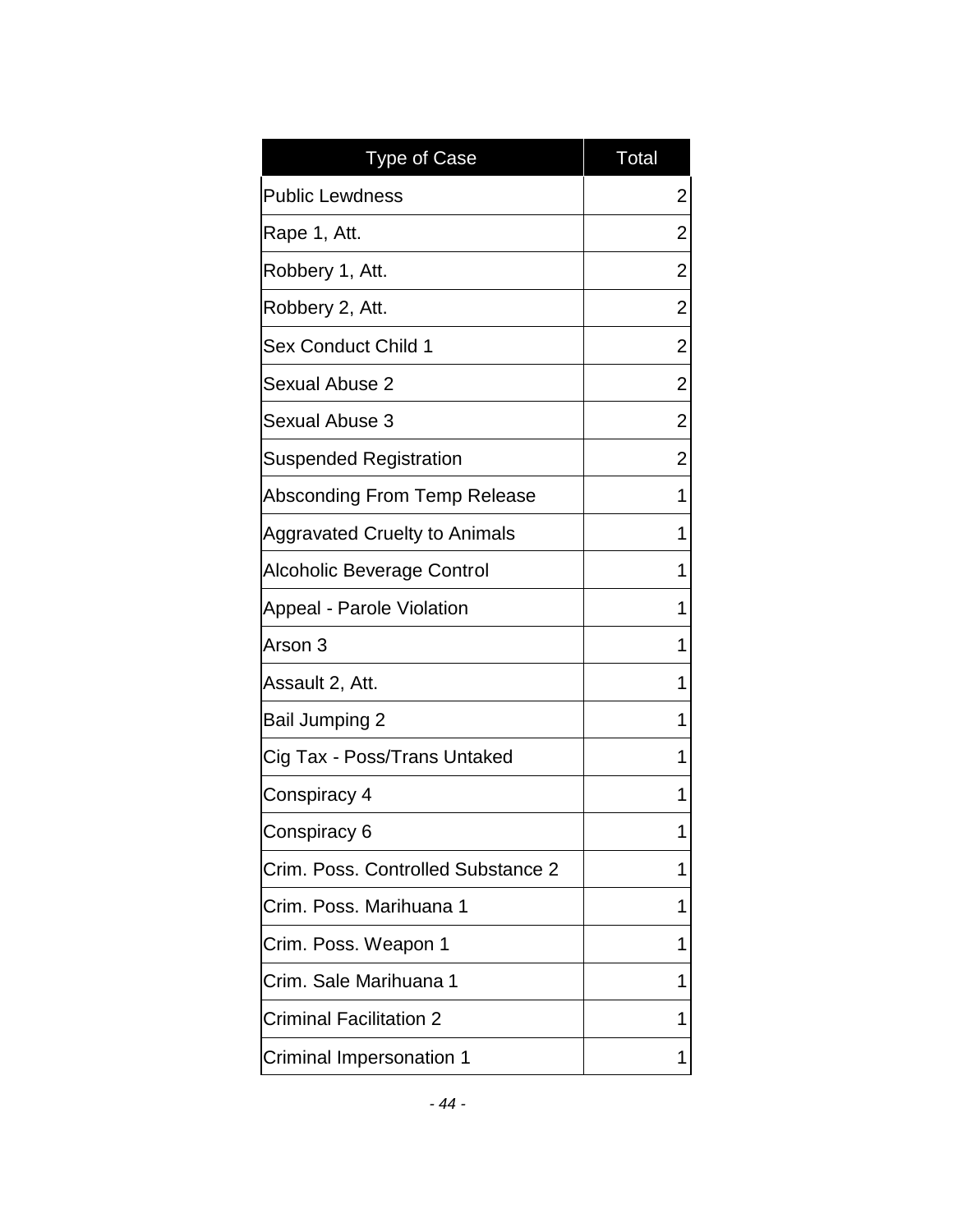| Type of Case | Total |
|---|---|
| Public Lewdness | 2 |
| Rape 1, Att. | 2 |
| Robbery 1, Att. | 2 |
| Robbery 2, Att. | 2 |
| Sex Conduct Child 1 | 2 |
| Sexual Abuse 2 | 2 |
| Sexual Abuse 3 | 2 |
| Suspended Registration | 2 |
| Absconding From Temp Release | 1 |
| Aggravated Cruelty to Animals | 1 |
| Alcoholic Beverage Control | 1 |
| Appeal - Parole Violation | 1 |
| Arson 3 | 1 |
| Assault 2, Att. | 1 |
| Bail Jumping 2 | 1 |
| Cig Tax - Poss/Trans Untaked | 1 |
| Conspiracy 4 | 1 |
| Conspiracy 6 | 1 |
| Crim. Poss. Controlled Substance 2 | 1 |
| Crim. Poss. Marihuana 1 | 1 |
| Crim. Poss. Weapon 1 | 1 |
| Crim. Sale Marihuana 1 | 1 |
| Criminal Facilitation 2 | 1 |
| Criminal Impersonation 1 | 1 |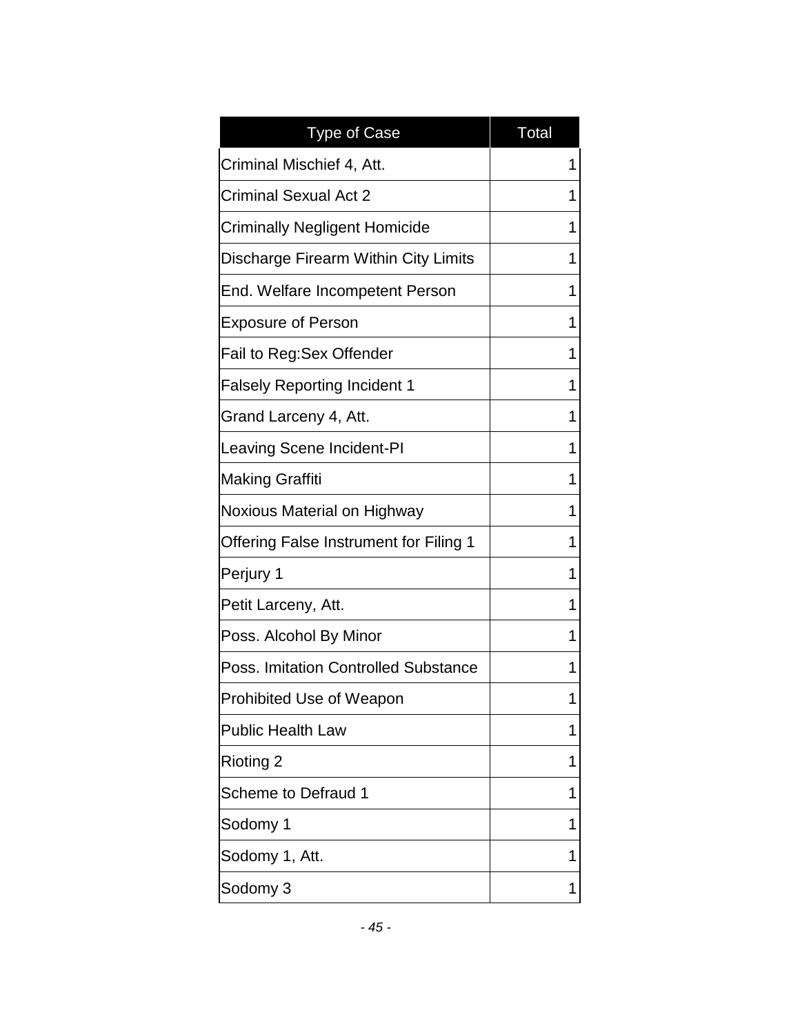| Type of Case | Total |
| --- | --- |
| Criminal Mischief 4, Att. | 1 |
| Criminal Sexual Act 2 | 1 |
| Criminally Negligent Homicide | 1 |
| Discharge Firearm Within City Limits | 1 |
| End. Welfare Incompetent Person | 1 |
| Exposure of Person | 1 |
| Fail to Reg:Sex Offender | 1 |
| Falsely Reporting Incident 1 | 1 |
| Grand Larceny 4, Att. | 1 |
| Leaving Scene Incident-PI | 1 |
| Making Graffiti | 1 |
| Noxious Material on Highway | 1 |
| Offering False Instrument for Filing 1 | 1 |
| Perjury 1 | 1 |
| Petit Larceny, Att. | 1 |
| Poss. Alcohol By Minor | 1 |
| Poss. Imitation Controlled Substance | 1 |
| Prohibited Use of Weapon | 1 |
| Public Health Law | 1 |
| Rioting 2 | 1 |
| Scheme to Defraud 1 | 1 |
| Sodomy 1 | 1 |
| Sodomy 1, Att. | 1 |
| Sodomy 3 | 1 |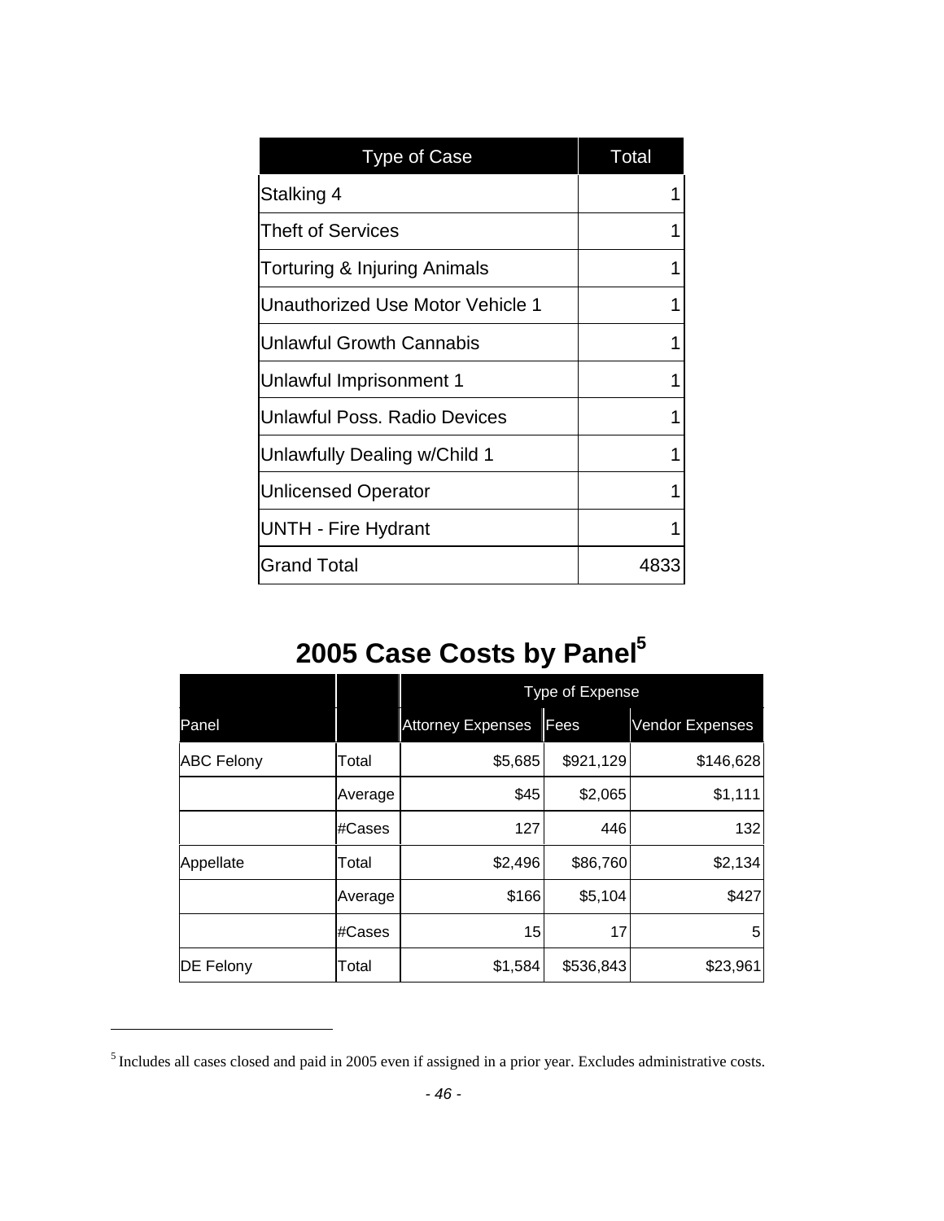| Type of Case | Total |
|---|---|
| Stalking 4 | 1 |
| Theft of Services | 1 |
| Torturing & Injuring Animals | 1 |
| Unauthorized Use Motor Vehicle 1 | 1 |
| Unlawful Growth Cannabis | 1 |
| Unlawful Imprisonment 1 | 1 |
| Unlawful Poss. Radio Devices | 1 |
| Unlawfully Dealing w/Child 1 | 1 |
| Unlicensed Operator | 1 |
| UNTH - Fire Hydrant | 1 |
| Grand Total | 4833 |

# 2005 Case Costs by Panel[5]

| | | Type of Expense | | |
|---|---|---|---|---|
| Panel | | Attorney Expenses | Fees | Vendor Expenses |
| ABC Felony | Total | $5,685 | $921,129 | $146,628 |
| | Average | $45 | $2,065 | $1,111 |
| | #Cases | 127 | 446 | 132 |
| Appellate | Total | $2,496 | $86,760 | $2,134 |
| | Average | $166 | $5,104 | $427 |
| | #Cases | 15 | 17 | 5 |
| DE Felony | Total | $1,584 | $536,843 | $23,961 |

[5] Includes all cases closed and paid in 2005 even if assigned in a prior year. Excludes administrative costs.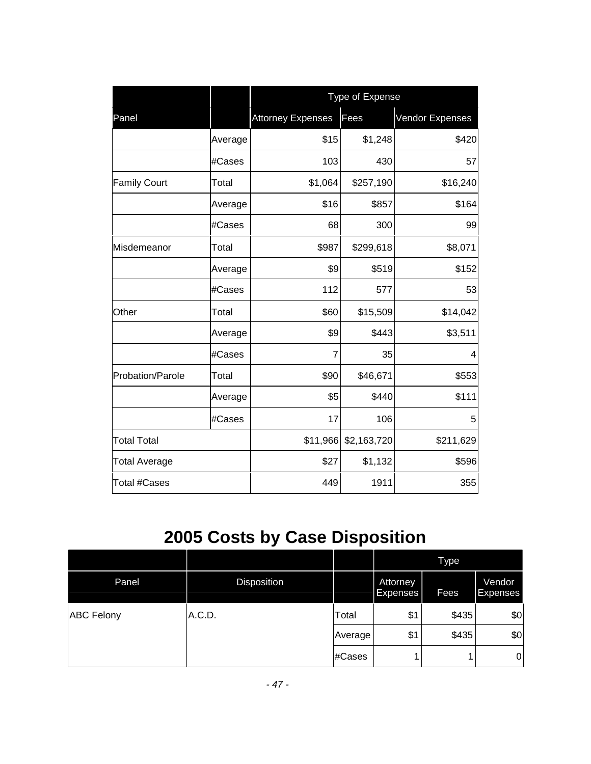| Panel | | Type of Expense | | |
|---|---|---|---|---|
| | | Attorney Expenses | Fees | Vendor Expenses |
| | Average | $15 | $1,248 | $420 |
| | #Cases | 103 | 430 | 57 |
| Family Court | Total | $1,064 | $257,190 | $16,240 |
| | Average | $16 | $857 | $164 |
| | #Cases | 68 | 300 | 99 |
| Misdemeanor | Total | $987 | $299,618 | $8,071 |
| | Average | $9 | $519 | $152 |
| | #Cases | 112 | 577 | 53 |
| Other | Total | $60 | $15,509 | $14,042 |
| | Average | $9 | $443 | $3,511 |
| | #Cases | 7 | 35 | 4 |
| Probation/Parole | Total | $90 | $46,671 | $553 |
| | Average | $5 | $440 | $111 |
| | #Cases | 17 | 106 | 5 |
| Total Total | | $11,966 | $2,163,720 | $211,629 |
| Total Average | | $27 | $1,132 | $596 |
| Total #Cases | | 449 | 1911 | 355 |

# 2005 Costs by Case Disposition

| Panel | Disposition | | Type | | |
|---|---|---|---|---|---|
| | | | Attorney Expenses | Fees | Vendor Expenses |
| ABC Felony | A.C.D. | Total | $1 | $435 | $0 |
| | | Average | $1 | $435 | $0 |
| | | #Cases | 1 | 1 | 0 |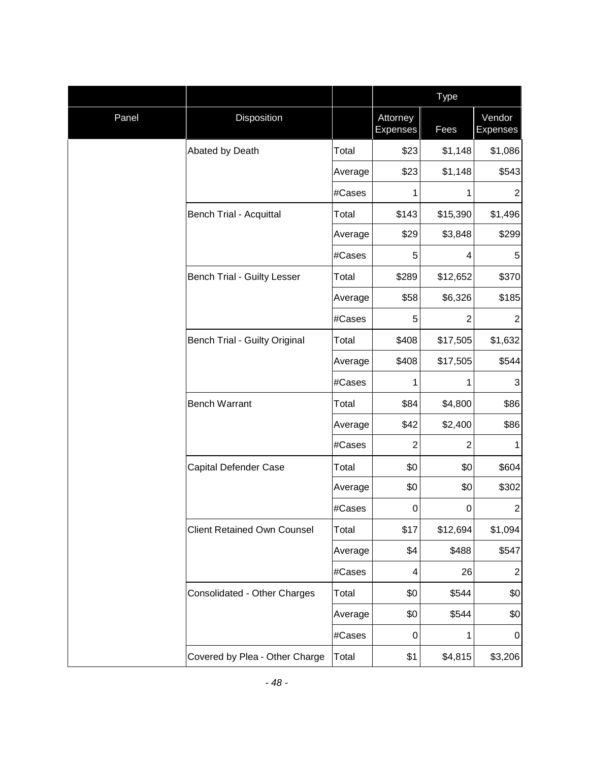| | | | Type | | |
|---|---|---|---|---|---|
| Panel | Disposition | | Attorney Expenses | Fees | Vendor Expenses |
| | Abated by Death | Total | $23 | $1,148 | $1,086 |
| | | Average | $23 | $1,148 | $543 |
| | | #Cases | 1 | 1 | 2 |
| | Bench Trial - Acquittal | Total | $143 | $15,390 | $1,496 |
| | | Average | $29 | $3,848 | $299 |
| | | #Cases | 5 | 4 | 5 |
| | Bench Trial - Guilty Lesser | Total | $289 | $12,652 | $370 |
| | | Average | $58 | $6,326 | $185 |
| | | #Cases | 5 | 2 | 2 |
| | Bench Trial - Guilty Original | Total | $408 | $17,505 | $1,632 |
| | | Average | $408 | $17,505 | $544 |
| | | #Cases | 1 | 1 | 3 |
| | Bench Warrant | Total | $84 | $4,800 | $86 |
| | | Average | $42 | $2,400 | $86 |
| | | #Cases | 2 | 2 | 1 |
| | Capital Defender Case | Total | $0 | $0 | $604 |
| | | Average | $0 | $0 | $302 |
| | | #Cases | 0 | 0 | 2 |
| | Client Retained Own Counsel | Total | $17 | $12,694 | $1,094 |
| | | Average | $4 | $488 | $547 |
| | | #Cases | 4 | 26 | 2 |
| | Consolidated - Other Charges | Total | $0 | $544 | $0 |
| | | Average | $0 | $544 | $0 |
| | | #Cases | 0 | 1 | 0 |
| | Covered by Plea - Other Charge | Total | $1 | $4,815 | $3,206 |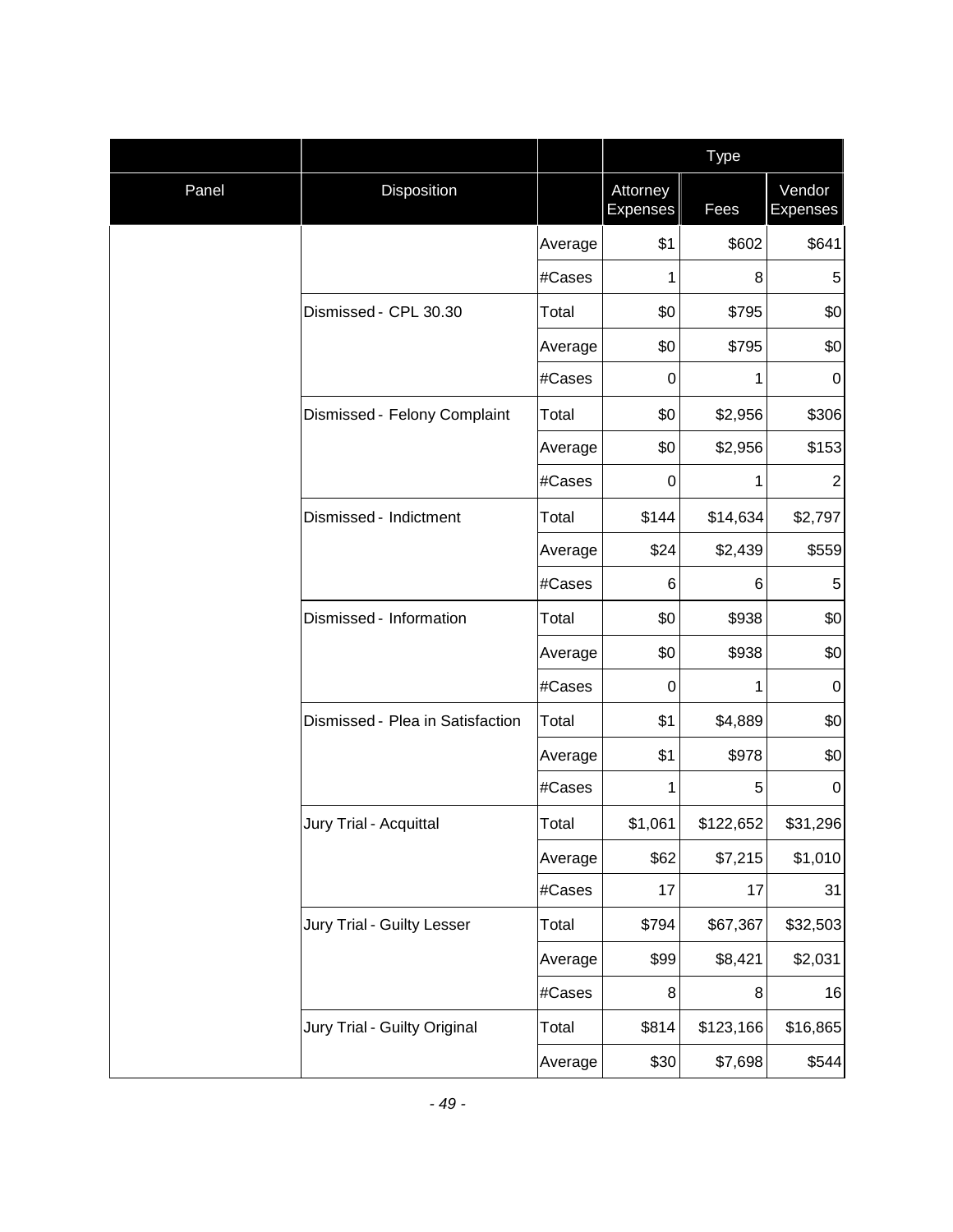| | | | Type | | |
|---|---|---|---|---|---|
| Panel | Disposition | | Attorney Expenses | Fees | Vendor Expenses |
| | | Average | $1 | $602 | $641 |
| | | #Cases | 1 | 8 | 5 |
| | Dismissed - CPL 30.30 | Total | $0 | $795 | $0 |
| | | Average | $0 | $795 | $0 |
| | | #Cases | 0 | 1 | 0 |
| | Dismissed - Felony Complaint | Total | $0 | $2,956 | $306 |
| | | Average | $0 | $2,956 | $153 |
| | | #Cases | 0 | 1 | 2 |
| | Dismissed - Indictment | Total | $144 | $14,634 | $2,797 |
| | | Average | $24 | $2,439 | $559 |
| | | #Cases | 6 | 6 | 5 |
| | Dismissed - Information | Total | $0 | $938 | $0 |
| | | Average | $0 | $938 | $0 |
| | | #Cases | 0 | 1 | 0 |
| | Dismissed - Plea in Satisfaction | Total | $1 | $4,889 | $0 |
| | | Average | $1 | $978 | $0 |
| | | #Cases | 1 | 5 | 0 |
| | Jury Trial - Acquittal | Total | $1,061 | $122,652 | $31,296 |
| | | Average | $62 | $7,215 | $1,010 |
| | | #Cases | 17 | 17 | 31 |
| | Jury Trial - Guilty Lesser | Total | $794 | $67,367 | $32,503 |
| | | Average | $99 | $8,421 | $2,031 |
| | | #Cases | 8 | 8 | 16 |
| | Jury Trial - Guilty Original | Total | $814 | $123,166 | $16,865 |
| | | Average | $30 | $7,698 | $544 |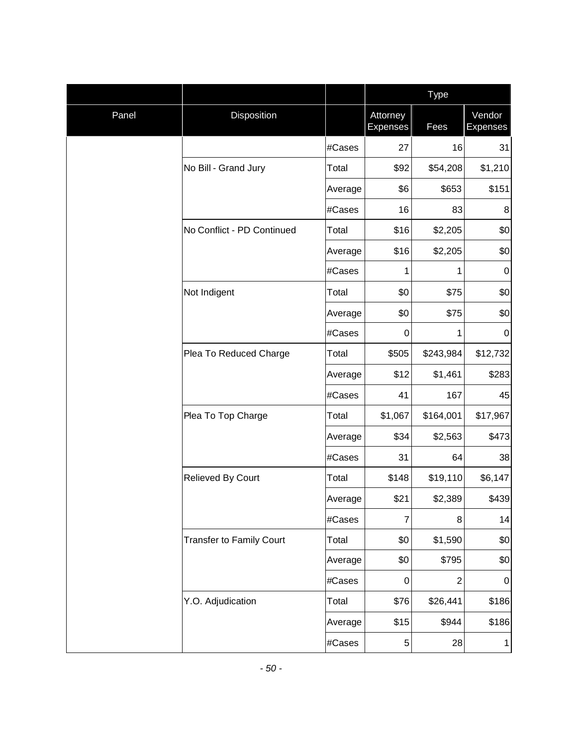| | | | Type | | |
|---|---|---|---|---|---|
| Panel | Disposition | | Attorney Expenses | Fees | Vendor Expenses |
| | | #Cases | 27 | 16 | 31 |
| | No Bill - Grand Jury | Total | $92 | $54,208 | $1,210 |
| | | Average | $6 | $653 | $151 |
| | | #Cases | 16 | 83 | 8 |
| | No Conflict - PD Continued | Total | $16 | $2,205 | $0 |
| | | Average | $16 | $2,205 | $0 |
| | | #Cases | 1 | 1 | 0 |
| | Not Indigent | Total | $0 | $75 | $0 |
| | | Average | $0 | $75 | $0 |
| | | #Cases | 0 | 1 | 0 |
| | Plea To Reduced Charge | Total | $505 | $243,984 | $12,732 |
| | | Average | $12 | $1,461 | $283 |
| | | #Cases | 41 | 167 | 45 |
| | Plea To Top Charge | Total | $1,067 | $164,001 | $17,967 |
| | | Average | $34 | $2,563 | $473 |
| | | #Cases | 31 | 64 | 38 |
| | Relieved By Court | Total | $148 | $19,110 | $6,147 |
| | | Average | $21 | $2,389 | $439 |
| | | #Cases | 7 | 8 | 14 |
| | Transfer to Family Court | Total | $0 | $1,590 | $0 |
| | | Average | $0 | $795 | $0 |
| | | #Cases | 0 | 2 | 0 |
| | Y.O. Adjudication | Total | $76 | $26,441 | $186 |
| | | Average | $15 | $944 | $186 |
| | | #Cases | 5 | 28 | 1 |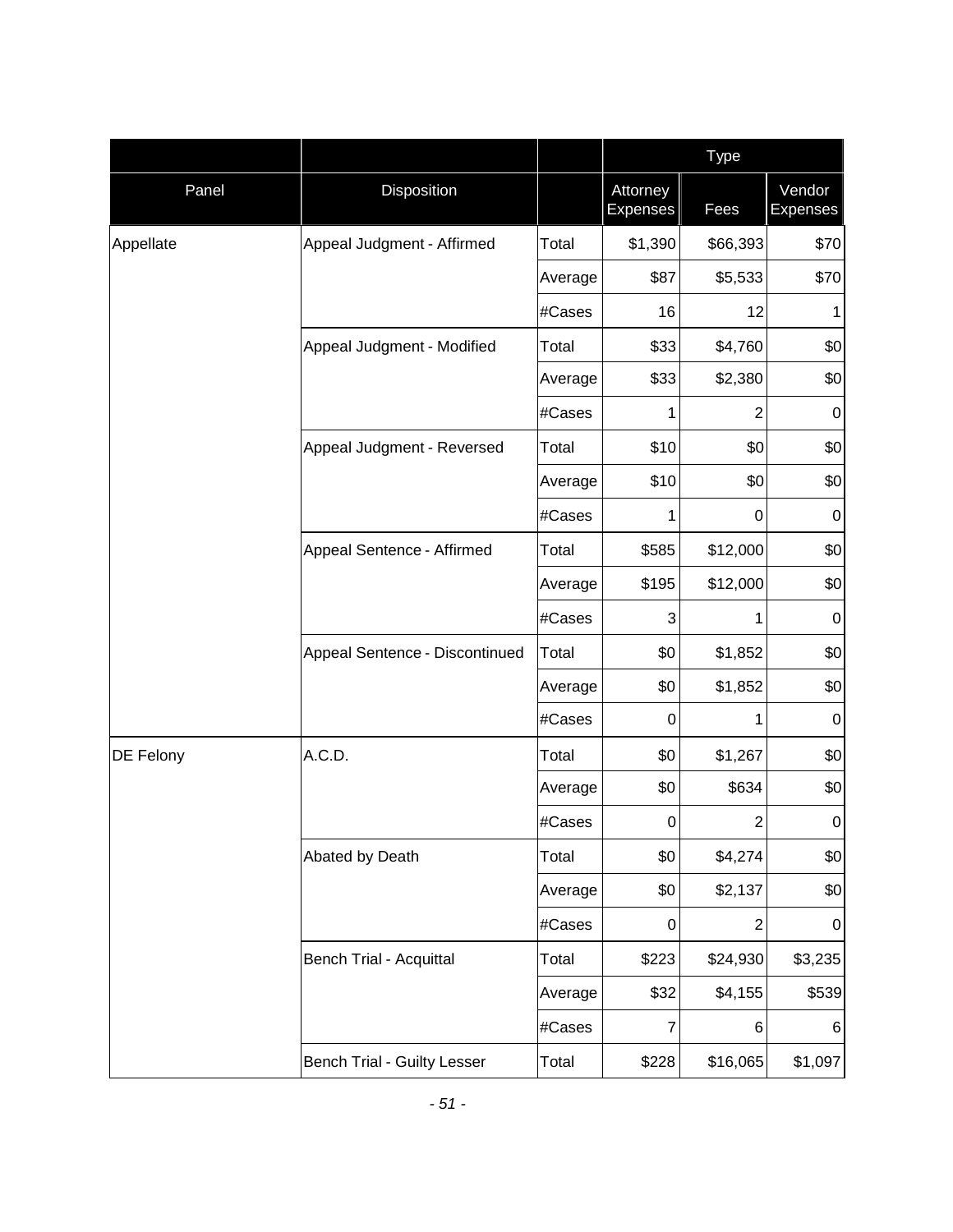| Panel | Disposition | | Type | | |
|---|---|---|---|---|---|
| | | | Attorney Expenses | Fees | Vendor Expenses |
| Appellate | Appeal Judgment - Affirmed | Total | $1,390 | $66,393 | $70 |
| | | Average | $87 | $5,533 | $70 |
| | | #Cases | 16 | 12 | 1 |
| | Appeal Judgment - Modified | Total | $33 | $4,760 | $0 |
| | | Average | $33 | $2,380 | $0 |
| | | #Cases | 1 | 2 | 0 |
| | Appeal Judgment - Reversed | Total | $10 | $0 | $0 |
| | | Average | $10 | $0 | $0 |
| | | #Cases | 1 | 0 | 0 |
| | Appeal Sentence - Affirmed | Total | $585 | $12,000 | $0 |
| | | Average | $195 | $12,000 | $0 |
| | | #Cases | 3 | 1 | 0 |
| | Appeal Sentence - Discontinued | Total | $0 | $1,852 | $0 |
| | | Average | $0 | $1,852 | $0 |
| | | #Cases | 0 | 1 | 0 |
| DE Felony | A.C.D. | Total | $0 | $1,267 | $0 |
| | | Average | $0 | $634 | $0 |
| | | #Cases | 0 | 2 | 0 |
| | Abated by Death | Total | $0 | $4,274 | $0 |
| | | Average | $0 | $2,137 | $0 |
| | | #Cases | 0 | 2 | 0 |
| | Bench Trial - Acquittal | Total | $223 | $24,930 | $3,235 |
| | | Average | $32 | $4,155 | $539 |
| | | #Cases | 7 | 6 | 6 |
| | Bench Trial - Guilty Lesser | Total | $228 | $16,065 | $1,097 |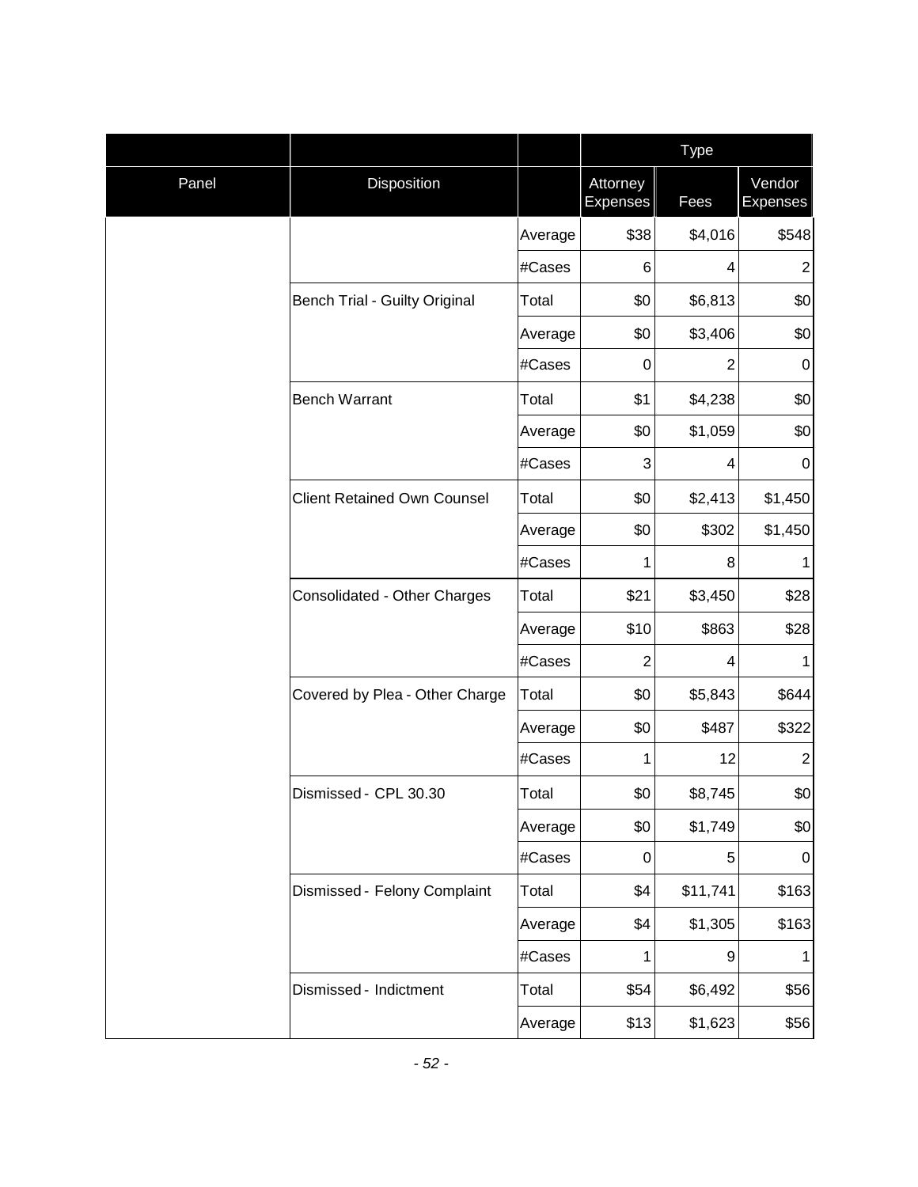| | | | Type | | |
|---|---|---|---|---|---|
| Panel | Disposition | | Attorney Expenses | Fees | Vendor Expenses |
| | | Average | $38 | $4,016 | $548 |
| | | #Cases | 6 | 4 | 2 |
| | Bench Trial - Guilty Original | Total | $0 | $6,813 | $0 |
| | | Average | $0 | $3,406 | $0 |
| | | #Cases | 0 | 2 | 0 |
| | Bench Warrant | Total | $1 | $4,238 | $0 |
| | | Average | $0 | $1,059 | $0 |
| | | #Cases | 3 | 4 | 0 |
| | Client Retained Own Counsel | Total | $0 | $2,413 | $1,450 |
| | | Average | $0 | $302 | $1,450 |
| | | #Cases | 1 | 8 | 1 |
| | Consolidated - Other Charges | Total | $21 | $3,450 | $28 |
| | | Average | $10 | $863 | $28 |
| | | #Cases | 2 | 4 | 1 |
| | Covered by Plea - Other Charge | Total | $0 | $5,843 | $644 |
| | | Average | $0 | $487 | $322 |
| | | #Cases | 1 | 12 | 2 |
| | Dismissed - CPL 30.30 | Total | $0 | $8,745 | $0 |
| | | Average | $0 | $1,749 | $0 |
| | | #Cases | 0 | 5 | 0 |
| | Dismissed - Felony Complaint | Total | $4 | $11,741 | $163 |
| | | Average | $4 | $1,305 | $163 |
| | | #Cases | 1 | 9 | 1 |
| | Dismissed - Indictment | Total | $54 | $6,492 | $56 |
| | | Average | $13 | $1,623 | $56 |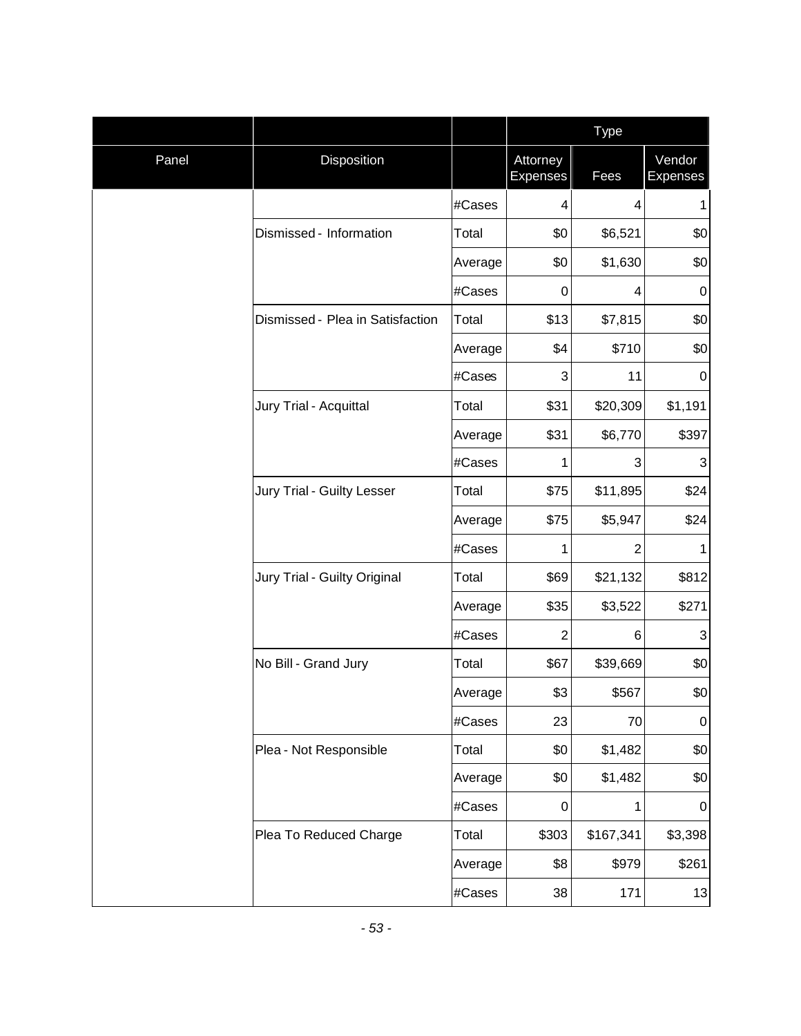| | | | Type | | |
|---|---|---|---|---|---|
| Panel | Disposition | | Attorney Expenses | Fees | Vendor Expenses |
| | | #Cases | 4 | 4 | 1 |
| | Dismissed - Information | Total | $0 | $6,521 | $0 |
| | | Average | $0 | $1,630 | $0 |
| | | #Cases | 0 | 4 | 0 |
| | Dismissed - Plea in Satisfaction | Total | $13 | $7,815 | $0 |
| | | Average | $4 | $710 | $0 |
| | | #Cases | 3 | 11 | 0 |
| | Jury Trial - Acquittal | Total | $31 | $20,309 | $1,191 |
| | | Average | $31 | $6,770 | $397 |
| | | #Cases | 1 | 3 | 3 |
| | Jury Trial - Guilty Lesser | Total | $75 | $11,895 | $24 |
| | | Average | $75 | $5,947 | $24 |
| | | #Cases | 1 | 2 | 1 |
| | Jury Trial - Guilty Original | Total | $69 | $21,132 | $812 |
| | | Average | $35 | $3,522 | $271 |
| | | #Cases | 2 | 6 | 3 |
| | No Bill - Grand Jury | Total | $67 | $39,669 | $0 |
| | | Average | $3 | $567 | $0 |
| | | #Cases | 23 | 70 | 0 |
| | Plea - Not Responsible | Total | $0 | $1,482 | $0 |
| | | Average | $0 | $1,482 | $0 |
| | | #Cases | 0 | 1 | 0 |
| | Plea To Reduced Charge | Total | $303 | $167,341 | $3,398 |
| | | Average | $8 | $979 | $261 |
| | | #Cases | 38 | 171 | 13 |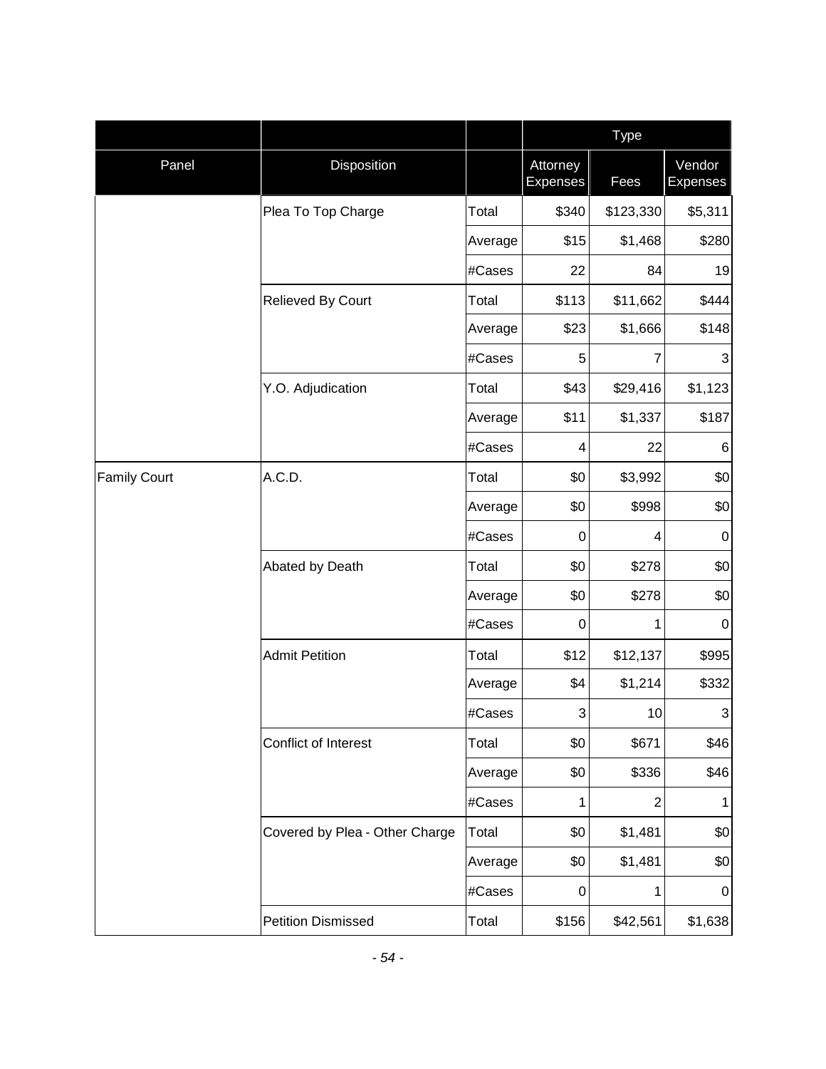| | | | Type | | |
|---|---|---|---|---|---|
| Panel | Disposition | | Attorney Expenses | Fees | Vendor Expenses |
| | Plea To Top Charge | Total | $340 | $123,330 | $5,311 |
| | | Average | $15 | $1,468 | $280 |
| | | #Cases | 22 | 84 | 19 |
| | Relieved By Court | Total | $113 | $11,662 | $444 |
| | | Average | $23 | $1,666 | $148 |
| | | #Cases | 5 | 7 | 3 |
| | Y.O. Adjudication | Total | $43 | $29,416 | $1,123 |
| | | Average | $11 | $1,337 | $187 |
| | | #Cases | 4 | 22 | 6 |
| Family Court | A.C.D. | Total | $0 | $3,992 | $0 |
| | | Average | $0 | $998 | $0 |
| | | #Cases | 0 | 4 | 0 |
| | Abated by Death | Total | $0 | $278 | $0 |
| | | Average | $0 | $278 | $0 |
| | | #Cases | 0 | 1 | 0 |
| | Admit Petition | Total | $12 | $12,137 | $995 |
| | | Average | $4 | $1,214 | $332 |
| | | #Cases | 3 | 10 | 3 |
| | Conflict of Interest | Total | $0 | $671 | $46 |
| | | Average | $0 | $336 | $46 |
| | | #Cases | 1 | 2 | 1 |
| | Covered by Plea - Other Charge | Total | $0 | $1,481 | $0 |
| | | Average | $0 | $1,481 | $0 |
| | | #Cases | 0 | 1 | 0 |
| | Petition Dismissed | Total | $156 | $42,561 | $1,638 |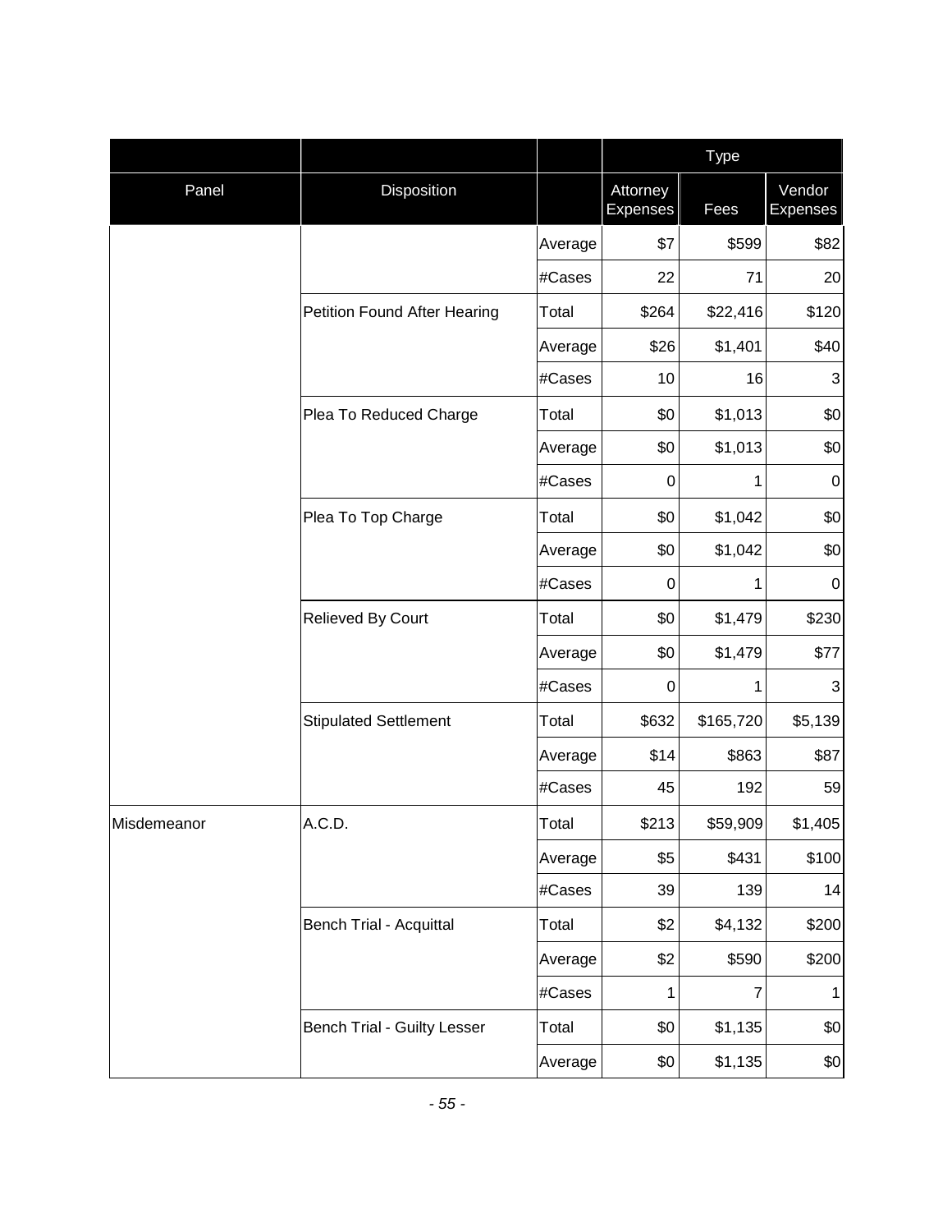| | | | Type | | |
|---|---|---|---|---|---|
| Panel | Disposition | | Attorney Expenses | Fees | Vendor Expenses |
| | | Average | $7 | $599 | $82 |
| | | #Cases | 22 | 71 | 20 |
| | Petition Found After Hearing | Total | $264 | $22,416 | $120 |
| | | Average | $26 | $1,401 | $40 |
| | | #Cases | 10 | 16 | 3 |
| | Plea To Reduced Charge | Total | $0 | $1,013 | $0 |
| | | Average | $0 | $1,013 | $0 |
| | | #Cases | 0 | 1 | 0 |
| | Plea To Top Charge | Total | $0 | $1,042 | $0 |
| | | Average | $0 | $1,042 | $0 |
| | | #Cases | 0 | 1 | 0 |
| | Relieved By Court | Total | $0 | $1,479 | $230 |
| | | Average | $0 | $1,479 | $77 |
| | | #Cases | 0 | 1 | 3 |
| | Stipulated Settlement | Total | $632 | $165,720 | $5,139 |
| | | Average | $14 | $863 | $87 |
| | | #Cases | 45 | 192 | 59 |
| Misdemeanor | A.C.D. | Total | $213 | $59,909 | $1,405 |
| | | Average | $5 | $431 | $100 |
| | | #Cases | 39 | 139 | 14 |
| | Bench Trial - Acquittal | Total | $2 | $4,132 | $200 |
| | | Average | $2 | $590 | $200 |
| | | #Cases | 1 | 7 | 1 |
| | Bench Trial - Guilty Lesser | Total | $0 | $1,135 | $0 |
| | | Average | $0 | $1,135 | $0 |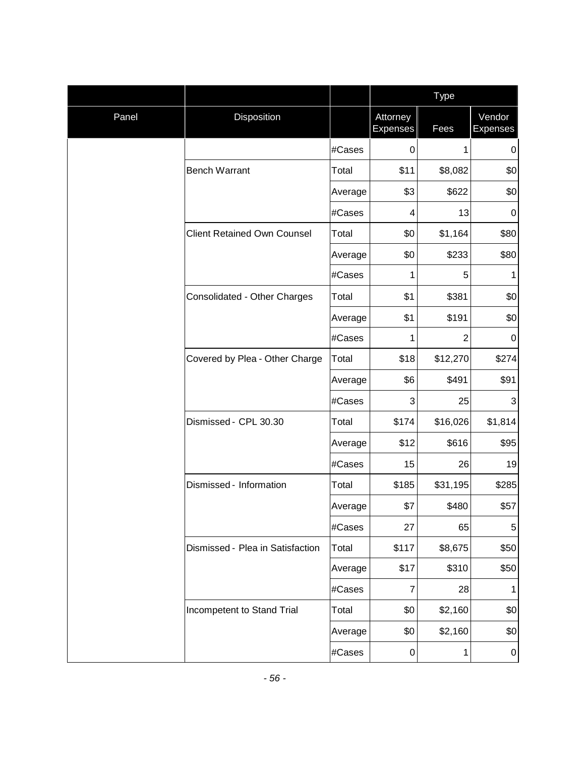| | | | Type | | |
|---|---|---|---|---|---|
| Panel | Disposition | | Attorney Expenses | Fees | Vendor Expenses |
| | | #Cases | 0 | 1 | 0 |
| | Bench Warrant | Total | $11 | $8,082 | $0 |
| | | Average | $3 | $622 | $0 |
| | | #Cases | 4 | 13 | 0 |
| | Client Retained Own Counsel | Total | $0 | $1,164 | $80 |
| | | Average | $0 | $233 | $80 |
| | | #Cases | 1 | 5 | 1 |
| | Consolidated - Other Charges | Total | $1 | $381 | $0 |
| | | Average | $1 | $191 | $0 |
| | | #Cases | 1 | 2 | 0 |
| | Covered by Plea - Other Charge | Total | $18 | $12,270 | $274 |
| | | Average | $6 | $491 | $91 |
| | | #Cases | 3 | 25 | 3 |
| | Dismissed - CPL 30.30 | Total | $174 | $16,026 | $1,814 |
| | | Average | $12 | $616 | $95 |
| | | #Cases | 15 | 26 | 19 |
| | Dismissed - Information | Total | $185 | $31,195 | $285 |
| | | Average | $7 | $480 | $57 |
| | | #Cases | 27 | 65 | 5 |
| | Dismissed - Plea in Satisfaction | Total | $117 | $8,675 | $50 |
| | | Average | $17 | $310 | $50 |
| | | #Cases | 7 | 28 | 1 |
| | Incompetent to Stand Trial | Total | $0 | $2,160 | $0 |
| | | Average | $0 | $2,160 | $0 |
| | | #Cases | 0 | 1 | 0 |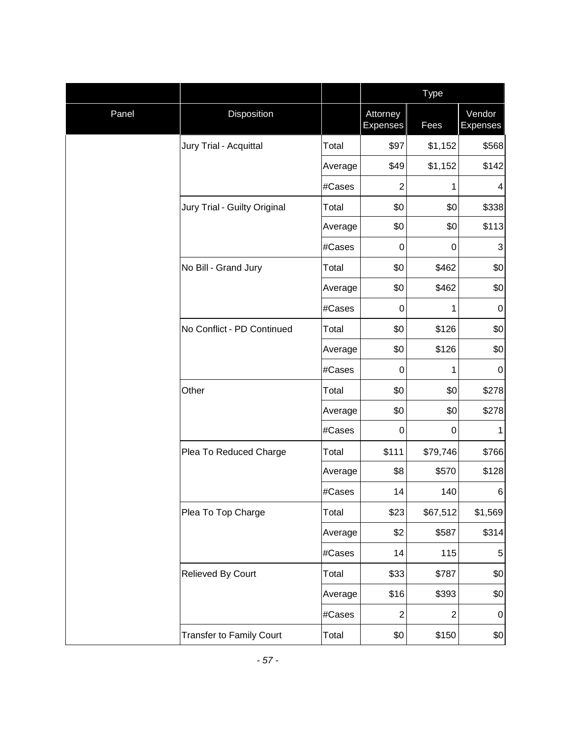| | | | Type | | |
|---|---|---|---|---|---|
| Panel | Disposition | | Attorney Expenses | Fees | Vendor Expenses |
| | Jury Trial - Acquittal | Total | $97 | $1,152 | $568 |
| | | Average | $49 | $1,152 | $142 |
| | | #Cases | 2 | 1 | 4 |
| | Jury Trial - Guilty Original | Total | $0 | $0 | $338 |
| | | Average | $0 | $0 | $113 |
| | | #Cases | 0 | 0 | 3 |
| | No Bill - Grand Jury | Total | $0 | $462 | $0 |
| | | Average | $0 | $462 | $0 |
| | | #Cases | 0 | 1 | 0 |
| | No Conflict - PD Continued | Total | $0 | $126 | $0 |
| | | Average | $0 | $126 | $0 |
| | | #Cases | 0 | 1 | 0 |
| | Other | Total | $0 | $0 | $278 |
| | | Average | $0 | $0 | $278 |
| | | #Cases | 0 | 0 | 1 |
| | Plea To Reduced Charge | Total | $111 | $79,746 | $766 |
| | | Average | $8 | $570 | $128 |
| | | #Cases | 14 | 140 | 6 |
| | Plea To Top Charge | Total | $23 | $67,512 | $1,569 |
| | | Average | $2 | $587 | $314 |
| | | #Cases | 14 | 115 | 5 |
| | Relieved By Court | Total | $33 | $787 | $0 |
| | | Average | $16 | $393 | $0 |
| | | #Cases | 2 | 2 | 0 |
| | Transfer to Family Court | Total | $0 | $150 | $0 |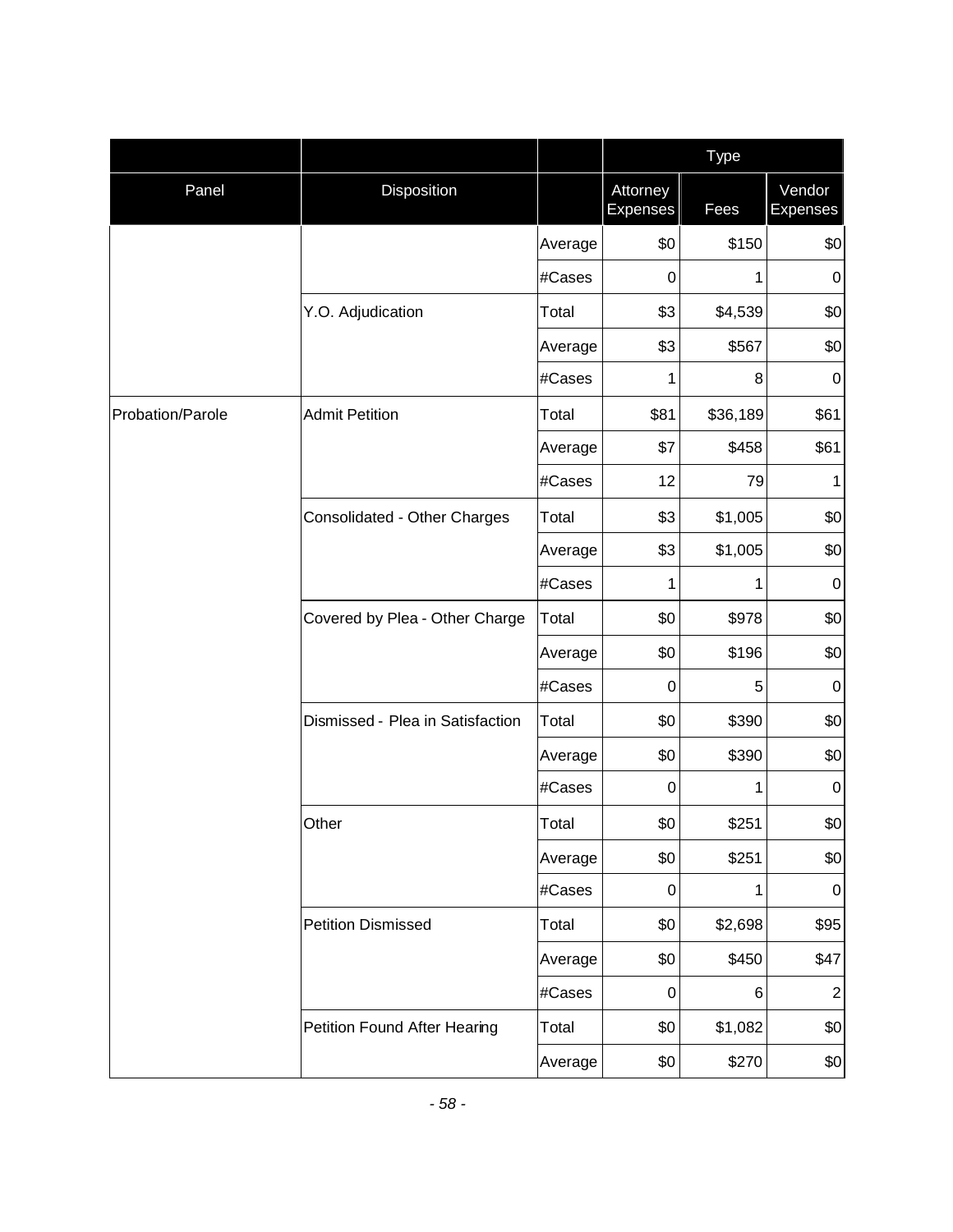| Panel | Disposition | | Type | | |
|---|---|---|---|---|---|
| | | | Attorney Expenses | Fees | Vendor Expenses |
| | | Average | $0 | $150 | $0 |
| | | #Cases | 0 | 1 | 0 |
| | Y.O. Adjudication | Total | $3 | $4,539 | $0 |
| | | Average | $3 | $567 | $0 |
| | | #Cases | 1 | 8 | 0 |
| Probation/Parole | Admit Petition | Total | $81 | $36,189 | $61 |
| | | Average | $7 | $458 | $61 |
| | | #Cases | 12 | 79 | 1 |
| | Consolidated - Other Charges | Total | $3 | $1,005 | $0 |
| | | Average | $3 | $1,005 | $0 |
| | | #Cases | 1 | 1 | 0 |
| | Covered by Plea - Other Charge | Total | $0 | $978 | $0 |
| | | Average | $0 | $196 | $0 |
| | | #Cases | 0 | 5 | 0 |
| | Dismissed - Plea in Satisfaction | Total | $0 | $390 | $0 |
| | | Average | $0 | $390 | $0 |
| | | #Cases | 0 | 1 | 0 |
| | Other | Total | $0 | $251 | $0 |
| | | Average | $0 | $251 | $0 |
| | | #Cases | 0 | 1 | 0 |
| | Petition Dismissed | Total | $0 | $2,698 | $95 |
| | | Average | $0 | $450 | $47 |
| | | #Cases | 0 | 6 | 2 |
| | Petition Found After Hearing | Total | $0 | $1,082 | $0 |
| | | Average | $0 | $270 | $0 |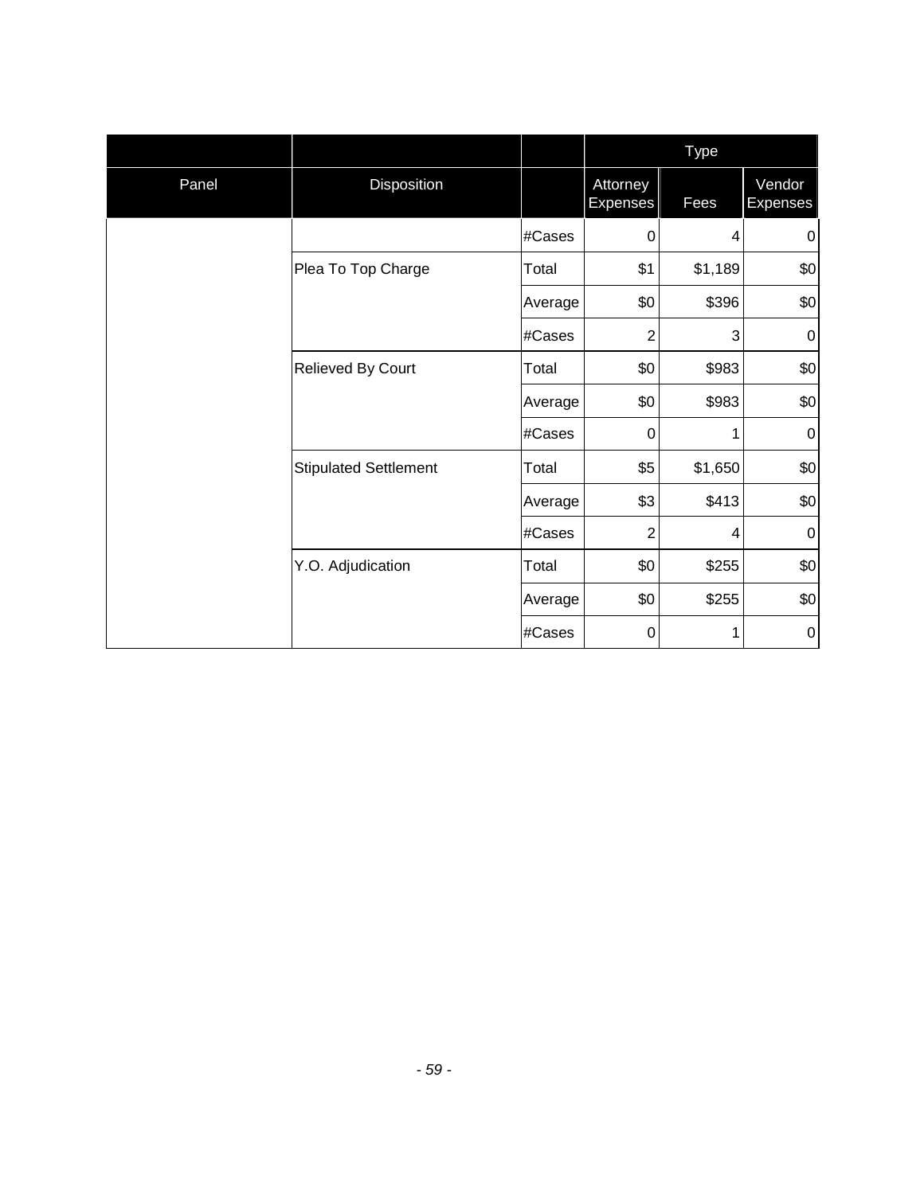| | | | Type | | |
|---|---|---|---|---|---|
| Panel | Disposition | | Attorney Expenses | Fees | Vendor Expenses |
| | | #Cases | 0 | 4 | 0 |
| | Plea To Top Charge | Total | $1 | $1,189 | $0 |
| | | Average | $0 | $396 | $0 |
| | | #Cases | 2 | 3 | 0 |
| | Relieved By Court | Total | $0 | $983 | $0 |
| | | Average | $0 | $983 | $0 |
| | | #Cases | 0 | 1 | 0 |
| | Stipulated Settlement | Total | $5 | $1,650 | $0 |
| | | Average | $3 | $413 | $0 |
| | | #Cases | 2 | 4 | 0 |
| | Y.O. Adjudication | Total | $0 | $255 | $0 |
| | | Average | $0 | $255 | $0 |
| | | #Cases | 0 | 1 | 0 |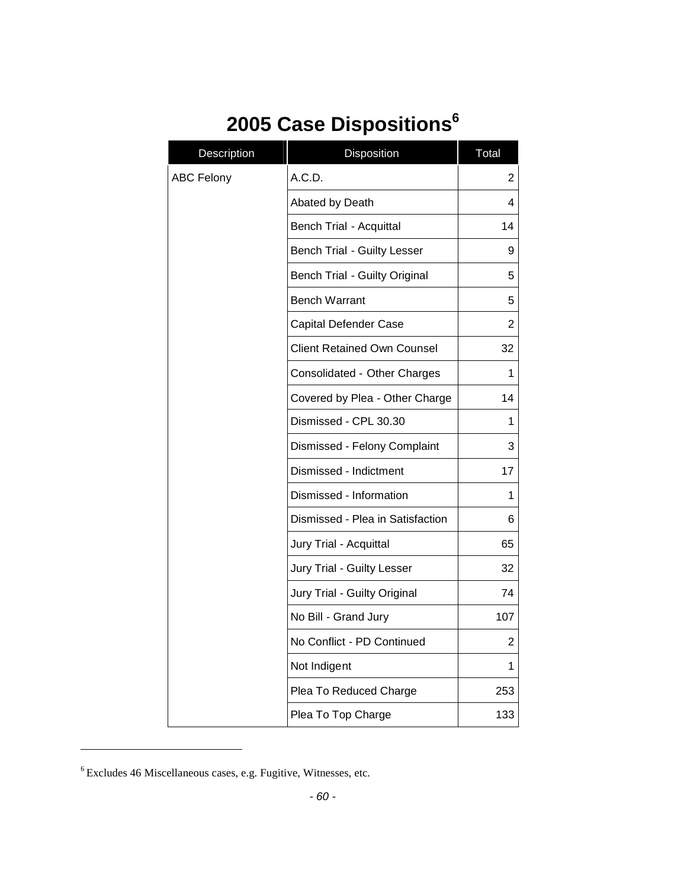# 2005 Case Dispositions[6]

| Description | Disposition | Total |
|---|---|---|
| ABC Felony | A.C.D. | 2 |
| | Abated by Death | 4 |
| | Bench Trial - Acquittal | 14 |
| | Bench Trial - Guilty Lesser | 9 |
| | Bench Trial - Guilty Original | 5 |
| | Bench Warrant | 5 |
| | Capital Defender Case | 2 |
| | Client Retained Own Counsel | 32 |
| | Consolidated - Other Charges | 1 |
| | Covered by Plea - Other Charge | 14 |
| | Dismissed - CPL 30.30 | 1 |
| | Dismissed - Felony Complaint | 3 |
| | Dismissed - Indictment | 17 |
| | Dismissed - Information | 1 |
| | Dismissed - Plea in Satisfaction | 6 |
| | Jury Trial - Acquittal | 65 |
| | Jury Trial - Guilty Lesser | 32 |
| | Jury Trial - Guilty Original | 74 |
| | No Bill - Grand Jury | 107 |
| | No Conflict - PD Continued | 2 |
| | Not Indigent | 1 |
| | Plea To Reduced Charge | 253 |
| | Plea To Top Charge | 133 |

[6] Excludes 46 Miscellaneous cases, e.g. Fugitive, Witnesses, etc.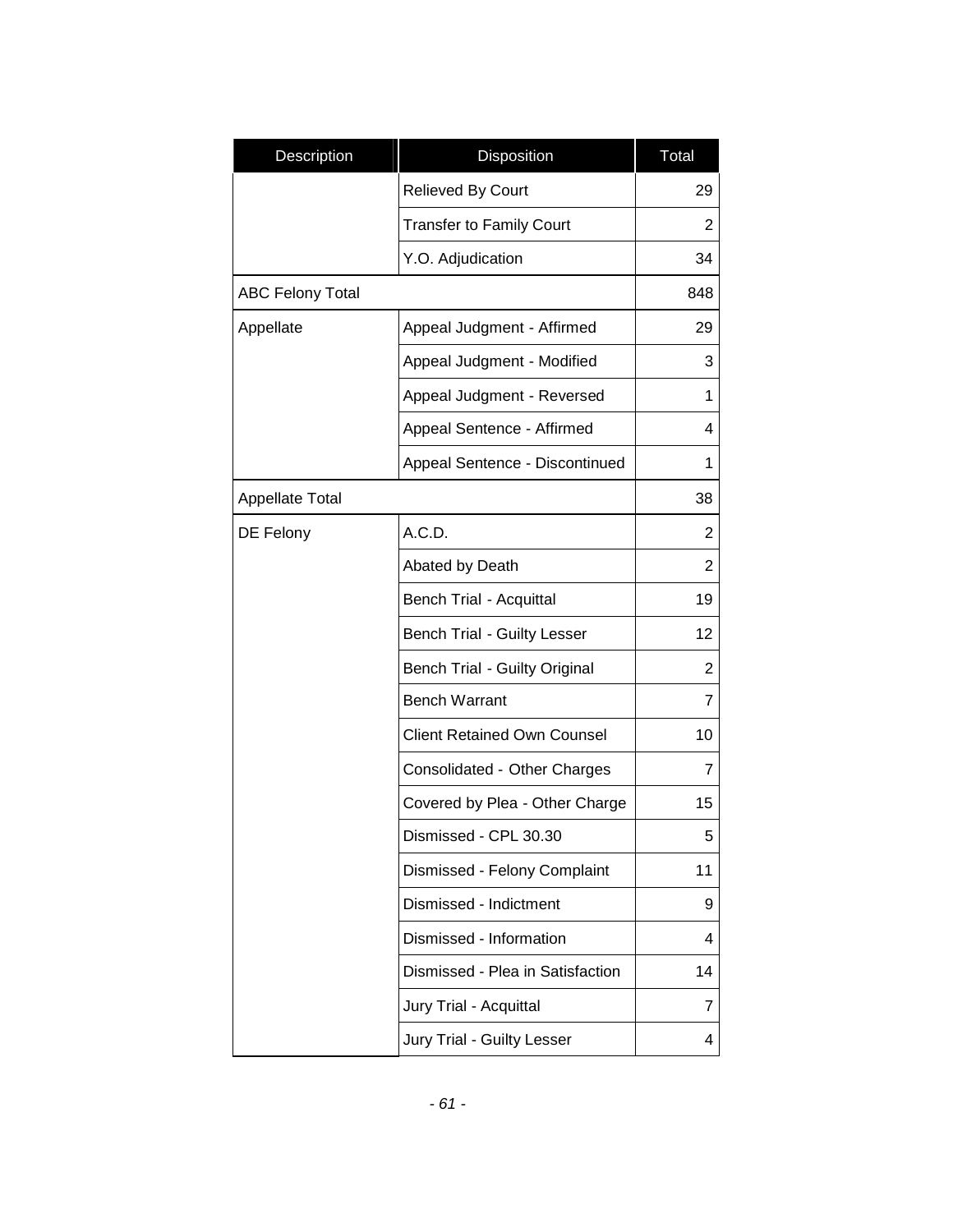| Description | Disposition | Total |
|---|---|---|
| | Relieved By Court | 29 |
| | Transfer to Family Court | 2 |
| | Y.O. Adjudication | 34 |
| ABC Felony Total | | 848 |
| Appellate | Appeal Judgment - Affirmed | 29 |
| | Appeal Judgment - Modified | 3 |
| | Appeal Judgment - Reversed | 1 |
| | Appeal Sentence - Affirmed | 4 |
| | Appeal Sentence - Discontinued | 1 |
| Appellate Total | | 38 |
| DE Felony | A.C.D. | 2 |
| | Abated by Death | 2 |
| | Bench Trial - Acquittal | 19 |
| | Bench Trial - Guilty Lesser | 12 |
| | Bench Trial - Guilty Original | 2 |
| | Bench Warrant | 7 |
| | Client Retained Own Counsel | 10 |
| | Consolidated - Other Charges | 7 |
| | Covered by Plea - Other Charge | 15 |
| | Dismissed - CPL 30.30 | 5 |
| | Dismissed - Felony Complaint | 11 |
| | Dismissed - Indictment | 9 |
| | Dismissed - Information | 4 |
| | Dismissed - Plea in Satisfaction | 14 |
| | Jury Trial - Acquittal | 7 |
| | Jury Trial - Guilty Lesser | 4 |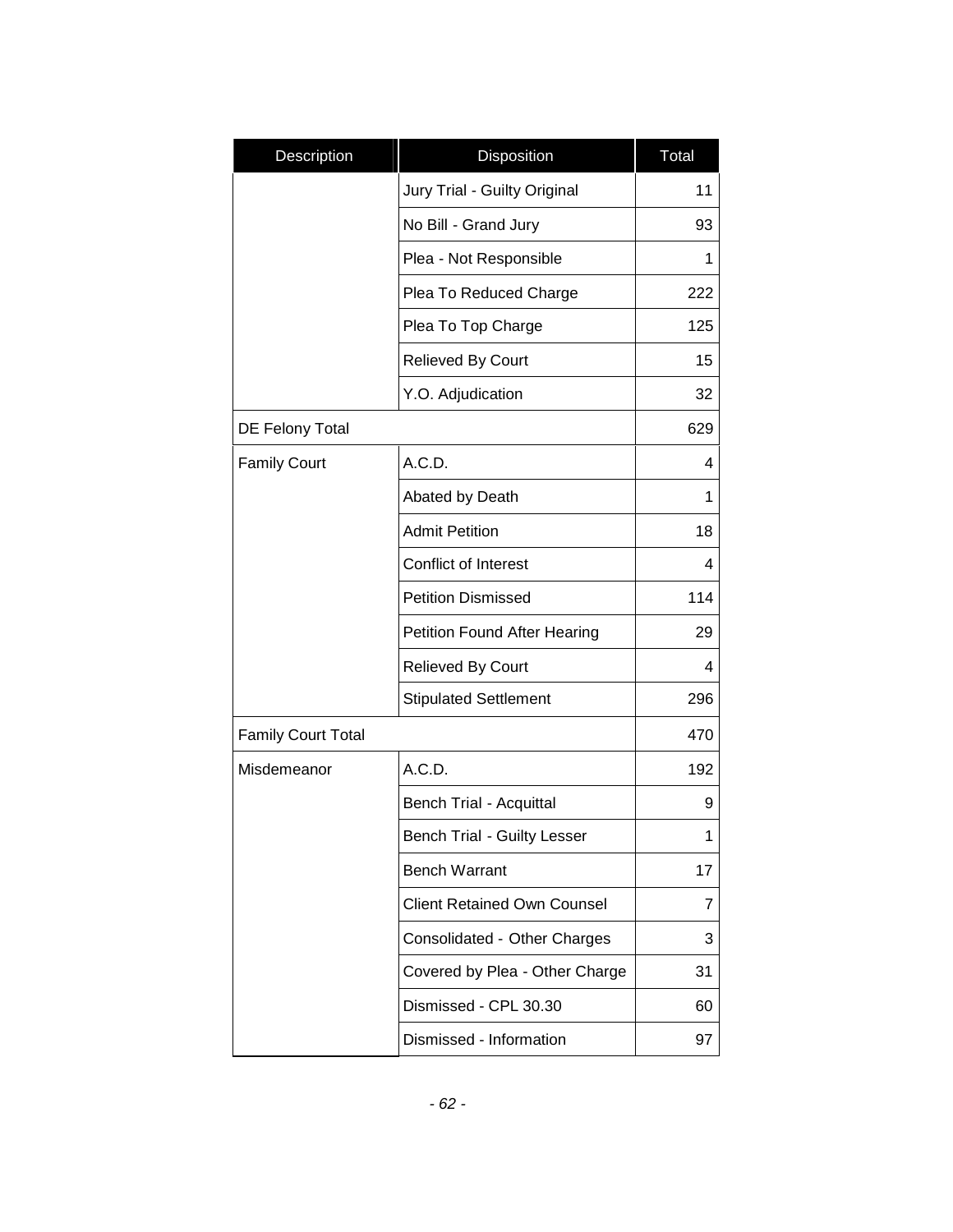| Description | Disposition | Total |
| --- | --- | --- |
| | Jury Trial - Guilty Original | 11 |
| | No Bill - Grand Jury | 93 |
| | Plea - Not Responsible | 1 |
| | Plea To Reduced Charge | 222 |
| | Plea To Top Charge | 125 |
| | Relieved By Court | 15 |
| | Y.O. Adjudication | 32 |
| DE Felony Total | | 629 |
| Family Court | A.C.D. | 4 |
| | Abated by Death | 1 |
| | Admit Petition | 18 |
| | Conflict of Interest | 4 |
| | Petition Dismissed | 114 |
| | Petition Found After Hearing | 29 |
| | Relieved By Court | 4 |
| | Stipulated Settlement | 296 |
| Family Court Total | | 470 |
| Misdemeanor | A.C.D. | 192 |
| | Bench Trial - Acquittal | 9 |
| | Bench Trial - Guilty Lesser | 1 |
| | Bench Warrant | 17 |
| | Client Retained Own Counsel | 7 |
| | Consolidated - Other Charges | 3 |
| | Covered by Plea - Other Charge | 31 |
| | Dismissed - CPL 30.30 | 60 |
| | Dismissed - Information | 97 |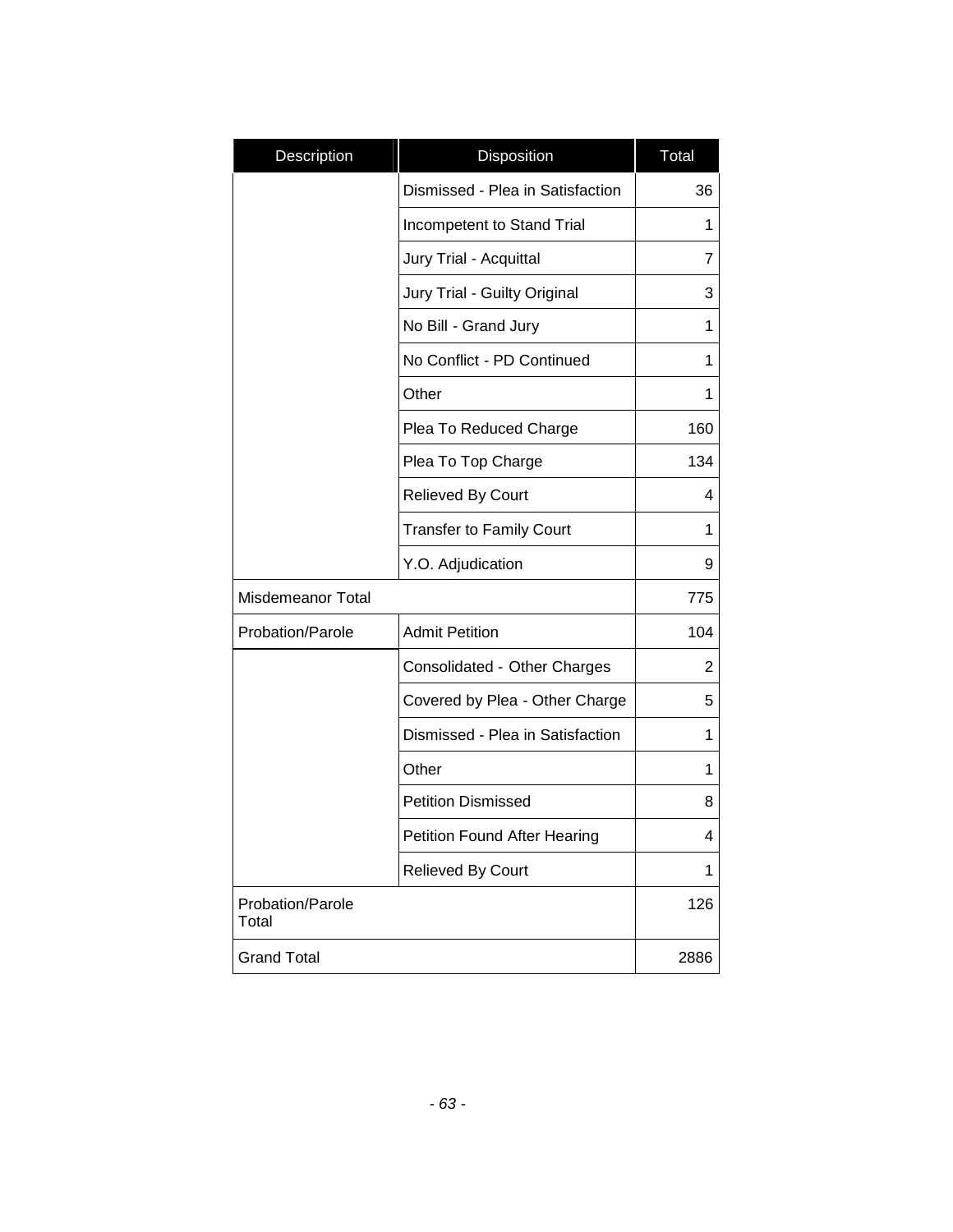| Description | Disposition | Total |
| --- | --- | --- |
| | Dismissed - Plea in Satisfaction | 36 |
| | Incompetent to Stand Trial | 1 |
| | Jury Trial - Acquittal | 7 |
| | Jury Trial - Guilty Original | 3 |
| | No Bill - Grand Jury | 1 |
| | No Conflict - PD Continued | 1 |
| | Other | 1 |
| | Plea To Reduced Charge | 160 |
| | Plea To Top Charge | 134 |
| | Relieved By Court | 4 |
| | Transfer to Family Court | 1 |
| | Y.O. Adjudication | 9 |
| Misdemeanor Total | | 775 |
| Probation/Parole | Admit Petition | 104 |
| | Consolidated - Other Charges | 2 |
| | Covered by Plea - Other Charge | 5 |
| | Dismissed - Plea in Satisfaction | 1 |
| | Other | 1 |
| | Petition Dismissed | 8 |
| | Petition Found After Hearing | 4 |
| | Relieved By Court | 1 |
| Probation/Parole Total | | 126 |
| Grand Total | | 2886 |